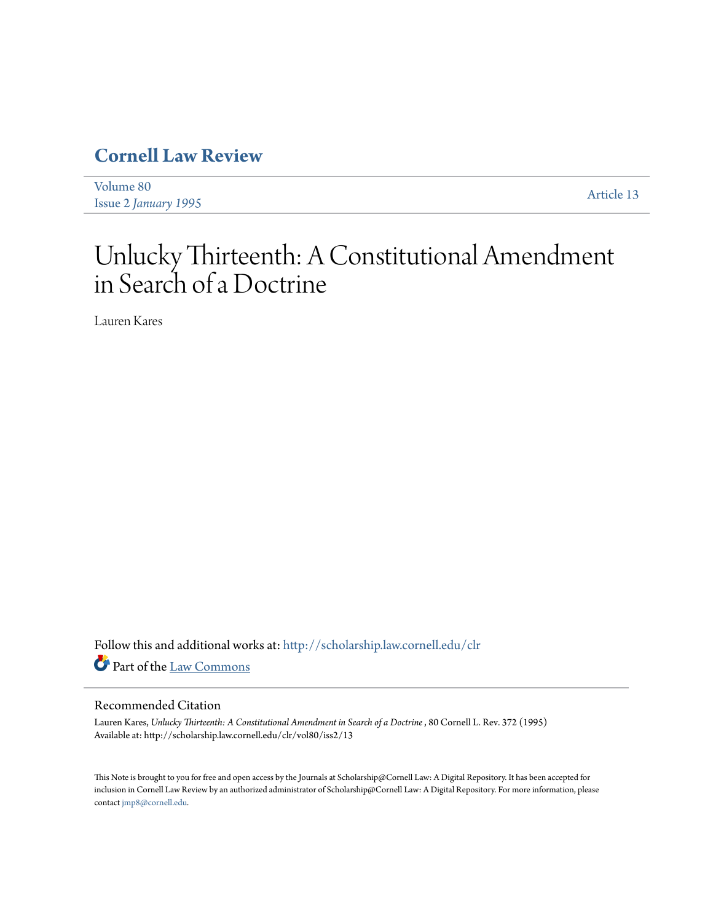# Cornell Law Review

Volume 80
Issue 2 *January 1995*

Article 13

# Unlucky Thirteenth: A Constitutional Amendment in Search of a Doctrine

Lauren Kares

Follow this and additional works at: http://scholarship.law.cornell.edu/clr

Part of the Law Commons

## Recommended Citation

Lauren Kares, *Unlucky Thirteenth: A Constitutional Amendment in Search of a Doctrine* , 80 Cornell L. Rev. 372 (1995)
Available at: http://scholarship.law.cornell.edu/clr/vol80/iss2/13

This Note is brought to you for free and open access by the Journals at Scholarship@Cornell Law: A Digital Repository. It has been accepted for inclusion in Cornell Law Review by an authorized administrator of Scholarship@Cornell Law: A Digital Repository. For more information, please contact jmp8@cornell.edu.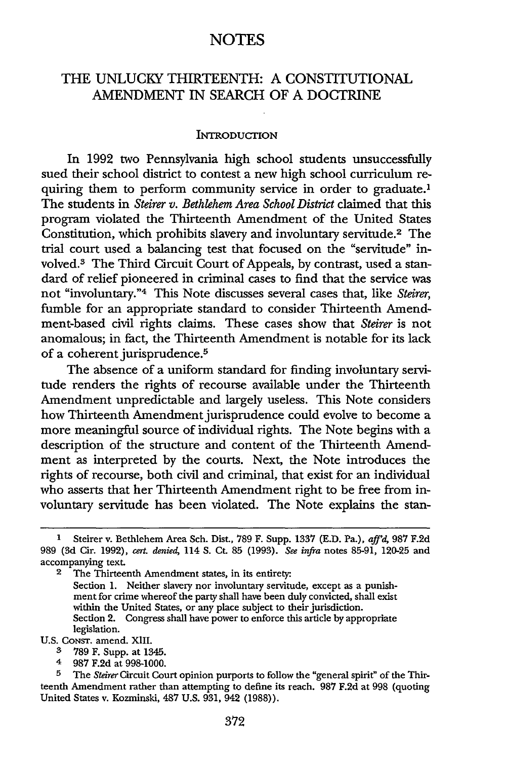# NOTES

## THE UNLUCKY THIRTEENTH: A CONSTITUTIONAL AMENDMENT IN SEARCH OF A DOCTRINE

### INTRODUCTION

In 1992 two Pennsylvania high school students unsuccessfully sued their school district to contest a new high school curriculum requiring them to perform community service in order to graduate.[1] The students in *Steirer v. Bethlehem Area School District* claimed that this program violated the Thirteenth Amendment of the United States Constitution, which prohibits slavery and involuntary servitude.[2] The trial court used a balancing test that focused on the "servitude" involved.[3] The Third Circuit Court of Appeals, by contrast, used a standard of relief pioneered in criminal cases to find that the service was not "involuntary."[4] This Note discusses several cases that, like *Steirer*, fumble for an appropriate standard to consider Thirteenth Amendment-based civil rights claims. These cases show that *Steirer* is not anomalous; in fact, the Thirteenth Amendment is notable for its lack of a coherent jurisprudence.[5]

The absence of a uniform standard for finding involuntary servitude renders the rights of recourse available under the Thirteenth Amendment unpredictable and largely useless. This Note considers how Thirteenth Amendment jurisprudence could evolve to become a more meaningful source of individual rights. The Note begins with a description of the structure and content of the Thirteenth Amendment as interpreted by the courts. Next, the Note introduces the rights of recourse, both civil and criminal, that exist for an individual who asserts that her Thirteenth Amendment right to be free from involuntary servitude has been violated. The Note explains the stan-

---

1 Steirer v. Bethlehem Area Sch. Dist., 789 F. Supp. 1337 (E.D. Pa.), *aff'd*, 987 F.2d 989 (3d Cir. 1992), *cert. denied*, 114 S. Ct. 85 (1993). *See infra* notes 85-91, 120-25 and accompanying text.

2 The Thirteenth Amendment states, in its entirety:

> Section 1. Neither slavery nor involuntary servitude, except as a punishment for crime whereof the party shall have been duly convicted, shall exist within the United States, or any place subject to their jurisdiction.
> Section 2. Congress shall have power to enforce this article by appropriate legislation.

U.S. CONST. amend. XIII.

3 789 F. Supp. at 1345.

4 987 F.2d at 998-1000.

5 The *Steirer* Circuit Court opinion purports to follow the "general spirit" of the Thirteenth Amendment rather than attempting to define its reach. 987 F.2d at 998 (quoting United States v. Kozminski, 487 U.S. 931, 942 (1988)).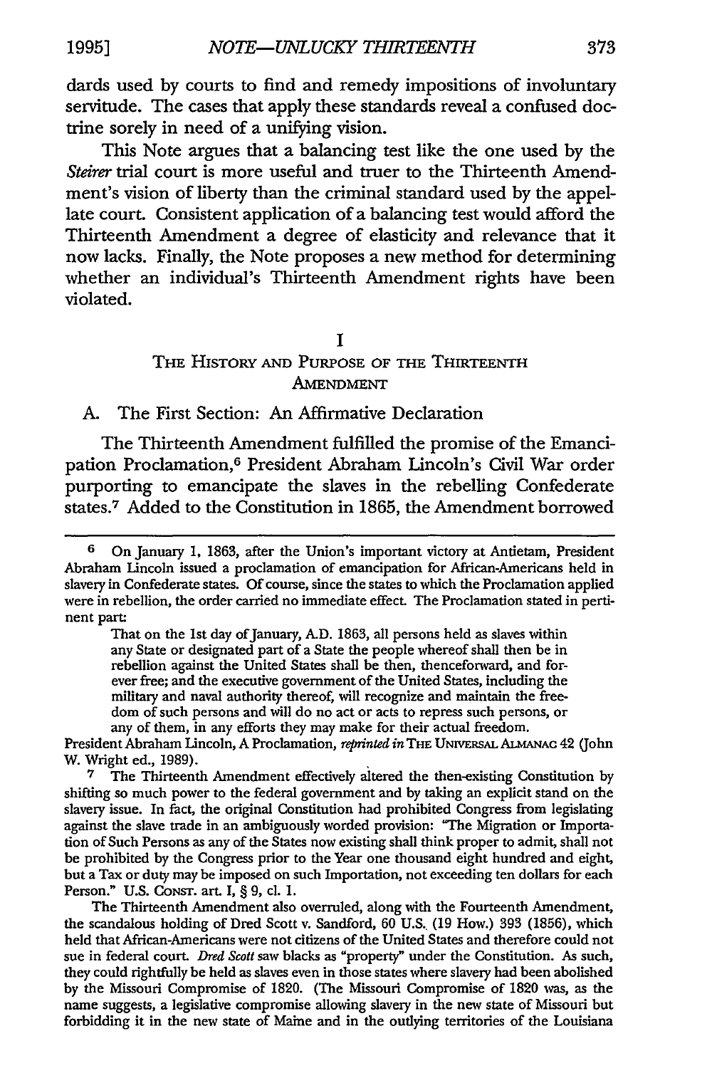dards used by courts to find and remedy impositions of involuntary servitude. The cases that apply these standards reveal a confused doctrine sorely in need of a unifying vision.

This Note argues that a balancing test like the one used by the *Steirer* trial court is more useful and truer to the Thirteenth Amendment's vision of liberty than the criminal standard used by the appellate court. Consistent application of a balancing test would afford the Thirteenth Amendment a degree of elasticity and relevance that it now lacks. Finally, the Note proposes a new method for determining whether an individual's Thirteenth Amendment rights have been violated.

## I
## THE HISTORY AND PURPOSE OF THE THIRTEENTH AMENDMENT

### A. The First Section: An Affirmative Declaration

The Thirteenth Amendment fulfilled the promise of the Emancipation Proclamation,[6] President Abraham Lincoln's Civil War order purporting to emancipate the slaves in the rebelling Confederate states.[7] Added to the Constitution in 1865, the Amendment borrowed

---

[6] On January 1, 1863, after the Union's important victory at Antietam, President Abraham Lincoln issued a proclamation of emancipation for African-Americans held in slavery in Confederate states. Of course, since the states to which the Proclamation applied were in rebellion, the order carried no immediate effect. The Proclamation stated in pertinent part:

> That on the 1st day of January, A.D. 1863, all persons held as slaves within any State or designated part of a State the people whereof shall then be in rebellion against the United States shall be then, thenceforward, and forever free; and the executive government of the United States, including the military and naval authority thereof, will recognize and maintain the freedom of such persons and will do no act or acts to repress such persons, or any of them, in any efforts they may make for their actual freedom.

President Abraham Lincoln, A Proclamation, *reprinted in* THE UNIVERSAL ALMANAC 42 (John W. Wright ed., 1989).

[7] The Thirteenth Amendment effectively altered the then-existing Constitution by shifting so much power to the federal government and by taking an explicit stand on the slavery issue. In fact, the original Constitution had prohibited Congress from legislating against the slave trade in an ambiguously worded provision: "The Migration or Importation of Such Persons as any of the States now existing shall think proper to admit, shall not be prohibited by the Congress prior to the Year one thousand eight hundred and eight, but a Tax or duty may be imposed on such Importation, not exceeding ten dollars for each Person." U.S. CONST. art. I, § 9, cl. 1.

The Thirteenth Amendment also overruled, along with the Fourteenth Amendment, the scandalous holding of Dred Scott v. Sandford, 60 U.S. (19 How.) 393 (1856), which held that African-Americans were not citizens of the United States and therefore could not sue in federal court. *Dred Scott* saw blacks as "property" under the Constitution. As such, they could rightfully be held as slaves even in those states where slavery had been abolished by the Missouri Compromise of 1820. (The Missouri Compromise of 1820 was, as the name suggests, a legislative compromise allowing slavery in the new state of Missouri but forbidding it in the new state of Maine and in the outlying territories of the Louisiana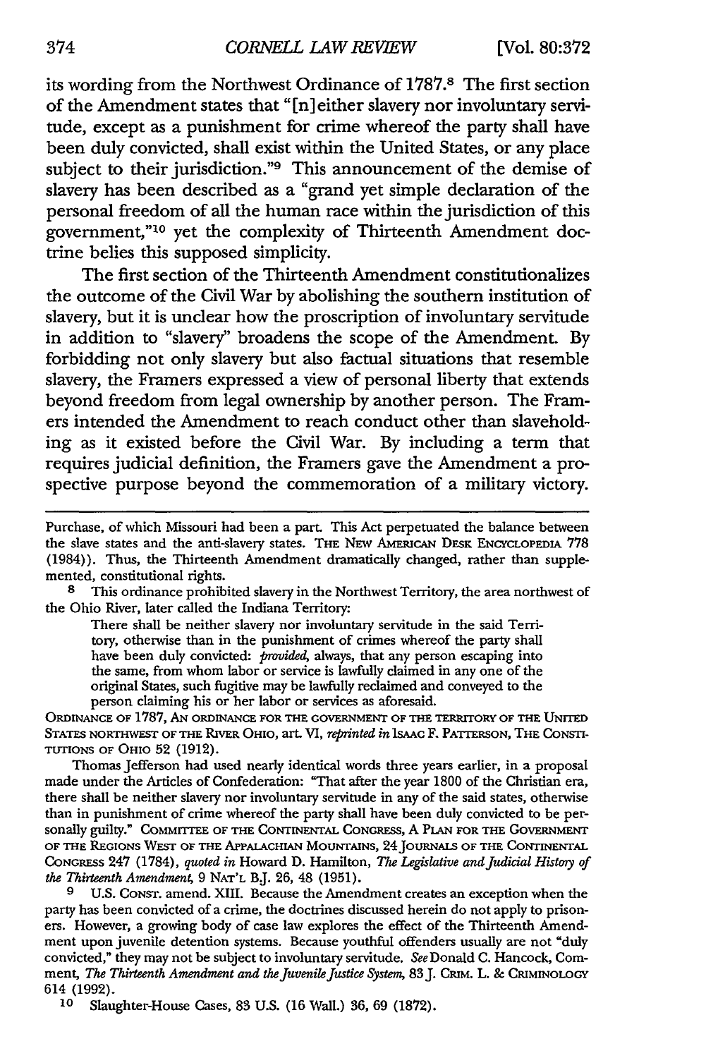its wording from the Northwest Ordinance of 1787.[8] The first section of the Amendment states that "[n]either slavery nor involuntary servitude, except as a punishment for crime whereof the party shall have been duly convicted, shall exist within the United States, or any place subject to their jurisdiction."[9] This announcement of the demise of slavery has been described as a "grand yet simple declaration of the personal freedom of all the human race within the jurisdiction of this government,"[10] yet the complexity of Thirteenth Amendment doctrine belies this supposed simplicity.

The first section of the Thirteenth Amendment constitutionalizes the outcome of the Civil War by abolishing the southern institution of slavery, but it is unclear how the proscription of involuntary servitude in addition to "slavery" broadens the scope of the Amendment. By forbidding not only slavery but also factual situations that resemble slavery, the Framers expressed a view of personal liberty that extends beyond freedom from legal ownership by another person. The Framers intended the Amendment to reach conduct other than slaveholding as it existed before the Civil War. By including a term that requires judicial definition, the Framers gave the Amendment a prospective purpose beyond the commemoration of a military victory.

---

Purchase, of which Missouri had been a part. This Act perpetuated the balance between the slave states and the anti-slavery states. THE NEW AMERICAN DESK ENCYCLOPEDIA 778 (1984)). Thus, the Thirteenth Amendment dramatically changed, rather than supplemented, constitutional rights.

8 This ordinance prohibited slavery in the Northwest Territory, the area northwest of the Ohio River, later called the Indiana Territory:

> There shall be neither slavery nor involuntary servitude in the said Territory, otherwise than in the punishment of crimes whereof the party shall have been duly convicted: *provided*, always, that any person escaping into the same, from whom labor or service is lawfully claimed in any one of the original States, such fugitive may be lawfully reclaimed and conveyed to the person claiming his or her labor or services as aforesaid.

ORDINANCE OF 1787, AN ORDINANCE FOR THE GOVERNMENT OF THE TERRITORY OF THE UNITED STATES NORTHWEST OF THE RIVER OHIO, art. VI, *reprinted in* ISAAC F. PATTERSON, THE CONSTITUTIONS OF OHIO 52 (1912).

Thomas Jefferson had used nearly identical words three years earlier, in a proposal made under the Articles of Confederation: "That after the year 1800 of the Christian era, there shall be neither slavery nor involuntary servitude in any of the said states, otherwise than in punishment of crime whereof the party shall have been duly convicted to be personally guilty." COMMITTEE OF THE CONTINENTAL CONGRESS, A PLAN FOR THE GOVERNMENT OF THE REGIONS WEST OF THE APPALACHIAN MOUNTAINS, 24 JOURNALS OF THE CONTINENTAL CONGRESS 247 (1784), *quoted in* Howard D. Hamilton, *The Legislative and Judicial History of the Thirteenth Amendment*, 9 NAT'L B.J. 26, 48 (1951).

9 U.S. CONST. amend. XIII. Because the Amendment creates an exception when the party has been convicted of a crime, the doctrines discussed herein do not apply to prisoners. However, a growing body of case law explores the effect of the Thirteenth Amendment upon juvenile detention systems. Because youthful offenders usually are not "duly convicted," they may not be subject to involuntary servitude. *See* Donald C. Hancock, Comment, *The Thirteenth Amendment and the Juvenile Justice System*, 83 J. CRIM. L. & CRIMINOLOGY 614 (1992).

10 Slaughter-House Cases, 83 U.S. (16 Wall.) 36, 69 (1872).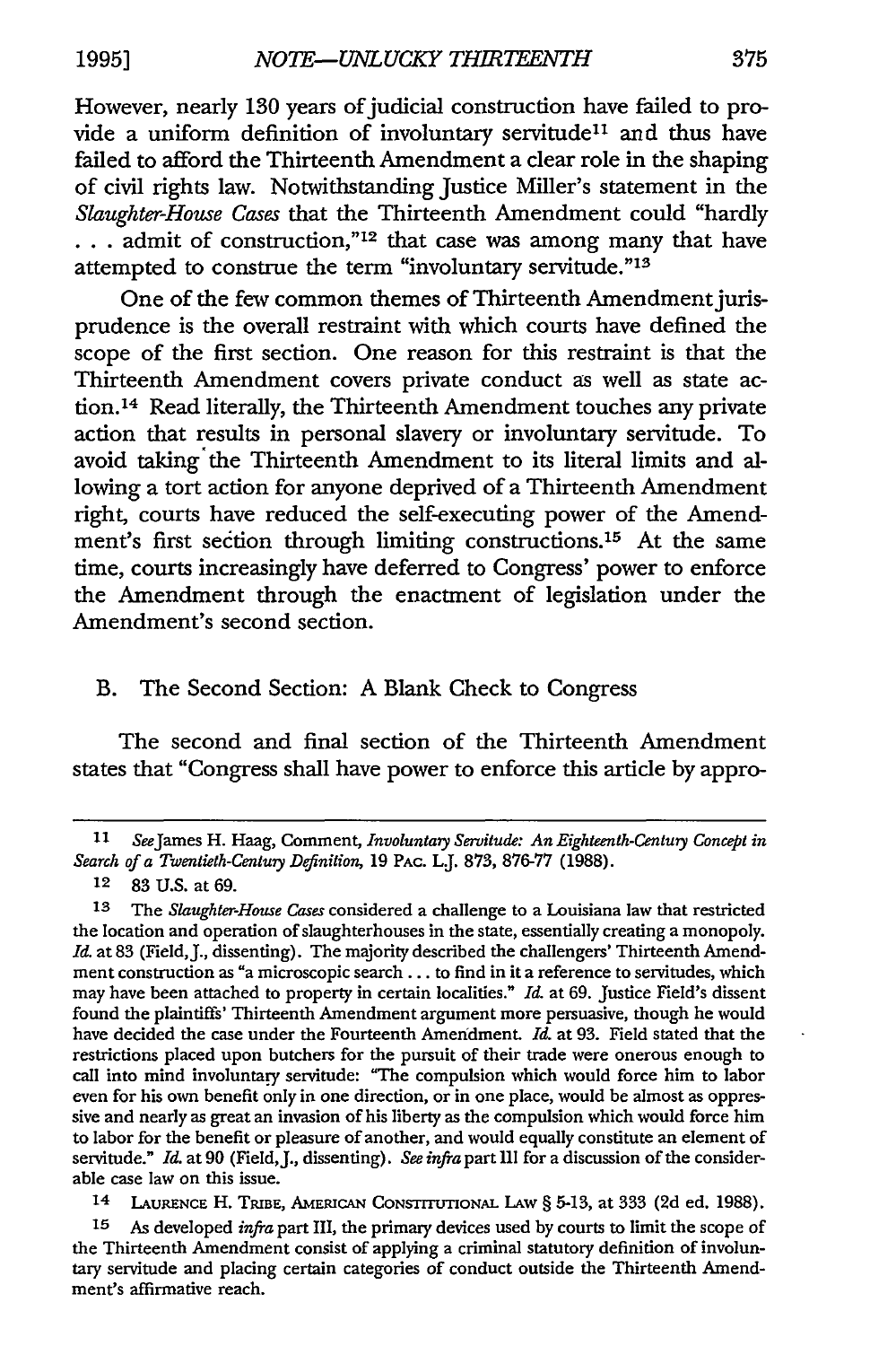However, nearly 130 years of judicial construction have failed to provide a uniform definition of involuntary servitude[11] and thus have failed to afford the Thirteenth Amendment a clear role in the shaping of civil rights law. Notwithstanding Justice Miller's statement in the *Slaughter-House Cases* that the Thirteenth Amendment could "hardly . . . admit of construction,"[12] that case was among many that have attempted to construe the term "involuntary servitude."[13]

One of the few common themes of Thirteenth Amendment jurisprudence is the overall restraint with which courts have defined the scope of the first section. One reason for this restraint is that the Thirteenth Amendment covers private conduct as well as state action.[14] Read literally, the Thirteenth Amendment touches any private action that results in personal slavery or involuntary servitude. To avoid taking the Thirteenth Amendment to its literal limits and allowing a tort action for anyone deprived of a Thirteenth Amendment right, courts have reduced the self-executing power of the Amendment's first section through limiting constructions.[15] At the same time, courts increasingly have deferred to Congress' power to enforce the Amendment through the enactment of legislation under the Amendment's second section.

## B. The Second Section: A Blank Check to Congress

The second and final section of the Thirteenth Amendment states that "Congress shall have power to enforce this article by appro-

---

[11] *See* James H. Haag, Comment, *Involuntary Servitude: An Eighteenth-Century Concept in Search of a Twentieth-Century Definition*, 19 PAC. L.J. 873, 876-77 (1988).

[12] 83 U.S. at 69.

[13] The *Slaughter-House Cases* considered a challenge to a Louisiana law that restricted the location and operation of slaughterhouses in the state, essentially creating a monopoly. *Id.* at 83 (Field, J., dissenting). The majority described the challengers' Thirteenth Amendment construction as "a microscopic search . . . to find in it a reference to servitudes, which may have been attached to property in certain localities." *Id.* at 69. Justice Field's dissent found the plaintiffs' Thirteenth Amendment argument more persuasive, though he would have decided the case under the Fourteenth Amendment. *Id.* at 93. Field stated that the restrictions placed upon butchers for the pursuit of their trade were onerous enough to call into mind involuntary servitude: "The compulsion which would force him to labor even for his own benefit only in one direction, or in one place, would be almost as oppressive and nearly as great an invasion of his liberty as the compulsion which would force him to labor for the benefit or pleasure of another, and would equally constitute an element of servitude." *Id.* at 90 (Field, J., dissenting). *See infra* part III for a discussion of the considerable case law on this issue.

[14] LAURENCE H. TRIBE, AMERICAN CONSTITUTIONAL LAW § 5-13, at 333 (2d ed. 1988).

[15] As developed *infra* part III, the primary devices used by courts to limit the scope of the Thirteenth Amendment consist of applying a criminal statutory definition of involuntary servitude and placing certain categories of conduct outside the Thirteenth Amendment's affirmative reach.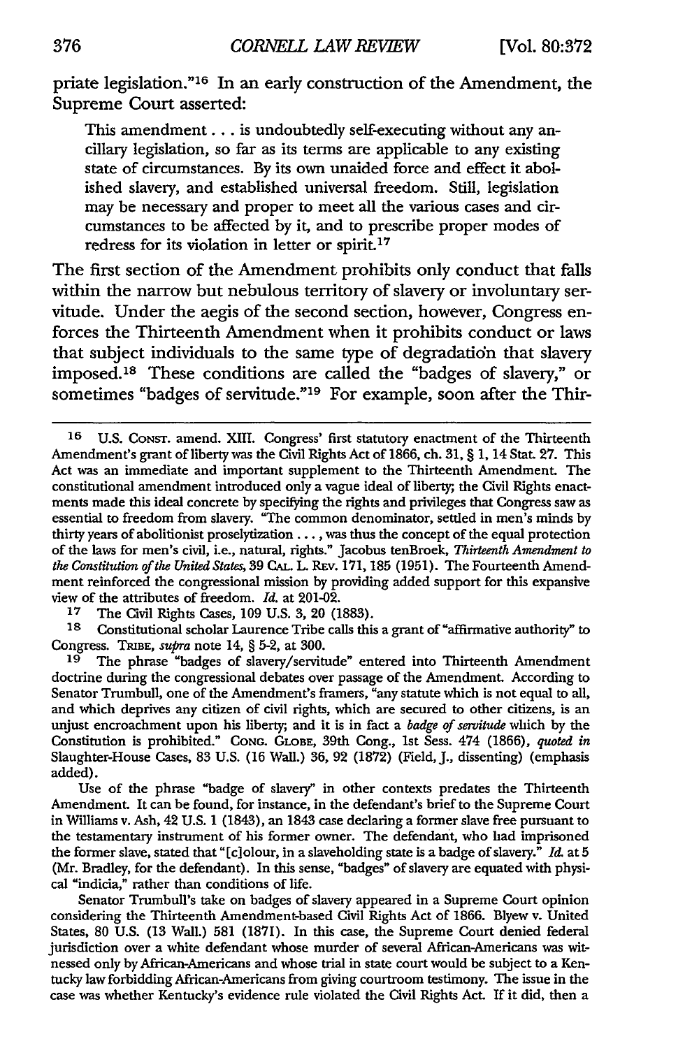priate legislation."[16] In an early construction of the Amendment, the Supreme Court asserted:

> This amendment . . . is undoubtedly self-executing without any ancillary legislation, so far as its terms are applicable to any existing state of circumstances. By its own unaided force and effect it abolished slavery, and established universal freedom. Still, legislation may be necessary and proper to meet all the various cases and circumstances to be affected by it, and to prescribe proper modes of redress for its violation in letter or spirit.[17]

The first section of the Amendment prohibits only conduct that falls within the narrow but nebulous territory of slavery or involuntary servitude. Under the aegis of the second section, however, Congress enforces the Thirteenth Amendment when it prohibits conduct or laws that subject individuals to the same type of degradation that slavery imposed.[18] These conditions are called the "badges of slavery," or sometimes "badges of servitude."[19] For example, soon after the Thir-

---

[16] U.S. CONST. amend. XIII. Congress' first statutory enactment of the Thirteenth Amendment's grant of liberty was the Civil Rights Act of 1866, ch. 31, § 1, 14 Stat. 27. This Act was an immediate and important supplement to the Thirteenth Amendment. The constitutional amendment introduced only a vague ideal of liberty; the Civil Rights enactments made this ideal concrete by specifying the rights and privileges that Congress saw as essential to freedom from slavery. "The common denominator, settled in men's minds by thirty years of abolitionist proselytization . . . , was thus the concept of the equal protection of the laws for men's civil, i.e., natural, rights." Jacobus tenBroek, *Thirteenth Amendment to the Constitution of the United States*, 39 CAL. L. REV. 171, 185 (1951). The Fourteenth Amendment reinforced the congressional mission by providing added support for this expansive view of the attributes of freedom. *Id.* at 201-02.

[17] The Civil Rights Cases, 109 U.S. 3, 20 (1883).

[18] Constitutional scholar Laurence Tribe calls this a grant of "affirmative authority" to Congress. TRIBE, *supra* note 14, § 5-2, at 300.

[19] The phrase "badges of slavery/servitude" entered into Thirteenth Amendment doctrine during the congressional debates over passage of the Amendment. According to Senator Trumbull, one of the Amendment's framers, "any statute which is not equal to all, and which deprives any citizen of civil rights, which are secured to other citizens, is an unjust encroachment upon his liberty; and it is in fact a *badge of servitude* which by the Constitution is prohibited." CONG. GLOBE, 39th Cong., 1st Sess. 474 (1866), *quoted in* Slaughter-House Cases, 83 U.S. (16 Wall.) 36, 92 (1872) (Field, J., dissenting) (emphasis added).

Use of the phrase "badge of slavery" in other contexts predates the Thirteenth Amendment. It can be found, for instance, in the defendant's brief to the Supreme Court in Williams v. Ash, 42 U.S. 1 (1843), an 1843 case declaring a former slave free pursuant to the testamentary instrument of his former owner. The defendant, who had imprisoned the former slave, stated that "[c]olour, in a slaveholding state is a badge of slavery." *Id.* at 5 (Mr. Bradley, for the defendant). In this sense, "badges" of slavery are equated with physical "indicia," rather than conditions of life.

Senator Trumbull's take on badges of slavery appeared in a Supreme Court opinion considering the Thirteenth Amendment-based Civil Rights Act of 1866. Blyew v. United States, 80 U.S. (13 Wall.) 581 (1871). In this case, the Supreme Court denied federal jurisdiction over a white defendant whose murder of several African-Americans was witnessed only by African-Americans and whose trial in state court would be subject to a Kentucky law forbidding African-Americans from giving courtroom testimony. The issue in the case was whether Kentucky's evidence rule violated the Civil Rights Act. If it did, then a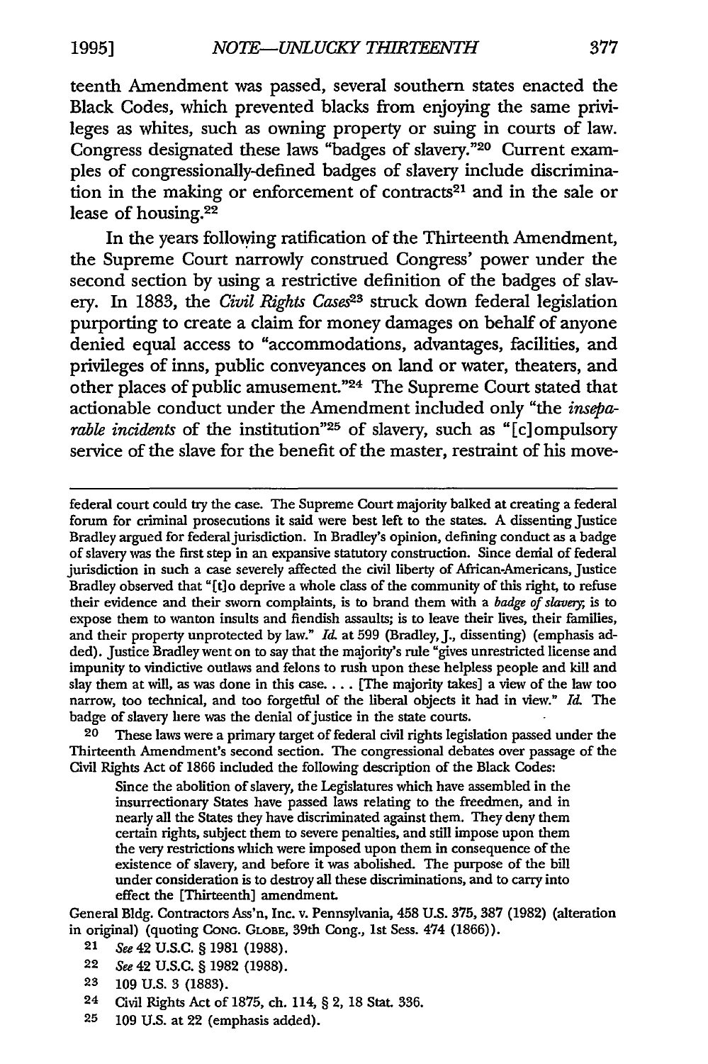teenth Amendment was passed, several southern states enacted the Black Codes, which prevented blacks from enjoying the same privileges as whites, such as owning property or suing in courts of law. Congress designated these laws "badges of slavery."[20] Current examples of congressionally-defined badges of slavery include discrimination in the making or enforcement of contracts[21] and in the sale or lease of housing.[22]

In the years following ratification of the Thirteenth Amendment, the Supreme Court narrowly construed Congress' power under the second section by using a restrictive definition of the badges of slavery. In 1883, the *Civil Rights Cases*[23] struck down federal legislation purporting to create a claim for money damages on behalf of anyone denied equal access to "accommodations, advantages, facilities, and privileges of inns, public conveyances on land or water, theaters, and other places of public amusement."[24] The Supreme Court stated that actionable conduct under the Amendment included only "the *inseparable incidents* of the institution"[25] of slavery, such as "[c]ompulsory service of the slave for the benefit of the master, restraint of his move-

---

federal court could try the case. The Supreme Court majority balked at creating a federal forum for criminal prosecutions it said were best left to the states. A dissenting Justice Bradley argued for federal jurisdiction. In Bradley's opinion, defining conduct as a badge of slavery was the first step in an expansive statutory construction. Since denial of federal jurisdiction in such a case severely affected the civil liberty of African-Americans, Justice Bradley observed that "[t]o deprive a whole class of the community of this right, to refuse their evidence and their sworn complaints, is to brand them with a *badge of slavery*; is to expose them to wanton insults and fiendish assaults; is to leave their lives, their families, and their property unprotected by law." *Id.* at 599 (Bradley, J., dissenting) (emphasis added). Justice Bradley went on to say that the majority's rule "gives unrestricted license and impunity to vindictive outlaws and felons to rush upon these helpless people and kill and slay them at will, as was done in this case. . . . [The majority takes] a view of the law too narrow, too technical, and too forgetful of the liberal objects it had in view." *Id.* The badge of slavery here was the denial of justice in the state courts.

20 These laws were a primary target of federal civil rights legislation passed under the Thirteenth Amendment's second section. The congressional debates over passage of the Civil Rights Act of 1866 included the following description of the Black Codes:

> Since the abolition of slavery, the Legislatures which have assembled in the insurrectionary States have passed laws relating to the freedmen, and in nearly all the States they have discriminated against them. They deny them certain rights, subject them to severe penalties, and still impose upon them the very restrictions which were imposed upon them in consequence of the existence of slavery, and before it was abolished. The purpose of the bill under consideration is to destroy all these discriminations, and to carry into effect the [Thirteenth] amendment.

General Bldg. Contractors Ass'n, Inc. v. Pennsylvania, 458 U.S. 375, 387 (1982) (alteration in original) (quoting CONG. GLOBE, 39th Cong., 1st Sess. 474 (1866)).

21 *See* 42 U.S.C. § 1981 (1988).

22 *See* 42 U.S.C. § 1982 (1988).

23 109 U.S. 3 (1883).

24 Civil Rights Act of 1875, ch. 114, § 2, 18 Stat. 336.

25 109 U.S. at 22 (emphasis added).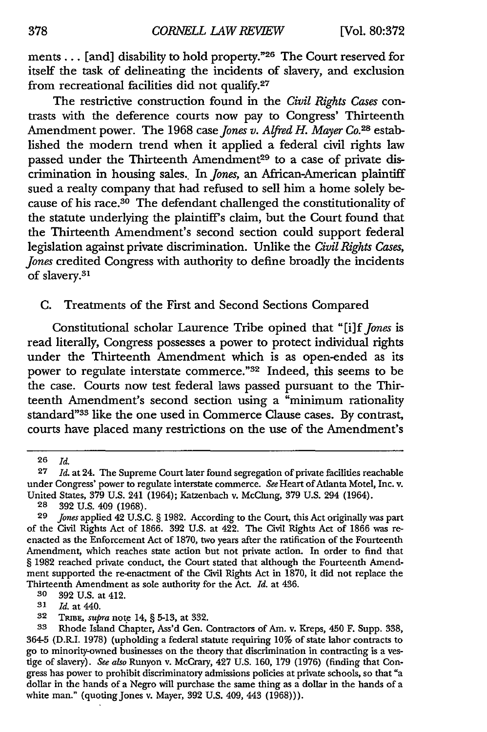ments . . . [and] disability to hold property."[26] The Court reserved for itself the task of delineating the incidents of slavery, and exclusion from recreational facilities did not qualify.[27]

The restrictive construction found in the *Civil Rights Cases* contrasts with the deference courts now pay to Congress' Thirteenth Amendment power. The 1968 case *Jones v. Alfred H. Mayer Co.*[28] established the modern trend when it applied a federal civil rights law passed under the Thirteenth Amendment[29] to a case of private discrimination in housing sales. In *Jones*, an African-American plaintiff sued a realty company that had refused to sell him a home solely because of his race.[30] The defendant challenged the constitutionality of the statute underlying the plaintiff's claim, but the Court found that the Thirteenth Amendment's second section could support federal legislation against private discrimination. Unlike the *Civil Rights Cases*, *Jones* credited Congress with authority to define broadly the incidents of slavery.[31]

### C. Treatments of the First and Second Sections Compared

Constitutional scholar Laurence Tribe opined that "[i]f *Jones* is read literally, Congress possesses a power to protect individual rights under the Thirteenth Amendment which is as open-ended as its power to regulate interstate commerce."[32] Indeed, this seems to be the case. Courts now test federal laws passed pursuant to the Thirteenth Amendment's second section using a "minimum rationality standard"[33] like the one used in Commerce Clause cases. By contrast, courts have placed many restrictions on the use of the Amendment's

---

26 *Id.*

27 *Id.* at 24. The Supreme Court later found segregation of private facilities reachable under Congress' power to regulate interstate commerce. *See* Heart of Atlanta Motel, Inc. v. United States, 379 U.S. 241 (1964); Katzenbach v. McClung, 379 U.S. 294 (1964).

28 392 U.S. 409 (1968).

29 *Jones* applied 42 U.S.C. § 1982. According to the Court, this Act originally was part of the Civil Rights Act of 1866. 392 U.S. at 422. The Civil Rights Act of 1866 was reenacted as the Enforcement Act of 1870, two years after the ratification of the Fourteenth Amendment, which reaches state action but not private action. In order to find that § 1982 reached private conduct, the Court stated that although the Fourteenth Amendment supported the re-enactment of the Civil Rights Act in 1870, it did not replace the Thirteenth Amendment as sole authority for the Act. *Id.* at 436.

30 392 U.S. at 412.

31 *Id.* at 440.

32 TRIBE, *supra* note 14, § 5-13, at 332.

33 Rhode Island Chapter, Ass'd Gen. Contractors of Am. v. Kreps, 450 F. Supp. 338, 364-5 (D.R.I. 1978) (upholding a federal statute requiring 10% of state labor contracts to go to minority-owned businesses on the theory that discrimination in contracting is a vestige of slavery). *See also* Runyon v. McCrary, 427 U.S. 160, 179 (1976) (finding that Congress has power to prohibit discriminatory admissions policies at private schools, so that "a dollar in the hands of a Negro will purchase the same thing as a dollar in the hands of a white man." (quoting Jones v. Mayer, 392 U.S. 409, 443 (1968))).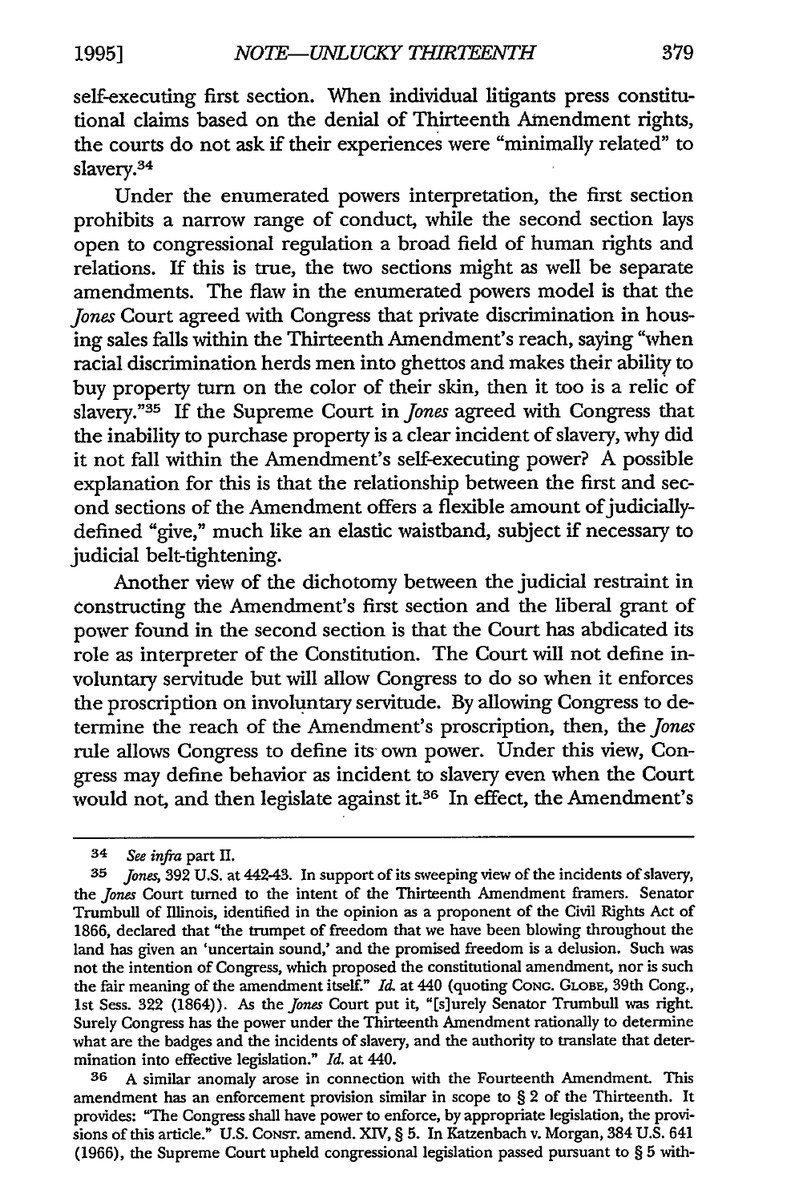self-executing first section. When individual litigants press constitutional claims based on the denial of Thirteenth Amendment rights, the courts do not ask if their experiences were "minimally related" to slavery.[34]

Under the enumerated powers interpretation, the first section prohibits a narrow range of conduct, while the second section lays open to congressional regulation a broad field of human rights and relations. If this is true, the two sections might as well be separate amendments. The flaw in the enumerated powers model is that the *Jones* Court agreed with Congress that private discrimination in housing sales falls within the Thirteenth Amendment's reach, saying "when racial discrimination herds men into ghettos and makes their ability to buy property turn on the color of their skin, then it too is a relic of slavery."[35] If the Supreme Court in *Jones* agreed with Congress that the inability to purchase property is a clear incident of slavery, why did it not fall within the Amendment's self-executing power? A possible explanation for this is that the relationship between the first and second sections of the Amendment offers a flexible amount of judicially-defined "give," much like an elastic waistband, subject if necessary to judicial belt-tightening.

Another view of the dichotomy between the judicial restraint in constructing the Amendment's first section and the liberal grant of power found in the second section is that the Court has abdicated its role as interpreter of the Constitution. The Court will not define involuntary servitude but will allow Congress to do so when it enforces the proscription on involuntary servitude. By allowing Congress to determine the reach of the Amendment's proscription, then, the *Jones* rule allows Congress to define its own power. Under this view, Congress may define behavior as incident to slavery even when the Court would not, and then legislate against it.[36] In effect, the Amendment's

---

34 *See infra* part II.

35 *Jones*, 392 U.S. at 442-43. In support of its sweeping view of the incidents of slavery, the *Jones* Court turned to the intent of the Thirteenth Amendment framers. Senator Trumbull of Illinois, identified in the opinion as a proponent of the Civil Rights Act of 1866, declared that "the trumpet of freedom that we have been blowing throughout the land has given an 'uncertain sound,' and the promised freedom is a delusion. Such was not the intention of Congress, which proposed the constitutional amendment, nor is such the fair meaning of the amendment itself." *Id.* at 440 (quoting CONG. GLOBE, 39th Cong., 1st Sess. 322 (1864)). As the *Jones* Court put it, "[s]urely Senator Trumbull was right. Surely Congress has the power under the Thirteenth Amendment rationally to determine what are the badges and the incidents of slavery, and the authority to translate that determination into effective legislation." *Id.* at 440.

36 A similar anomaly arose in connection with the Fourteenth Amendment. This amendment has an enforcement provision similar in scope to § 2 of the Thirteenth. It provides: "The Congress shall have power to enforce, by appropriate legislation, the provisions of this article." U.S. CONST. amend. XIV, § 5. In Katzenbach v. Morgan, 384 U.S. 641 (1966), the Supreme Court upheld congressional legislation passed pursuant to § 5 with-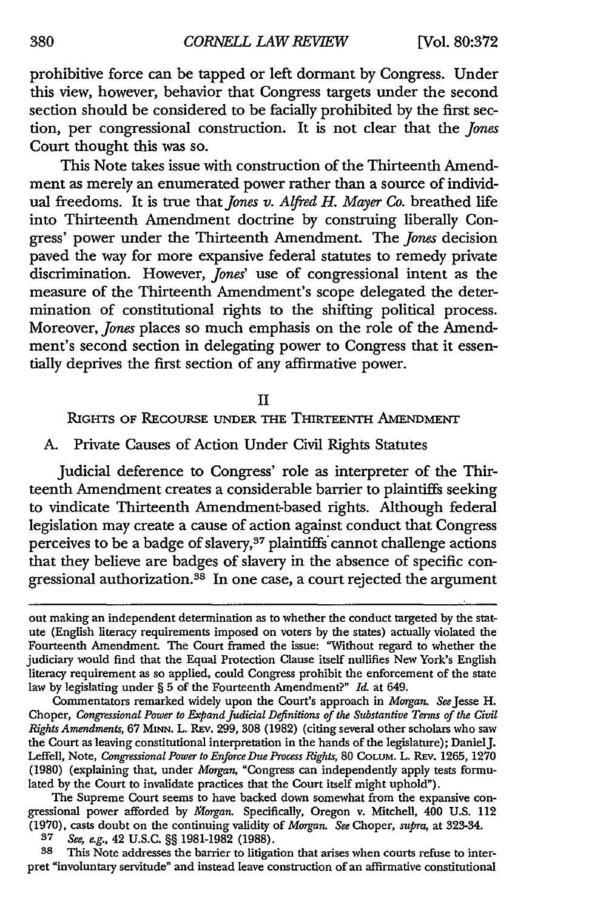prohibitive force can be tapped or left dormant by Congress. Under this view, however, behavior that Congress targets under the second section should be considered to be facially prohibited by the first section, per congressional construction. It is not clear that the *Jones* Court thought this was so.

This Note takes issue with construction of the Thirteenth Amendment as merely an enumerated power rather than a source of individual freedoms. It is true that *Jones v. Alfred H. Mayer Co.* breathed life into Thirteenth Amendment doctrine by construing liberally Congress' power under the Thirteenth Amendment. The *Jones* decision paved the way for more expansive federal statutes to remedy private discrimination. However, *Jones'* use of congressional intent as the measure of the Thirteenth Amendment's scope delegated the determination of constitutional rights to the shifting political process. Moreover, *Jones* places so much emphasis on the role of the Amendment's second section in delegating power to Congress that it essentially deprives the first section of any affirmative power.

## II

## Rights of Recourse under the Thirteenth Amendment

### A. Private Causes of Action Under Civil Rights Statutes

Judicial deference to Congress' role as interpreter of the Thirteenth Amendment creates a considerable barrier to plaintiffs seeking to vindicate Thirteenth Amendment-based rights. Although federal legislation may create a cause of action against conduct that Congress perceives to be a badge of slavery,[37] plaintiffs cannot challenge actions that they believe are badges of slavery in the absence of specific congressional authorization.[38] In one case, a court rejected the argument

---

out making an independent determination as to whether the conduct targeted by the statute (English literacy requirements imposed on voters by the states) actually violated the Fourteenth Amendment. The Court framed the issue: "Without regard to whether the judiciary would find that the Equal Protection Clause itself nullifies New York's English literacy requirement as so applied, could Congress prohibit the enforcement of the state law by legislating under § 5 of the Fourteenth Amendment?" *Id.* at 649.

Commentators remarked widely upon the Court's approach in *Morgan.* *See* Jesse H. Choper, *Congressional Power to Expand Judicial Definitions of the Substantive Terms of the Civil Rights Amendments*, 67 Minn. L. Rev. 299, 308 (1982) (citing several other scholars who saw the Court as leaving constitutional interpretation in the hands of the legislature); Daniel J. Leffell, Note, *Congressional Power to Enforce Due Process Rights*, 80 Colum. L. Rev. 1265, 1270 (1980) (explaining that, under *Morgan*, "Congress can independently apply tests formulated by the Court to invalidate practices that the Court itself might uphold").

The Supreme Court seems to have backed down somewhat from the expansive congressional power afforded by *Morgan*. Specifically, Oregon v. Mitchell, 400 U.S. 112 (1970), casts doubt on the continuing validity of *Morgan*. *See* Choper, *supra*, at 323-34.

[37] *See, e.g.*, 42 U.S.C. §§ 1981-1982 (1988).

[38] This Note addresses the barrier to litigation that arises when courts refuse to interpret "involuntary servitude" and instead leave construction of an affirmative constitutional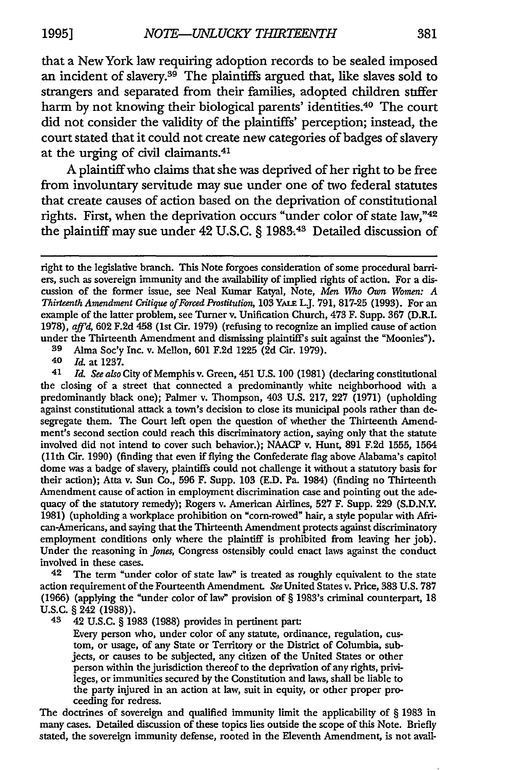that a New York law requiring adoption records to be sealed imposed an incident of slavery.[39] The plaintiffs argued that, like slaves sold to strangers and separated from their families, adopted children suffer harm by not knowing their biological parents' identities.[40] The court did not consider the validity of the plaintiffs' perception; instead, the court stated that it could not create new categories of badges of slavery at the urging of civil claimants.[41]

A plaintiff who claims that she was deprived of her right to be free from involuntary servitude may sue under one of two federal statutes that create causes of action based on the deprivation of constitutional rights. First, when the deprivation occurs "under color of state law,"[42] the plaintiff may sue under 42 U.S.C. § 1983.[43] Detailed discussion of

---

right to the legislative branch. This Note forgoes consideration of some procedural barriers, such as sovereign immunity and the availability of implied rights of action. For a discussion of the former issue, see Neal Kumar Katyal, Note, *Men Who Own Women: A Thirteenth Amendment Critique of Forced Prostitution*, 103 YALE L.J. 791, 817-25 (1993). For an example of the latter problem, see Turner v. Unification Church, 473 F. Supp. 367 (D.R.I. 1978), *aff'd*, 602 F.2d 458 (1st Cir. 1979) (refusing to recognize an implied cause of action under the Thirteenth Amendment and dismissing plaintiff's suit against the "Moonies").

[39] Alma Soc'y Inc. v. Mellon, 601 F.2d 1225 (2d Cir. 1979).

[40] *Id.* at 1237.

[41] *Id. See also* City of Memphis v. Green, 451 U.S. 100 (1981) (declaring constitutional the closing of a street that connected a predominantly white neighborhood with a predominantly black one); Palmer v. Thompson, 403 U.S. 217, 227 (1971) (upholding against constitutional attack a town's decision to close its municipal pools rather than desegregate them. The Court left open the question of whether the Thirteenth Amendment's second section could reach this discriminatory action, saying only that the statute involved did not intend to cover such behavior.); NAACP v. Hunt, 891 F.2d 1555, 1564 (11th Cir. 1990) (finding that even if flying the Confederate flag above Alabama's capitol dome was a badge of slavery, plaintiffs could not challenge it without a statutory basis for their action); Atta v. Sun Co., 596 F. Supp. 103 (E.D. Pa. 1984) (finding no Thirteenth Amendment cause of action in employment discrimination case and pointing out the adequacy of the statutory remedy); Rogers v. American Airlines, 527 F. Supp. 229 (S.D.N.Y. 1981) (upholding a workplace prohibition on "corn-rowed" hair, a style popular with African-Americans, and saying that the Thirteenth Amendment protects against discriminatory employment conditions only where the plaintiff is prohibited from leaving her job). Under the reasoning in *Jones*, Congress ostensibly could enact laws against the conduct involved in these cases.

[42] The term "under color of state law" is treated as roughly equivalent to the state action requirement of the Fourteenth Amendment. *See* United States v. Price, 383 U.S. 787 (1966) (applying the "under color of law" provision of § 1983's criminal counterpart, 18 U.S.C. § 242 (1988)).

[43] 42 U.S.C. § 1983 (1988) provides in pertinent part:

> Every person who, under color of any statute, ordinance, regulation, custom, or usage, of any State or Territory or the District of Columbia, subjects, or causes to be subjected, any citizen of the United States or other person within the jurisdiction thereof to the deprivation of any rights, privileges, or immunities secured by the Constitution and laws, shall be liable to the party injured in an action at law, suit in equity, or other proper proceeding for redress.

The doctrines of sovereign and qualified immunity limit the applicability of § 1983 in many cases. Detailed discussion of these topics lies outside the scope of this Note. Briefly stated, the sovereign immunity defense, rooted in the Eleventh Amendment, is not avail-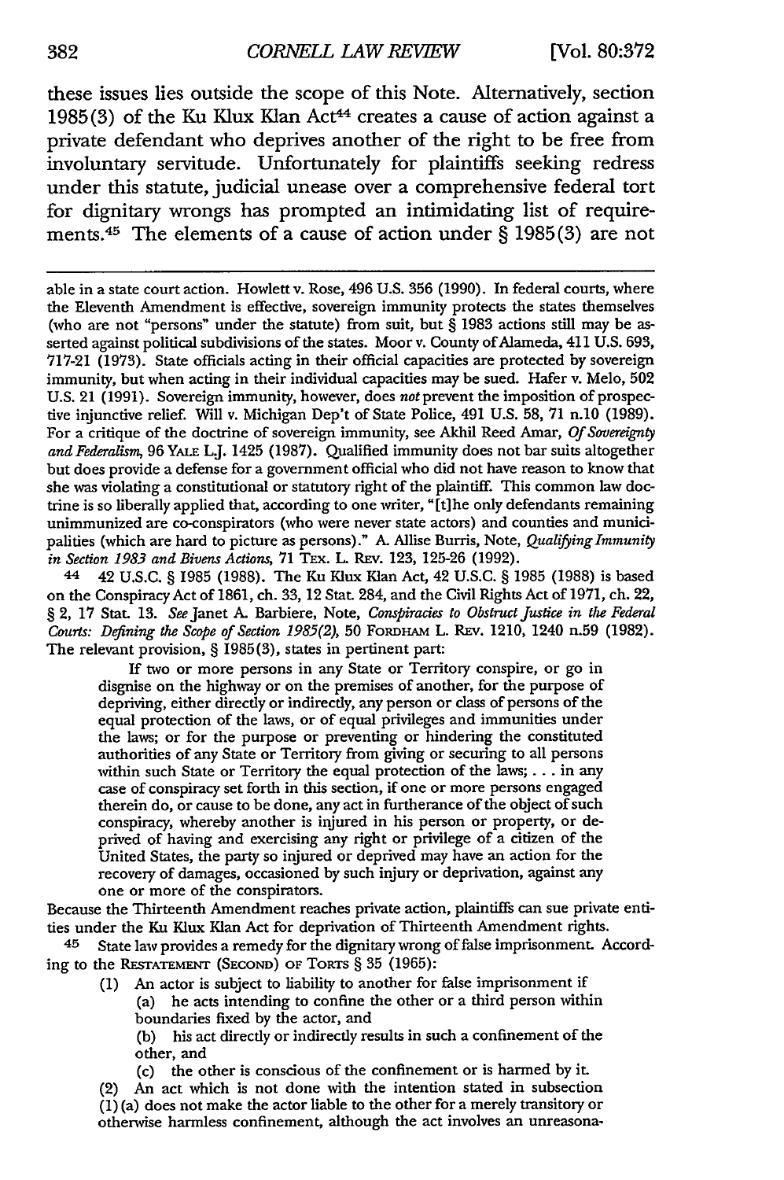these issues lies outside the scope of this Note. Alternatively, section 1985(3) of the Ku Klux Klan Act[44] creates a cause of action against a private defendant who deprives another of the right to be free from involuntary servitude. Unfortunately for plaintiffs seeking redress under this statute, judicial unease over a comprehensive federal tort for dignitary wrongs has prompted an intimidating list of requirements.[45] The elements of a cause of action under § 1985(3) are not

---

able in a state court action. Howlett v. Rose, 496 U.S. 356 (1990). In federal courts, where the Eleventh Amendment is effective, sovereign immunity protects the states themselves (who are not "persons" under the statute) from suit, but § 1983 actions still may be asserted against political subdivisions of the states. Moor v. County of Alameda, 411 U.S. 693, 717-21 (1973). State officials acting in their official capacities are protected by sovereign immunity, but when acting in their individual capacities may be sued. Hafer v. Melo, 502 U.S. 21 (1991). Sovereign immunity, however, does *not* prevent the imposition of prospective injunctive relief. Will v. Michigan Dep't of State Police, 491 U.S. 58, 71 n.10 (1989). For a critique of the doctrine of sovereign immunity, see Akhil Reed Amar, *Of Sovereignty and Federalism*, 96 YALE L.J. 1425 (1987). Qualified immunity does not bar suits altogether but does provide a defense for a government official who did not have reason to know that she was violating a constitutional or statutory right of the plaintiff. This common law doctrine is so liberally applied that, according to one writer, "[t]he only defendants remaining unimmunized are co-conspirators (who were never state actors) and counties and municipalities (which are hard to picture as persons)." A. Allise Burris, Note, *Qualifying Immunity in Section 1983 and Bivens Actions*, 71 TEX. L. REV. 123, 125-26 (1992).

44 42 U.S.C. § 1985 (1988). The Ku Klux Klan Act, 42 U.S.C. § 1985 (1988) is based on the Conspiracy Act of 1861, ch. 33, 12 Stat. 284, and the Civil Rights Act of 1971, ch. 22, § 2, 17 Stat. 13. *See* Janet A. Barbiere, Note, *Conspiracies to Obstruct Justice in the Federal Courts: Defining the Scope of Section 1985(2)*, 50 FORDHAM L. REV. 1210, 1240 n.59 (1982). The relevant provision, § 1985(3), states in pertinent part:

> If two or more persons in any State or Territory conspire, or go in disguise on the highway or on the premises of another, for the purpose of depriving, either directly or indirectly, any person or class of persons of the equal protection of the laws, or of equal privileges and immunities under the laws; or for the purpose or preventing or hindering the constituted authorities of any State or Territory from giving or securing to all persons within such State or Territory the equal protection of the laws; . . . in any case of conspiracy set forth in this section, if one or more persons engaged therein do, or cause to be done, any act in furtherance of the object of such conspiracy, whereby another is injured in his person or property, or deprived of having and exercising any right or privilege of a citizen of the United States, the party so injured or deprived may have an action for the recovery of damages, occasioned by such injury or deprivation, against any one or more of the conspirators.

Because the Thirteenth Amendment reaches private action, plaintiffs can sue private entities under the Ku Klux Klan Act for deprivation of Thirteenth Amendment rights.

45 State law provides a remedy for the dignitary wrong of false imprisonment. According to the RESTATEMENT (SECOND) OF TORTS § 35 (1965):

> (1) An actor is subject to liability to another for false imprisonment if
> (a) he acts intending to confine the other or a third person within boundaries fixed by the actor, and
> (b) his act directly or indirectly results in such a confinement of the other, and
> (c) the other is conscious of the confinement or is harmed by it.
> (2) An act which is not done with the intention stated in subsection (1)(a) does not make the actor liable to the other for a merely transitory or otherwise harmless confinement, although the act involves an unreasona-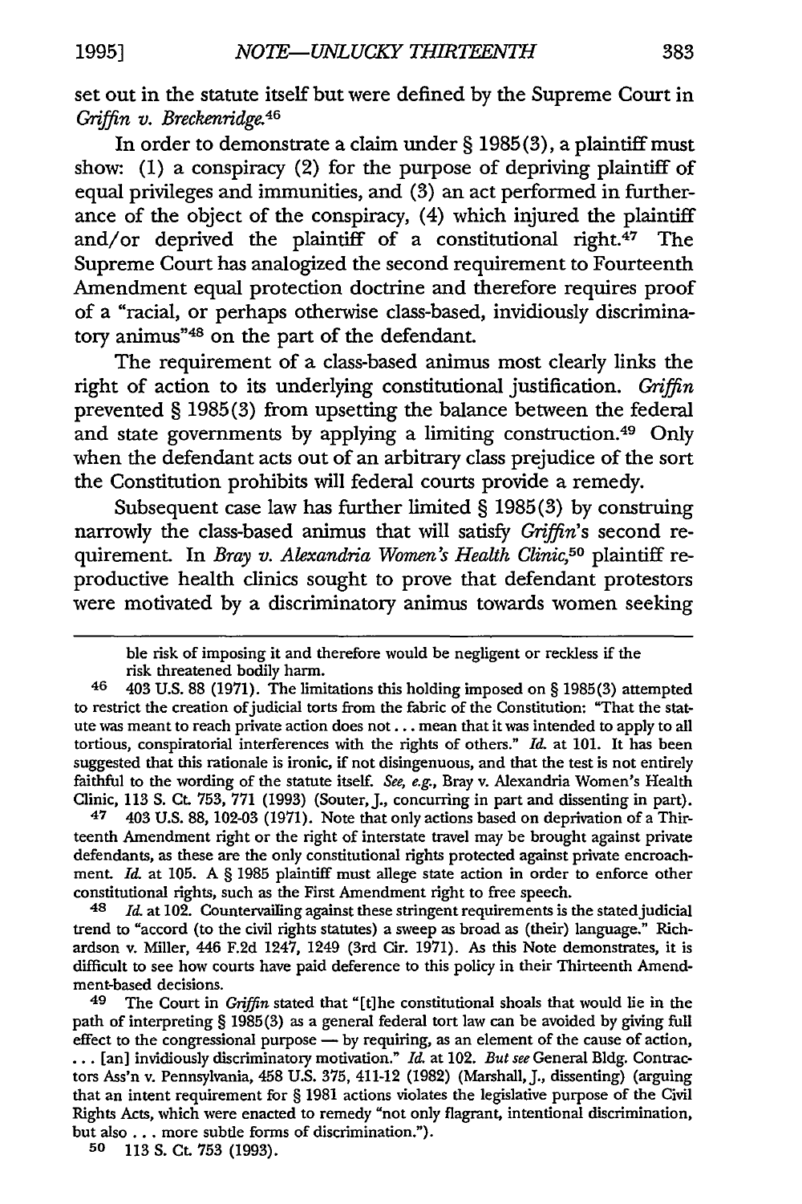set out in the statute itself but were defined by the Supreme Court in *Griffin v. Breckenridge*.[46]

In order to demonstrate a claim under § 1985(3), a plaintiff must show: (1) a conspiracy (2) for the purpose of depriving plaintiff of equal privileges and immunities, and (3) an act performed in furtherance of the object of the conspiracy, (4) which injured the plaintiff and/or deprived the plaintiff of a constitutional right.[47] The Supreme Court has analogized the second requirement to Fourteenth Amendment equal protection doctrine and therefore requires proof of a "racial, or perhaps otherwise class-based, invidiously discriminatory animus"[48] on the part of the defendant.

The requirement of a class-based animus most clearly links the right of action to its underlying constitutional justification. *Griffin* prevented § 1985(3) from upsetting the balance between the federal and state governments by applying a limiting construction.[49] Only when the defendant acts out of an arbitrary class prejudice of the sort the Constitution prohibits will federal courts provide a remedy.

Subsequent case law has further limited § 1985(3) by construing narrowly the class-based animus that will satisfy *Griffin*'s second requirement. In *Bray v. Alexandria Women's Health Clinic*,[50] plaintiff reproductive health clinics sought to prove that defendant protestors were motivated by a discriminatory animus towards women seeking

---

ble risk of imposing it and therefore would be negligent or reckless if the risk threatened bodily harm.

46 403 U.S. 88 (1971). The limitations this holding imposed on § 1985(3) attempted to restrict the creation of judicial torts from the fabric of the Constitution: "That the statute was meant to reach private action does not . . . mean that it was intended to apply to all tortious, conspiratorial interferences with the rights of others." *Id.* at 101. It has been suggested that this rationale is ironic, if not disingenuous, and that the test is not entirely faithful to the wording of the statute itself. *See, e.g.*, Bray v. Alexandria Women's Health Clinic, 113 S. Ct. 753, 771 (1993) (Souter, J., concurring in part and dissenting in part).

47 403 U.S. 88, 102-03 (1971). Note that only actions based on deprivation of a Thirteenth Amendment right or the right of interstate travel may be brought against private defendants, as these are the only constitutional rights protected against private encroachment. *Id.* at 105. A § 1985 plaintiff must allege state action in order to enforce other constitutional rights, such as the First Amendment right to free speech.

48 *Id.* at 102. Countervailing against these stringent requirements is the stated judicial trend to "accord (to the civil rights statutes) a sweep as broad as (their) language." Richardson v. Miller, 446 F.2d 1247, 1249 (3rd Cir. 1971). As this Note demonstrates, it is difficult to see how courts have paid deference to this policy in their Thirteenth Amendment-based decisions.

49 The Court in *Griffin* stated that "[t]he constitutional shoals that would lie in the path of interpreting § 1985(3) as a general federal tort law can be avoided by giving full effect to the congressional purpose — by requiring, as an element of the cause of action, . . . [an] invidiously discriminatory motivation." *Id.* at 102. *But see* General Bldg. Contractors Ass'n v. Pennsylvania, 458 U.S. 375, 411-12 (1982) (Marshall, J., dissenting) (arguing that an intent requirement for § 1981 actions violates the legislative purpose of the Civil Rights Acts, which were enacted to remedy "not only flagrant, intentional discrimination, but also . . . more subtle forms of discrimination.").

50 113 S. Ct. 753 (1993).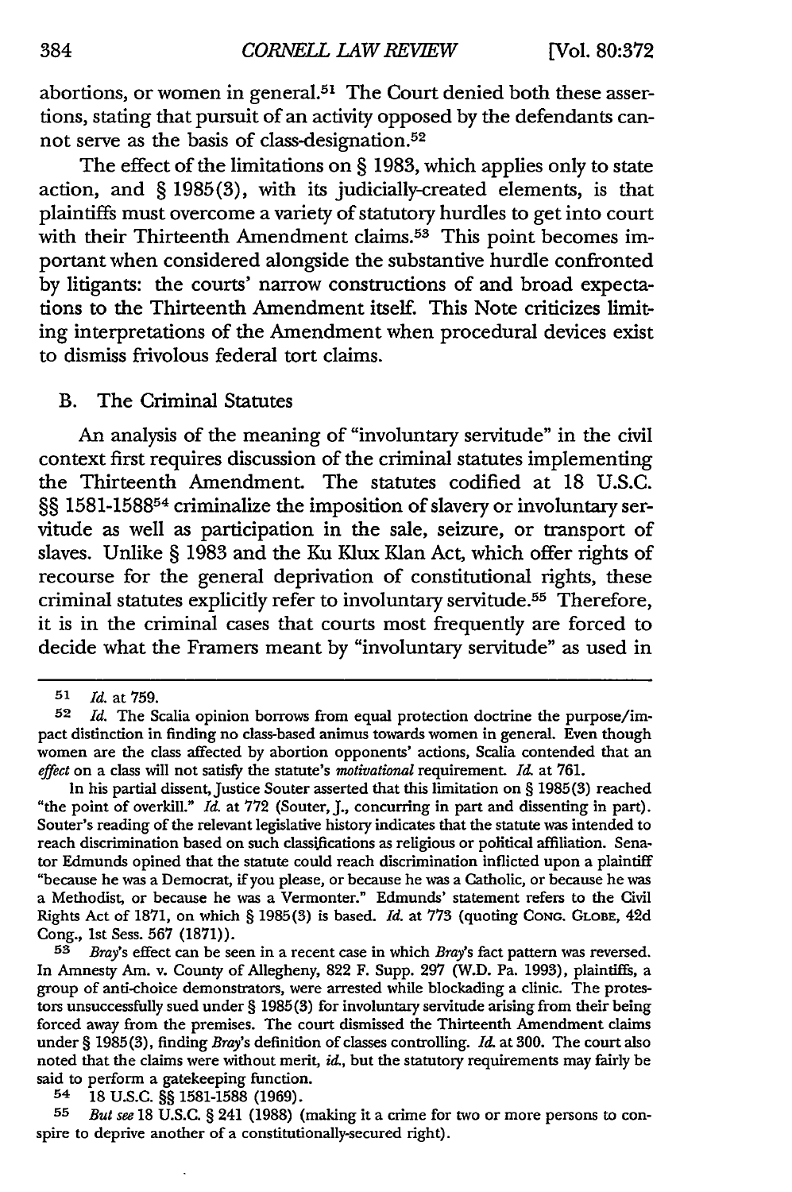abortions, or women in general.[51] The Court denied both these assertions, stating that pursuit of an activity opposed by the defendants cannot serve as the basis of class-designation.[52]

The effect of the limitations on § 1983, which applies only to state action, and § 1985(3), with its judicially-created elements, is that plaintiffs must overcome a variety of statutory hurdles to get into court with their Thirteenth Amendment claims.[53] This point becomes important when considered alongside the substantive hurdle confronted by litigants: the courts' narrow constructions of and broad expectations to the Thirteenth Amendment itself. This Note criticizes limiting interpretations of the Amendment when procedural devices exist to dismiss frivolous federal tort claims.

### B. The Criminal Statutes

An analysis of the meaning of "involuntary servitude" in the civil context first requires discussion of the criminal statutes implementing the Thirteenth Amendment. The statutes codified at 18 U.S.C. §§ 1581-1588[54] criminalize the imposition of slavery or involuntary servitude as well as participation in the sale, seizure, or transport of slaves. Unlike § 1983 and the Ku Klux Klan Act, which offer rights of recourse for the general deprivation of constitutional rights, these criminal statutes explicitly refer to involuntary servitude.[55] Therefore, it is in the criminal cases that courts most frequently are forced to decide what the Framers meant by "involuntary servitude" as used in

---

[51] *Id.* at 759.

[52] *Id.* The Scalia opinion borrows from equal protection doctrine the purpose/impact distinction in finding no class-based animus towards women in general. Even though women are the class affected by abortion opponents' actions, Scalia contended that an *effect* on a class will not satisfy the statute's *motivational* requirement. *Id.* at 761.

In his partial dissent, Justice Souter asserted that this limitation on § 1985(3) reached "the point of overkill." *Id.* at 772 (Souter, J., concurring in part and dissenting in part). Souter's reading of the relevant legislative history indicates that the statute was intended to reach discrimination based on such classifications as religious or political affiliation. Senator Edmunds opined that the statute could reach discrimination inflicted upon a plaintiff "because he was a Democrat, if you please, or because he was a Catholic, or because he was a Methodist, or because he was a Vermonter." Edmunds' statement refers to the Civil Rights Act of 1871, on which § 1985(3) is based. *Id.* at 773 (quoting CONG. GLOBE, 42d Cong., 1st Sess. 567 (1871)).

[53] *Bray*'s effect can be seen in a recent case in which *Bray*'s fact pattern was reversed. In Amnesty Am. v. County of Allegheny, 822 F. Supp. 297 (W.D. Pa. 1993), plaintiffs, a group of anti-choice demonstrators, were arrested while blockading a clinic. The protestors unsuccessfully sued under § 1985(3) for involuntary servitude arising from their being forced away from the premises. The court dismissed the Thirteenth Amendment claims under § 1985(3), finding *Bray*'s definition of classes controlling. *Id.* at 300. The court also noted that the claims were without merit, *id.*, but the statutory requirements may fairly be said to perform a gatekeeping function.

[54] 18 U.S.C. §§ 1581-1588 (1969).

[55] *But see* 18 U.S.C. § 241 (1988) (making it a crime for two or more persons to conspire to deprive another of a constitutionally-secured right).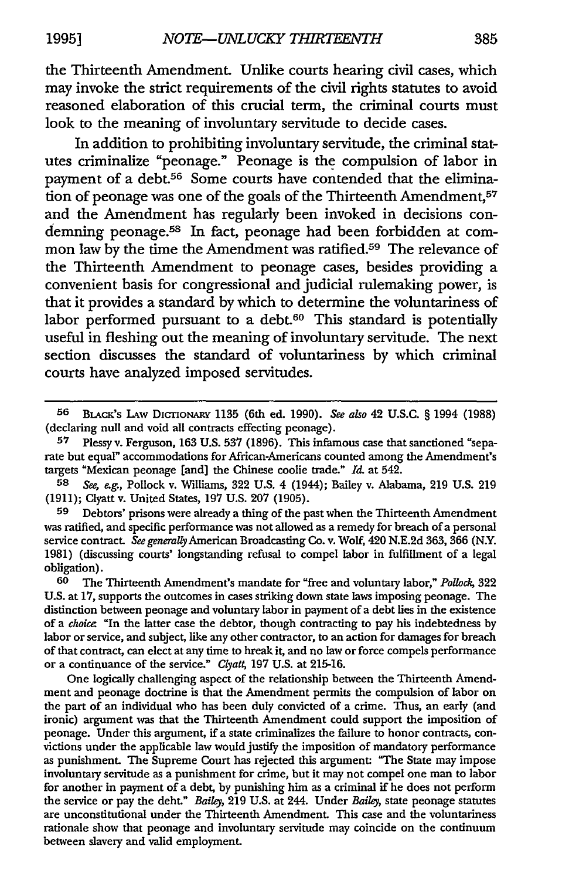the Thirteenth Amendment. Unlike courts hearing civil cases, which may invoke the strict requirements of the civil rights statutes to avoid reasoned elaboration of this crucial term, the criminal courts must look to the meaning of involuntary servitude to decide cases.

In addition to prohibiting involuntary servitude, the criminal statutes criminalize "peonage." Peonage is the compulsion of labor in payment of a debt.[56] Some courts have contended that the elimination of peonage was one of the goals of the Thirteenth Amendment,[57] and the Amendment has regularly been invoked in decisions condemning peonage.[58] In fact, peonage had been forbidden at common law by the time the Amendment was ratified.[59] The relevance of the Thirteenth Amendment to peonage cases, besides providing a convenient basis for congressional and judicial rulemaking power, is that it provides a standard by which to determine the voluntariness of labor performed pursuant to a debt.[60] This standard is potentially useful in fleshing out the meaning of involuntary servitude. The next section discusses the standard of voluntariness by which criminal courts have analyzed imposed servitudes.

---

56 BLACK'S LAW DICTIONARY 1135 (6th ed. 1990). *See also* 42 U.S.C. § 1994 (1988) (declaring null and void all contracts effecting peonage).

57 Plessy v. Ferguson, 163 U.S. 537 (1896). This infamous case that sanctioned "separate but equal" accommodations for African-Americans counted among the Amendment's targets "Mexican peonage [and] the Chinese coolie trade." *Id.* at 542.

58 *See, e.g.*, Pollock v. Williams, 322 U.S. 4 (1944); Bailey v. Alabama, 219 U.S. 219 (1911); Clyatt v. United States, 197 U.S. 207 (1905).

59 Debtors' prisons were already a thing of the past when the Thirteenth Amendment was ratified, and specific performance was not allowed as a remedy for breach of a personal service contract. *See generally* American Broadcasting Co. v. Wolf, 420 N.E.2d 363, 366 (N.Y. 1981) (discussing courts' longstanding refusal to compel labor in fulfillment of a legal obligation).

60 The Thirteenth Amendment's mandate for "free and voluntary labor," *Pollock*, 322 U.S. at 17, supports the outcomes in cases striking down state laws imposing peonage. The distinction between peonage and voluntary labor in payment of a debt lies in the existence of a *choice*: "In the latter case the debtor, though contracting to pay his indebtedness by labor or service, and subject, like any other contractor, to an action for damages for breach of that contract, can elect at any time to break it, and no law or force compels performance or a continuance of the service." *Clyatt*, 197 U.S. at 215-16.

One logically challenging aspect of the relationship between the Thirteenth Amendment and peonage doctrine is that the Amendment permits the compulsion of labor on the part of an individual who has been duly convicted of a crime. Thus, an early (and ironic) argument was that the Thirteenth Amendment could support the imposition of peonage. Under this argument, if a state criminalizes the failure to honor contracts, convictions under the applicable law would justify the imposition of mandatory performance as punishment. The Supreme Court has rejected this argument: "The State may impose involuntary servitude as a punishment for crime, but it may not compel one man to labor for another in payment of a debt, by punishing him as a criminal if he does not perform the service or pay the debt." *Bailey*, 219 U.S. at 244. Under *Bailey*, state peonage statutes are unconstitutional under the Thirteenth Amendment. This case and the voluntariness rationale show that peonage and involuntary servitude may coincide on the continuum between slavery and valid employment.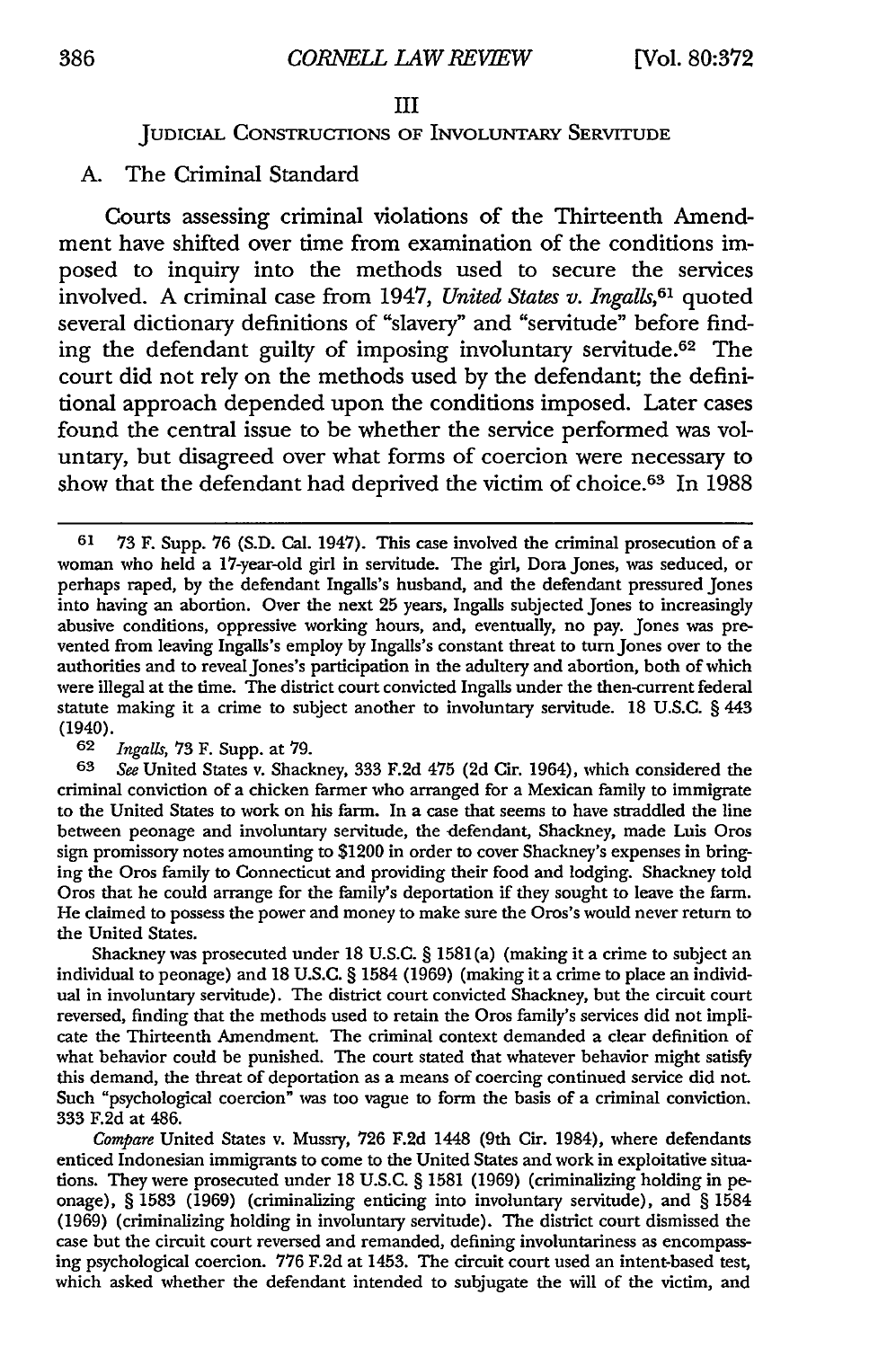## III

## Judicial Constructions of Involuntary Servitude

### A. The Criminal Standard

Courts assessing criminal violations of the Thirteenth Amendment have shifted over time from examination of the conditions imposed to inquiry into the methods used to secure the services involved. A criminal case from 1947, *United States v. Ingalls*,[61] quoted several dictionary definitions of "slavery" and "servitude" before finding the defendant guilty of imposing involuntary servitude.[62] The court did not rely on the methods used by the defendant; the definitional approach depended upon the conditions imposed. Later cases found the central issue to be whether the service performed was voluntary, but disagreed over what forms of coercion were necessary to show that the defendant had deprived the victim of choice.[63] In 1988

---

[61] 73 F. Supp. 76 (S.D. Cal. 1947). This case involved the criminal prosecution of a woman who held a 17-year-old girl in servitude. The girl, Dora Jones, was seduced, or perhaps raped, by the defendant Ingalls's husband, and the defendant pressured Jones into having an abortion. Over the next 25 years, Ingalls subjected Jones to increasingly abusive conditions, oppressive working hours, and, eventually, no pay. Jones was prevented from leaving Ingalls's employ by Ingalls's constant threat to turn Jones over to the authorities and to reveal Jones's participation in the adultery and abortion, both of which were illegal at the time. The district court convicted Ingalls under the then-current federal statute making it a crime to subject another to involuntary servitude. 18 U.S.C. § 443 (1940).

[62] *Ingalls*, 73 F. Supp. at 79.

[63] *See* United States v. Shackney, 333 F.2d 475 (2d Cir. 1964), which considered the criminal conviction of a chicken farmer who arranged for a Mexican family to immigrate to the United States to work on his farm. In a case that seems to have straddled the line between peonage and involuntary servitude, the defendant, Shackney, made Luis Oros sign promissory notes amounting to $1200 in order to cover Shackney's expenses in bringing the Oros family to Connecticut and providing their food and lodging. Shackney told Oros that he could arrange for the family's deportation if they sought to leave the farm. He claimed to possess the power and money to make sure the Oros's would never return to the United States.

Shackney was prosecuted under 18 U.S.C. § 1581(a) (making it a crime to subject an individual to peonage) and 18 U.S.C. § 1584 (1969) (making it a crime to place an individual in involuntary servitude). The district court convicted Shackney, but the circuit court reversed, finding that the methods used to retain the Oros family's services did not implicate the Thirteenth Amendment. The criminal context demanded a clear definition of what behavior could be punished. The court stated that whatever behavior might satisfy this demand, the threat of deportation as a means of coercing continued service did not. Such "psychological coercion" was too vague to form the basis of a criminal conviction. 333 F.2d at 486.

*Compare* United States v. Mussry, 726 F.2d 1448 (9th Cir. 1984), where defendants enticed Indonesian immigrants to come to the United States and work in exploitative situations. They were prosecuted under 18 U.S.C. § 1581 (1969) (criminalizing holding in peonage), § 1583 (1969) (criminalizing enticing into involuntary servitude), and § 1584 (1969) (criminalizing holding in involuntary servitude). The district court dismissed the case but the circuit court reversed and remanded, defining involuntariness as encompassing psychological coercion. 776 F.2d at 1453. The circuit court used an intent-based test, which asked whether the defendant intended to subjugate the will of the victim, and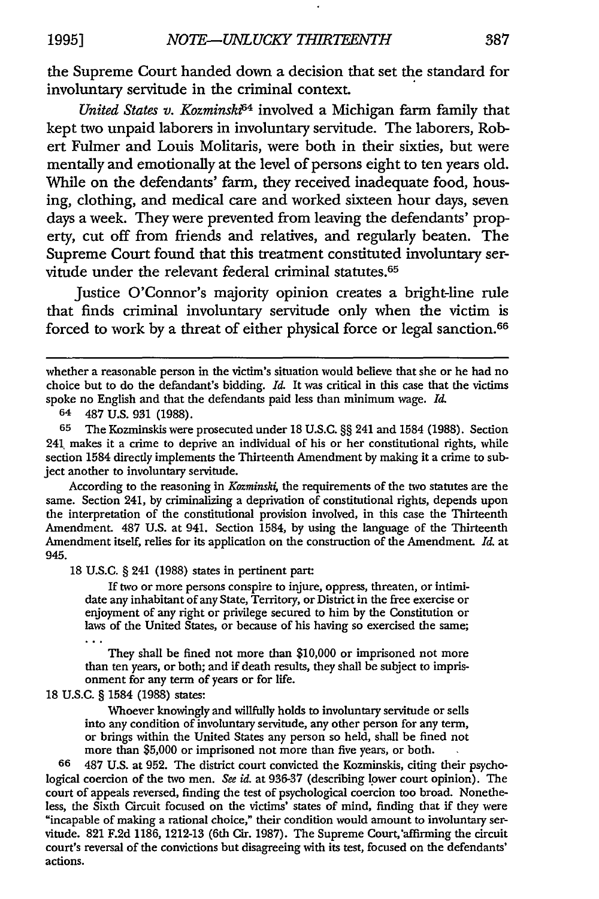the Supreme Court handed down a decision that set the standard for involuntary servitude in the criminal context.

*United States v. Kozminski*[64] involved a Michigan farm family that kept two unpaid laborers in involuntary servitude. The laborers, Robert Fulmer and Louis Molitaris, were both in their sixties, but were mentally and emotionally at the level of persons eight to ten years old. While on the defendants' farm, they received inadequate food, housing, clothing, and medical care and worked sixteen hour days, seven days a week. They were prevented from leaving the defendants' property, cut off from friends and relatives, and regularly beaten. The Supreme Court found that this treatment constituted involuntary servitude under the relevant federal criminal statutes.[65]

Justice O'Connor's majority opinion creates a bright-line rule that finds criminal involuntary servitude only when the victim is forced to work by a threat of either physical force or legal sanction.[66]

---

whether a reasonable person in the victim's situation would believe that she or he had no choice but to do the defandant's bidding. *Id.* It was critical in this case that the victims spoke no English and that the defendants paid less than minimum wage. *Id.*

64 487 U.S. 931 (1988).

65 The Kozminskis were prosecuted under 18 U.S.C. §§ 241 and 1584 (1988). Section 241 makes it a crime to deprive an individual of his or her constitutional rights, while section 1584 directly implements the Thirteenth Amendment by making it a crime to subject another to involuntary servitude.

According to the reasoning in *Kozminski*, the requirements of the two statutes are the same. Section 241, by criminalizing a deprivation of constitutional rights, depends upon the interpretation of the constitutional provision involved, in this case the Thirteenth Amendment. 487 U.S. at 941. Section 1584, by using the language of the Thirteenth Amendment itself, relies for its application on the construction of the Amendment. *Id.* at 945.

18 U.S.C. § 241 (1988) states in pertinent part:

> If two or more persons conspire to injure, oppress, threaten, or intimidate any inhabitant of any State, Territory, or District in the free exercise or enjoyment of any right or privilege secured to him by the Constitution or laws of the United States, or because of his having so exercised the same;
>
> . . .
>
> They shall be fined not more than $10,000 or imprisoned not more than ten years, or both; and if death results, they shall be subject to imprisonment for any term of years or for life.

18 U.S.C. § 1584 (1988) states:

> Whoever knowingly and willfully holds to involuntary servitude or sells into any condition of involuntary servitude, any other person for any term, or brings within the United States any person so held, shall be fined not more than $5,000 or imprisoned not more than five years, or both.

66 487 U.S. at 952. The district court convicted the Kozminskis, citing their psychological coercion of the two men. *See id.* at 936-37 (describing lower court opinion). The court of appeals reversed, finding the test of psychological coercion too broad. Nonetheless, the Sixth Circuit focused on the victims' states of mind, finding that if they were "incapable of making a rational choice," their condition would amount to involuntary servitude. 821 F.2d 1186, 1212-13 (6th Cir. 1987). The Supreme Court, affirming the circuit court's reversal of the convictions but disagreeing with its test, focused on the defendants' actions.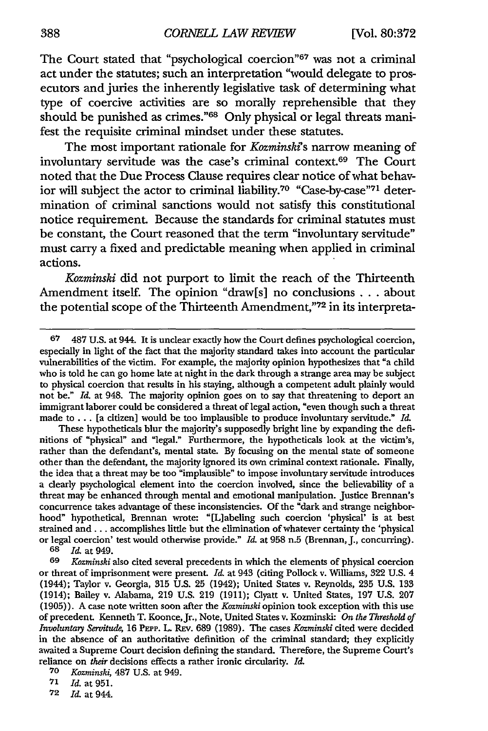The Court stated that "psychological coercion"[67] was not a criminal act under the statutes; such an interpretation "would delegate to prosecutors and juries the inherently legislative task of determining what type of coercive activities are so morally reprehensible that they should be punished as crimes."[68] Only physical or legal threats manifest the requisite criminal mindset under these statutes.

The most important rationale for *Kozminski*'s narrow meaning of involuntary servitude was the case's criminal context.[69] The Court noted that the Due Process Clause requires clear notice of what behavior will subject the actor to criminal liability.[70] "Case-by-case"[71] determination of criminal sanctions would not satisfy this constitutional notice requirement. Because the standards for criminal statutes must be constant, the Court reasoned that the term "involuntary servitude" must carry a fixed and predictable meaning when applied in criminal actions.

*Kozminski* did not purport to limit the reach of the Thirteenth Amendment itself. The opinion "draw[s] no conclusions . . . about the potential scope of the Thirteenth Amendment,"[72] in its interpreta-

---

67 487 U.S. at 944. It is unclear exactly how the Court defines psychological coercion, especially in light of the fact that the majority standard takes into account the particular vulnerabilities of the victim. For example, the majority opinion hypothesizes that "a child who is told he can go home late at night in the dark through a strange area may be subject to physical coercion that results in his staying, although a competent adult plainly would not be." *Id.* at 948. The majority opinion goes on to say that threatening to deport an immigrant laborer could be considered a threat of legal action, "even though such a threat made to . . . [a citizen] would be too implausible to produce involuntary servitude." *Id.*

These hypotheticals blur the majority's supposedly bright line by expanding the definitions of "physical" and "legal." Furthermore, the hypotheticals look at the victim's, rather than the defendant's, mental state. By focusing on the mental state of someone other than the defendant, the majority ignored its own criminal context rationale. Finally, the idea that a threat may be too "implausible" to impose involuntary servitude introduces a clearly psychological element into the coercion involved, since the believability of a threat may be enhanced through mental and emotional manipulation. Justice Brennan's concurrence takes advantage of these inconsistencies. Of the "dark and strange neighborhood" hypothetical, Brennan wrote: "[L]abeling such coercion 'physical' is at best strained and . . . accomplishes little but the elimination of whatever certainty the 'physical or legal coercion' test would otherwise provide." *Id.* at 958 n.5 (Brennan, J., concurring).

68 *Id.* at 949.

69 *Kozminski* also cited several precedents in which the elements of physical coercion or threat of imprisonment were present. *Id.* at 943 (citing Pollock v. Williams, 322 U.S. 4 (1944); Taylor v. Georgia, 315 U.S. 25 (1942); United States v. Reynolds, 235 U.S. 133 (1914); Bailey v. Alabama, 219 U.S. 219 (1911); Clyatt v. United States, 197 U.S. 207 (1905)). A case note written soon after the *Kozminski* opinion took exception with this use of precedent. Kenneth T. Koonce, Jr., Note, United States v. Kozminski: *On the Threshold of Involuntary Servitude*, 16 PEPP. L. REV. 689 (1989). The cases *Kozminski* cited were decided in the absence of an authoritative definition of the criminal standard; they explicitly awaited a Supreme Court decision defining the standard. Therefore, the Supreme Court's reliance on *their* decisions effects a rather ironic circularity. *Id.*

70 *Kozminski*, 487 U.S. at 949.

71 *Id.* at 951.

72 *Id.* at 944.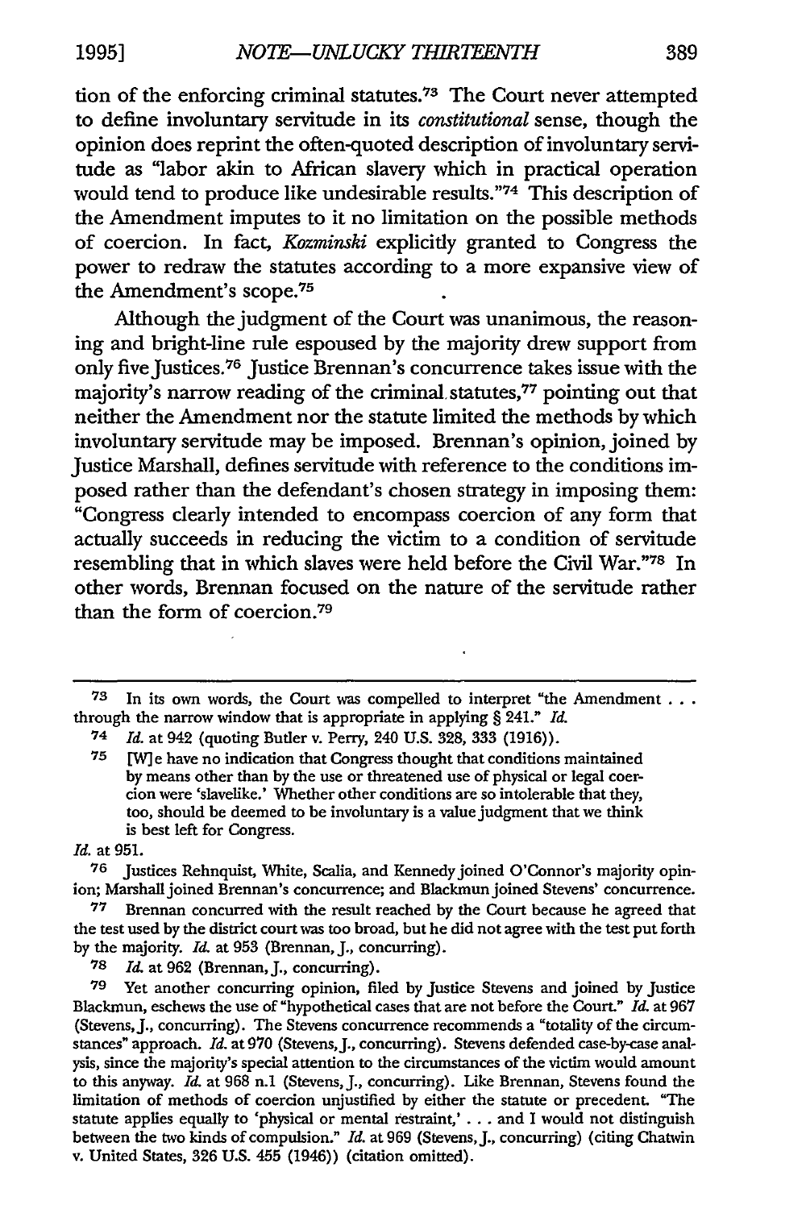tion of the enforcing criminal statutes.[73] The Court never attempted to define involuntary servitude in its *constitutional* sense, though the opinion does reprint the often-quoted description of involuntary servitude as "labor akin to African slavery which in practical operation would tend to produce like undesirable results."[74] This description of the Amendment imputes to it no limitation on the possible methods of coercion. In fact, *Kozminski* explicitly granted to Congress the power to redraw the statutes according to a more expansive view of the Amendment's scope.[75]

Although the judgment of the Court was unanimous, the reasoning and bright-line rule espoused by the majority drew support from only five Justices.[76] Justice Brennan's concurrence takes issue with the majority's narrow reading of the criminal statutes,[77] pointing out that neither the Amendment nor the statute limited the methods by which involuntary servitude may be imposed. Brennan's opinion, joined by Justice Marshall, defines servitude with reference to the conditions imposed rather than the defendant's chosen strategy in imposing them: "Congress clearly intended to encompass coercion of any form that actually succeeds in reducing the victim to a condition of servitude resembling that in which slaves were held before the Civil War."[78] In other words, Brennan focused on the nature of the servitude rather than the form of coercion.[79]

---

73 In its own words, the Court was compelled to interpret "the Amendment . . . through the narrow window that is appropriate in applying § 241." *Id.*

74 *Id.* at 942 (quoting Butler v. Perry, 240 U.S. 328, 333 (1916)).

75 [W]e have no indication that Congress thought that conditions maintained by means other than by the use or threatened use of physical or legal coercion were 'slavelike.' Whether other conditions are so intolerable that they, too, should be deemed to be involuntary is a value judgment that we think is best left for Congress.

*Id.* at 951.

76 Justices Rehnquist, White, Scalia, and Kennedy joined O'Connor's majority opinion; Marshall joined Brennan's concurrence; and Blackmun joined Stevens' concurrence.

77 Brennan concurred with the result reached by the Court because he agreed that the test used by the district court was too broad, but he did not agree with the test put forth by the majority. *Id.* at 953 (Brennan, J., concurring).

78 *Id.* at 962 (Brennan, J., concurring).

79 Yet another concurring opinion, filed by Justice Stevens and joined by Justice Blackmun, eschews the use of "hypothetical cases that are not before the Court." *Id.* at 967 (Stevens, J., concurring). The Stevens concurrence recommends a "totality of the circumstances" approach. *Id.* at 970 (Stevens, J., concurring). Stevens defended case-by-case analysis, since the majority's special attention to the circumstances of the victim would amount to this anyway. *Id.* at 968 n.1 (Stevens, J., concurring). Like Brennan, Stevens found the limitation of methods of coercion unjustified by either the statute or precedent. "The statute applies equally to 'physical or mental restraint,' . . . and I would not distinguish between the two kinds of compulsion." *Id.* at 969 (Stevens, J., concurring) (citing Chatwin v. United States, 326 U.S. 455 (1946)) (citation omitted).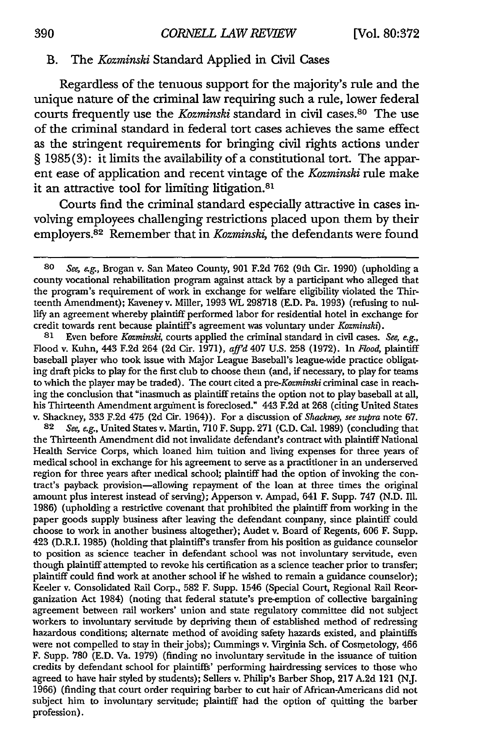### B. The *Kozminski* Standard Applied in Civil Cases

Regardless of the tenuous support for the majority's rule and the unique nature of the criminal law requiring such a rule, lower federal courts frequently use the *Kozminski* standard in civil cases.[80] The use of the criminal standard in federal tort cases achieves the same effect as the stringent requirements for bringing civil rights actions under § 1985(3): it limits the availability of a constitutional tort. The apparent ease of application and recent vintage of the *Kozminski* rule make it an attractive tool for limiting litigation.[81]

Courts find the criminal standard especially attractive in cases involving employees challenging restrictions placed upon them by their employers.[82] Remember that in *Kozminski*, the defendants were found

---

[80] *See, e.g.*, Brogan v. San Mateo County, 901 F.2d 762 (9th Cir. 1990) (upholding a county vocational rehabilitation program against attack by a participant who alleged that the program's requirement of work in exchange for welfare eligibility violated the Thirteenth Amendment); Kaveney v. Miller, 1993 WL 298718 (E.D. Pa. 1993) (refusing to nullify an agreement whereby plaintiff performed labor for residential hotel in exchange for credit towards rent because plaintiff's agreement was voluntary under *Kozminski*).

[81] Even before *Kozminski*, courts applied the criminal standard in civil cases. *See, e.g.*, Flood v. Kuhn, 443 F.2d 264 (2d Cir. 1971), *aff'd* 407 U.S. 258 (1972). In *Flood*, plaintiff baseball player who took issue with Major League Baseball's league-wide practice obligating draft picks to play for the first club to choose them (and, if necessary, to play for teams to which the player may be traded). The court cited a *pre-Kozminski* criminal case in reaching the conclusion that "inasmuch as plaintiff retains the option not to play baseball at all, his Thirteenth Amendment argument is foreclosed." 443 F.2d at 268 (citing United States v. Shackney, 333 F.2d 475 (2d Cir. 1964)). For a discussion of *Shackney*, *see supra* note 67.

[82] *See, e.g.*, United States v. Martin, 710 F. Supp. 271 (C.D. Cal. 1989) (concluding that the Thirteenth Amendment did not invalidate defendant's contract with plaintiff National Health Service Corps, which loaned him tuition and living expenses for three years of medical school in exchange for his agreement to serve as a practitioner in an underserved region for three years after medical school; plaintiff had the option of invoking the contract's payback provision—allowing repayment of the loan at three times the original amount plus interest instead of serving); Apperson v. Ampad, 641 F. Supp. 747 (N.D. Ill. 1986) (upholding a restrictive covenant that prohibited the plaintiff from working in the paper goods supply business after leaving the defendant company, since plaintiff could choose to work in another business altogether); Audet v. Board of Regents, 606 F. Supp. 423 (D.R.I. 1985) (holding that plaintiff's transfer from his position as guidance counselor to position as science teacher in defendant school was not involuntary servitude, even though plaintiff attempted to revoke his certification as a science teacher prior to transfer; plaintiff could find work at another school if he wished to remain a guidance counselor); Keeler v. Consolidated Rail Corp., 582 F. Supp. 1546 (Special Court, Regional Rail Reorganization Act 1984) (noting that federal statute's pre-emption of collective bargaining agreement between rail workers' union and state regulatory committee did not subject workers to involuntary servitude by depriving them of established method of redressing hazardous conditions; alternate method of avoiding safety hazards existed, and plaintiffs were not compelled to stay in their jobs); Cummings v. Virginia Sch. of Cosmetology, 466 F. Supp. 780 (E.D. Va. 1979) (finding no involuntary servitude in the issuance of tuition credits by defendant school for plaintiffs' performing hairdressing services to those who agreed to have hair styled by students); Sellers v. Philip's Barber Shop, 217 A.2d 121 (N.J. 1966) (finding that court order requiring barber to cut hair of African-Americans did not subject him to involuntary servitude; plaintiff had the option of quitting the barber profession).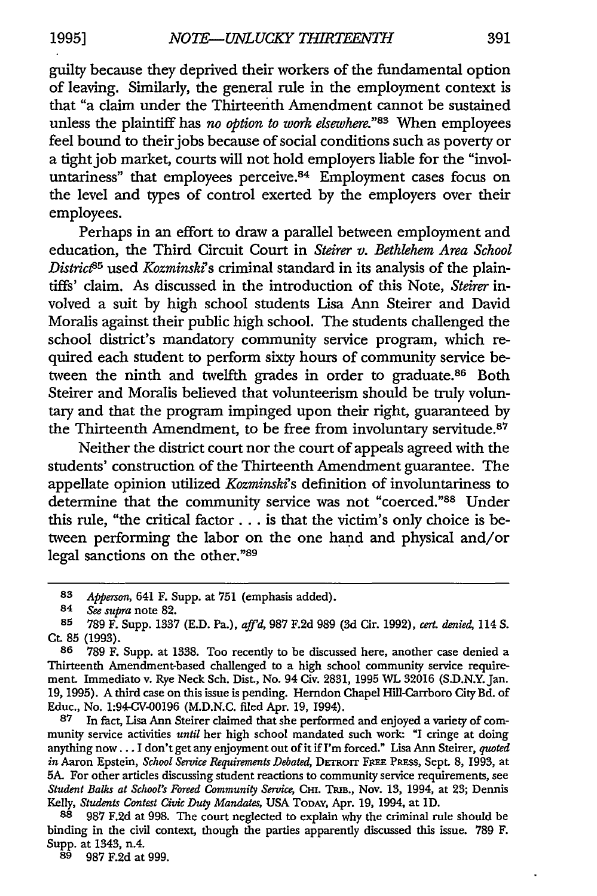guilty because they deprived their workers of the fundamental option of leaving. Similarly, the general rule in the employment context is that "a claim under the Thirteenth Amendment cannot be sustained unless the plaintiff has *no option to work elsewhere*."[83] When employees feel bound to their jobs because of social conditions such as poverty or a tight job market, courts will not hold employers liable for the "involuntariness" that employees perceive.[84] Employment cases focus on the level and types of control exerted by the employers over their employees.

Perhaps in an effort to draw a parallel between employment and education, the Third Circuit Court in *Steirer v. Bethlehem Area School District*[85] used *Kozminski*'s criminal standard in its analysis of the plaintiffs' claim. As discussed in the introduction of this Note, *Steirer* involved a suit by high school students Lisa Ann Steirer and David Moralis against their public high school. The students challenged the school district's mandatory community service program, which required each student to perform sixty hours of community service between the ninth and twelfth grades in order to graduate.[86] Both Steirer and Moralis believed that volunteerism should be truly voluntary and that the program impinged upon their right, guaranteed by the Thirteenth Amendment, to be free from involuntary servitude.[87]

Neither the district court nor the court of appeals agreed with the students' construction of the Thirteenth Amendment guarantee. The appellate opinion utilized *Kozminski*'s definition of involuntariness to determine that the community service was not "coerced."[88] Under this rule, "the critical factor . . . is that the victim's only choice is between performing the labor on the one hand and physical and/or legal sanctions on the other."[89]

---

83 *Apperson*, 641 F. Supp. at 751 (emphasis added).

84 *See supra* note 82.

85 789 F. Supp. 1337 (E.D. Pa.), *aff'd*, 987 F.2d 989 (3d Cir. 1992), *cert. denied*, 114 S. Ct. 85 (1993).

86 789 F. Supp. at 1338. Too recently to be discussed here, another case denied a Thirteenth Amendment-based challenged to a high school community service requirement. Immediato v. Rye Neck Sch. Dist., No. 94 Civ. 2831, 1995 WL 32016 (S.D.N.Y. Jan. 19, 1995). A third case on this issue is pending. Herndon Chapel Hill-Carrboro City Bd. of Educ., No. 1:94-CV-00196 (M.D.N.C. filed Apr. 19, 1994).

87 In fact, Lisa Ann Steirer claimed that she performed and enjoyed a variety of community service activities *until* her high school mandated such work: "I cringe at doing anything now . . . I don't get any enjoyment out of it if I'm forced." Lisa Ann Steirer, *quoted in* Aaron Epstein, *School Service Requirements Debated*, DETROIT FREE PRESS, Sept. 8, 1993, at 5A. For other articles discussing student reactions to community service requirements, see *Student Balks at School's Forced Community Service*, CHI. TRIB., Nov. 13, 1994, at 23; Dennis Kelly, *Students Contest Civic Duty Mandates*, USA TODAY, Apr. 19, 1994, at 1D.

88 987 F.2d at 998. The court neglected to explain why the criminal rule should be binding in the civil context, though the parties apparently discussed this issue. 789 F. Supp. at 1343, n.4.

89 987 F.2d at 999.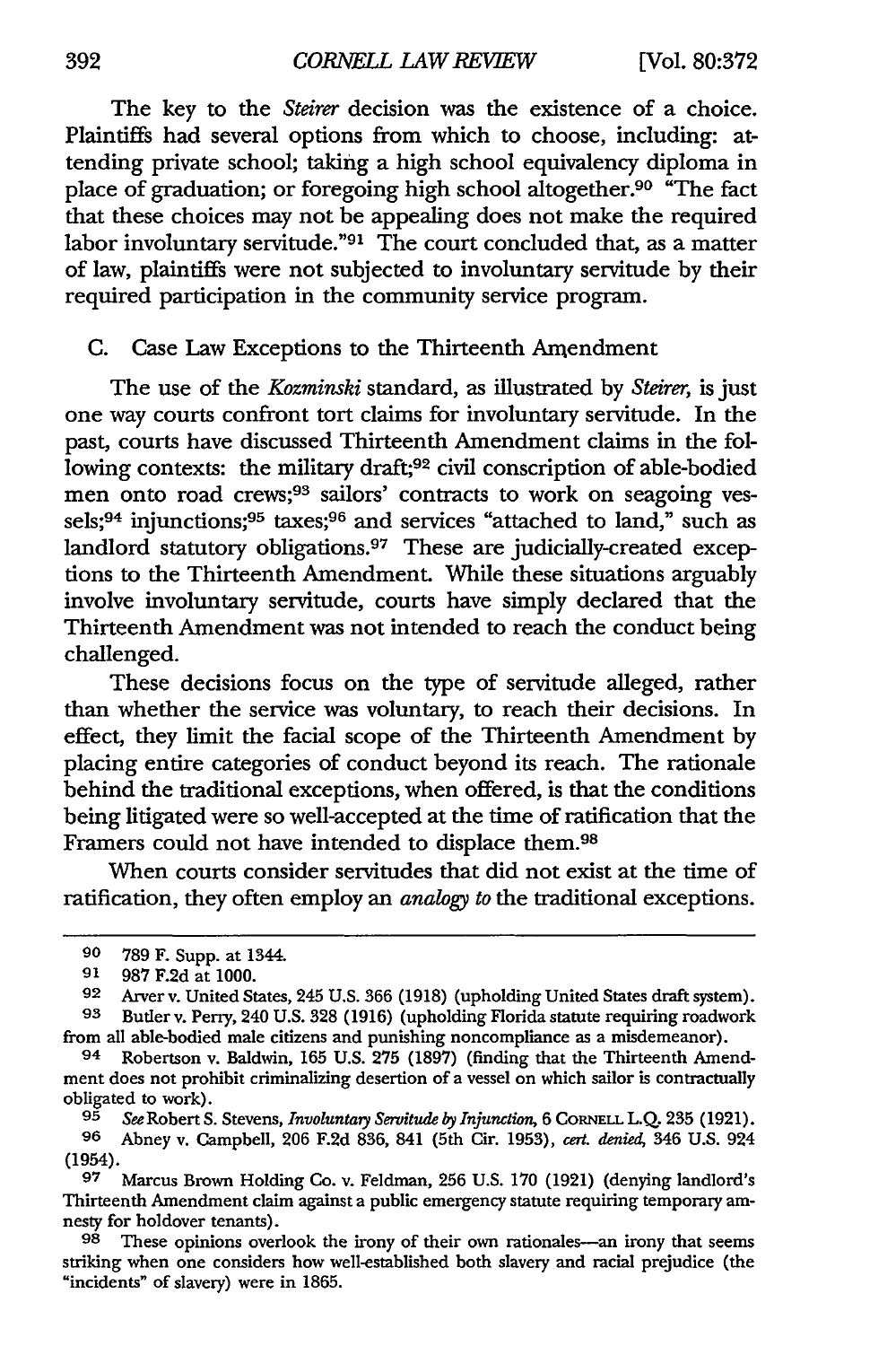The key to the *Steirer* decision was the existence of a choice. Plaintiffs had several options from which to choose, including: attending private school; taking a high school equivalency diploma in place of graduation; or foregoing high school altogether.[90] "The fact that these choices may not be appealing does not make the required labor involuntary servitude."[91] The court concluded that, as a matter of law, plaintiffs were not subjected to involuntary servitude by their required participation in the community service program.

### C. Case Law Exceptions to the Thirteenth Amendment

The use of the *Kozminski* standard, as illustrated by *Steirer*, is just one way courts confront tort claims for involuntary servitude. In the past, courts have discussed Thirteenth Amendment claims in the following contexts: the military draft;[92] civil conscription of able-bodied men onto road crews;[93] sailors' contracts to work on seagoing vessels;[94] injunctions;[95] taxes;[96] and services "attached to land," such as landlord statutory obligations.[97] These are judicially-created exceptions to the Thirteenth Amendment. While these situations arguably involve involuntary servitude, courts have simply declared that the Thirteenth Amendment was not intended to reach the conduct being challenged.

These decisions focus on the type of servitude alleged, rather than whether the service was voluntary, to reach their decisions. In effect, they limit the facial scope of the Thirteenth Amendment by placing entire categories of conduct beyond its reach. The rationale behind the traditional exceptions, when offered, is that the conditions being litigated were so well-accepted at the time of ratification that the Framers could not have intended to displace them.[98]

When courts consider servitudes that did not exist at the time of ratification, they often employ an *analogy to* the traditional exceptions.

---

[90] 789 F. Supp. at 1344.

[91] 987 F.2d at 1000.

[92] Arver v. United States, 245 U.S. 366 (1918) (upholding United States draft system).

[93] Butler v. Perry, 240 U.S. 328 (1916) (upholding Florida statute requiring roadwork from all able-bodied male citizens and punishing noncompliance as a misdemeanor).

[94] Robertson v. Baldwin, 165 U.S. 275 (1897) (finding that the Thirteenth Amendment does not prohibit criminalizing desertion of a vessel on which sailor is contractually obligated to work).

[95] *See* Robert S. Stevens, *Involuntary Servitude by Injunction*, 6 CORNELL L.Q. 235 (1921).

[96] Abney v. Campbell, 206 F.2d 836, 841 (5th Cir. 1953), *cert. denied*, 346 U.S. 924 (1954).

[97] Marcus Brown Holding Co. v. Feldman, 256 U.S. 170 (1921) (denying landlord's Thirteenth Amendment claim against a public emergency statute requiring temporary amnesty for holdover tenants).

[98] These opinions overlook the irony of their own rationales—an irony that seems striking when one considers how well-established both slavery and racial prejudice (the "incidents" of slavery) were in 1865.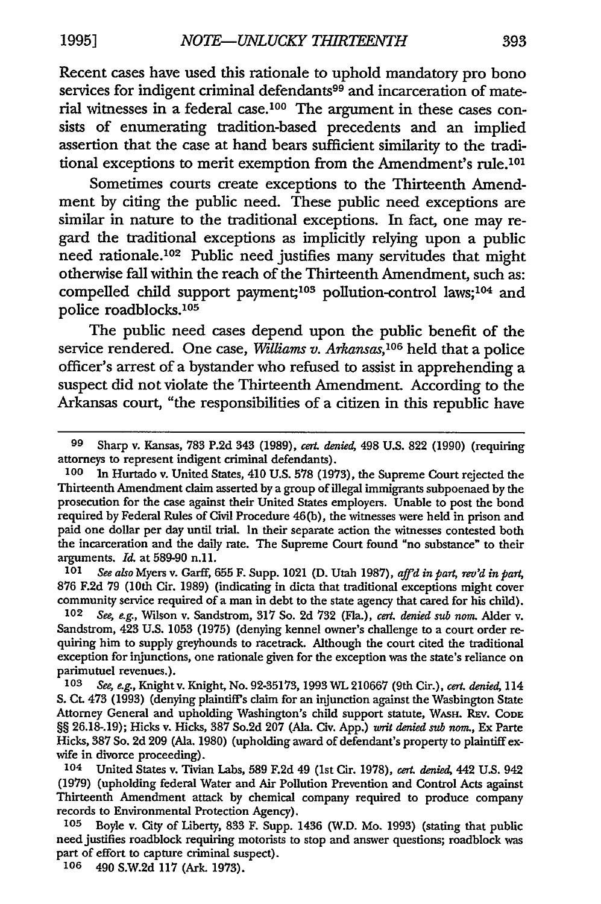Recent cases have used this rationale to uphold mandatory pro bono services for indigent criminal defendants[99] and incarceration of material witnesses in a federal case.[100] The argument in these cases consists of enumerating tradition-based precedents and an implied assertion that the case at hand bears sufficient similarity to the traditional exceptions to merit exemption from the Amendment's rule.[101]

Sometimes courts create exceptions to the Thirteenth Amendment by citing the public need. These public need exceptions are similar in nature to the traditional exceptions. In fact, one may regard the traditional exceptions as implicitly relying upon a public need rationale.[102] Public need justifies many servitudes that might otherwise fall within the reach of the Thirteenth Amendment, such as: compelled child support payment;[103] pollution-control laws;[104] and police roadblocks.[105]

The public need cases depend upon the public benefit of the service rendered. One case, *Williams v. Arkansas*,[106] held that a police officer's arrest of a bystander who refused to assist in apprehending a suspect did not violate the Thirteenth Amendment. According to the Arkansas court, "the responsibilities of a citizen in this republic have

---

99 Sharp v. Kansas, 783 P.2d 343 (1989), *cert. denied*, 498 U.S. 822 (1990) (requiring attorneys to represent indigent criminal defendants).

100 In Hurtado v. United States, 410 U.S. 578 (1973), the Supreme Court rejected the Thirteenth Amendment claim asserted by a group of illegal immigrants subpoenaed by the prosecution for the case against their United States employers. Unable to post the bond required by Federal Rules of Civil Procedure 46(b), the witnesses were held in prison and paid one dollar per day until trial. In their separate action the witnesses contested both the incarceration and the daily rate. The Supreme Court found "no substance" to their arguments. *Id.* at 589-90 n.11.

101 *See also* Myers v. Garff, 655 F. Supp. 1021 (D. Utah 1987), *aff'd in part, rev'd in part*, 876 F.2d 79 (10th Cir. 1989) (indicating in dicta that traditional exceptions might cover community service required of a man in debt to the state agency that cared for his child).

102 *See, e.g.*, Wilson v. Sandstrom, 317 So. 2d 732 (Fla.), *cert. denied sub nom.* Alder v. Sandstrom, 423 U.S. 1053 (1975) (denying kennel owner's challenge to a court order requiring him to supply greyhounds to racetrack. Although the court cited the traditional exception for injunctions, one rationale given for the exception was the state's reliance on parimutuel revenues.).

103 *See, e.g.*, Knight v. Knight, No. 92-35173, 1993 WL 210667 (9th Cir.), *cert. denied*, 114 S. Ct. 473 (1993) (denying plaintiff's claim for an injunction against the Washington State Attorney General and upholding Washington's child support statute, WASH. REV. CODE §§ 26.18-.19); Hicks v. Hicks, 387 So.2d 207 (Ala. Civ. App.) *writ denied sub nom.*, Ex Parte Hicks, 387 So. 2d 209 (Ala. 1980) (upholding award of defendant's property to plaintiff ex-wife in divorce proceeding).

104 United States v. Tivian Labs, 589 F.2d 49 (1st Cir. 1978), *cert. denied*, 442 U.S. 942 (1979) (upholding federal Water and Air Pollution Prevention and Control Acts against Thirteenth Amendment attack by chemical company required to produce company records to Environmental Protection Agency).

105 Boyle v. City of Liberty, 833 F. Supp. 1436 (W.D. Mo. 1993) (stating that public need justifies roadblock requiring motorists to stop and answer questions; roadblock was part of effort to capture criminal suspect).

106 490 S.W.2d 117 (Ark. 1973).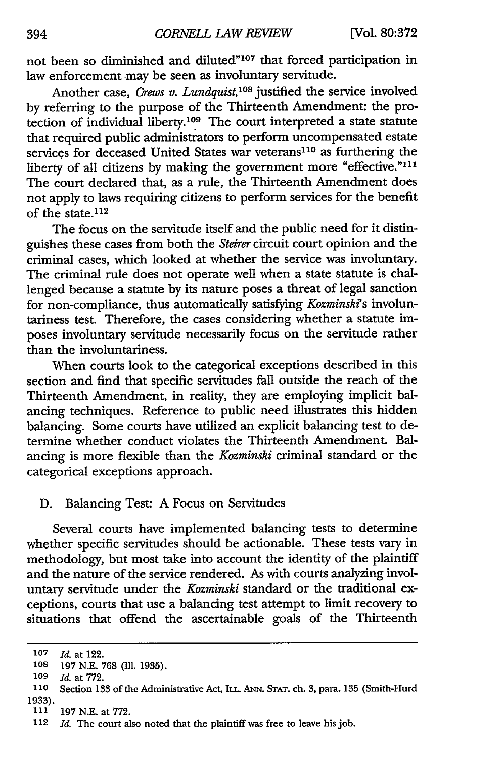not been so diminished and diluted"[107] that forced participation in law enforcement may be seen as involuntary servitude.

Another case, *Crews v. Lundquist*,[108] justified the service involved by referring to the purpose of the Thirteenth Amendment: the protection of individual liberty.[109] The court interpreted a state statute that required public administrators to perform uncompensated estate services for deceased United States war veterans[110] as furthering the liberty of all citizens by making the government more "effective."[111] The court declared that, as a rule, the Thirteenth Amendment does not apply to laws requiring citizens to perform services for the benefit of the state.[112]

The focus on the servitude itself and the public need for it distinguishes these cases from both the *Steirer* circuit court opinion and the criminal cases, which looked at whether the service was involuntary. The criminal rule does not operate well when a state statute is challenged because a statute by its nature poses a threat of legal sanction for non-compliance, thus automatically satisfying *Kozminski*'s involuntariness test. Therefore, the cases considering whether a statute imposes involuntary servitude necessarily focus on the servitude rather than the involuntariness.

When courts look to the categorical exceptions described in this section and find that specific servitudes fall outside the reach of the Thirteenth Amendment, in reality, they are employing implicit balancing techniques. Reference to public need illustrates this hidden balancing. Some courts have utilized an explicit balancing test to determine whether conduct violates the Thirteenth Amendment. Balancing is more flexible than the *Kozminski* criminal standard or the categorical exceptions approach.

### D. Balancing Test: A Focus on Servitudes

Several courts have implemented balancing tests to determine whether specific servitudes should be actionable. These tests vary in methodology, but most take into account the identity of the plaintiff and the nature of the service rendered. As with courts analyzing involuntary servitude under the *Kozminski* standard or the traditional exceptions, courts that use a balancing test attempt to limit recovery to situations that offend the ascertainable goals of the Thirteenth

---

107 *Id.* at 122.

108 197 N.E. 768 (Ill. 1935).

109 *Id.* at 772.

110 Section 133 of the Administrative Act, ILL. ANN. STAT. ch. 3, para. 135 (Smith-Hurd 1933).

111 197 N.E. at 772.

112 *Id.* The court also noted that the plaintiff was free to leave his job.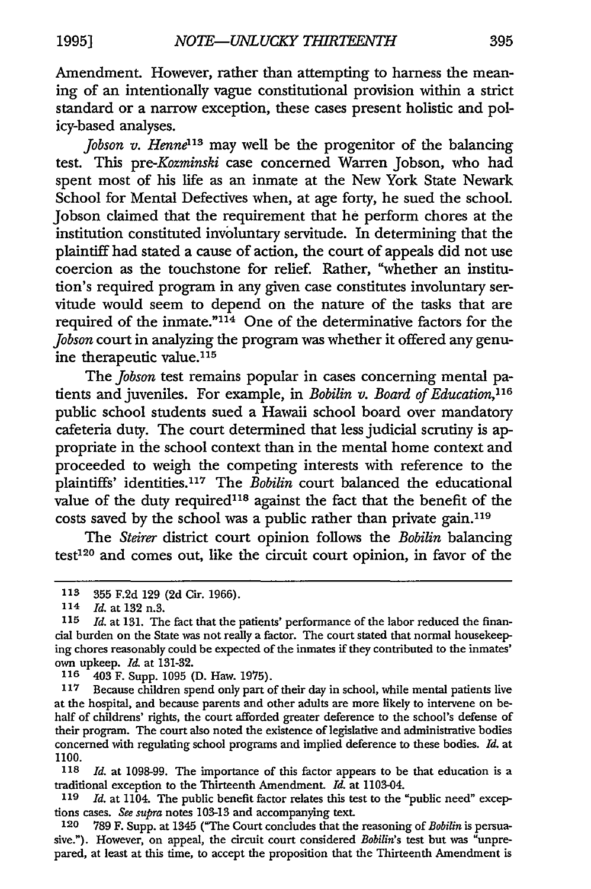Amendment. However, rather than attempting to harness the meaning of an intentionally vague constitutional provision within a strict standard or a narrow exception, these cases present holistic and policy-based analyses.

*Jobson v. Henne*[113] may well be the progenitor of the balancing test. This pre-*Kozminski* case concerned Warren Jobson, who had spent most of his life as an inmate at the New York State Newark School for Mental Defectives when, at age forty, he sued the school. Jobson claimed that the requirement that he perform chores at the institution constituted involuntary servitude. In determining that the plaintiff had stated a cause of action, the court of appeals did not use coercion as the touchstone for relief. Rather, "whether an institution's required program in any given case constitutes involuntary servitude would seem to depend on the nature of the tasks that are required of the inmate."[114] One of the determinative factors for the *Jobson* court in analyzing the program was whether it offered any genuine therapeutic value.[115]

The *Jobson* test remains popular in cases concerning mental patients and juveniles. For example, in *Bobilin v. Board of Education*,[116] public school students sued a Hawaii school board over mandatory cafeteria duty. The court determined that less judicial scrutiny is appropriate in the school context than in the mental home context and proceeded to weigh the competing interests with reference to the plaintiffs' identities.[117] The *Bobilin* court balanced the educational value of the duty required[118] against the fact that the benefit of the costs saved by the school was a public rather than private gain.[119]

The *Steirer* district court opinion follows the *Bobilin* balancing test[120] and comes out, like the circuit court opinion, in favor of the

---

113 355 F.2d 129 (2d Cir. 1966).

114 *Id.* at 132 n.3.

115 *Id.* at 131. The fact that the patients' performance of the labor reduced the financial burden on the State was not really a factor. The court stated that normal housekeeping chores reasonably could be expected of the inmates if they contributed to the inmates' own upkeep. *Id.* at 131-32.

116 403 F. Supp. 1095 (D. Haw. 1975).

117 Because children spend only part of their day in school, while mental patients live at the hospital, and because parents and other adults are more likely to intervene on behalf of childrens' rights, the court afforded greater deference to the school's defense of their program. The court also noted the existence of legislative and administrative bodies concerned with regulating school programs and implied deference to these bodies. *Id.* at 1100.

118 *Id.* at 1098-99. The importance of this factor appears to be that education is a traditional exception to the Thirteenth Amendment. *Id.* at 1103-04.

119 *Id.* at 1104. The public benefit factor relates this test to the "public need" exceptions cases. *See supra* notes 103-13 and accompanying text.

120 789 F. Supp. at 1345 ("The Court concludes that the reasoning of *Bobilin* is persuasive."). However, on appeal, the circuit court considered *Bobilin*'s test but was "unprepared, at least at this time, to accept the proposition that the Thirteenth Amendment is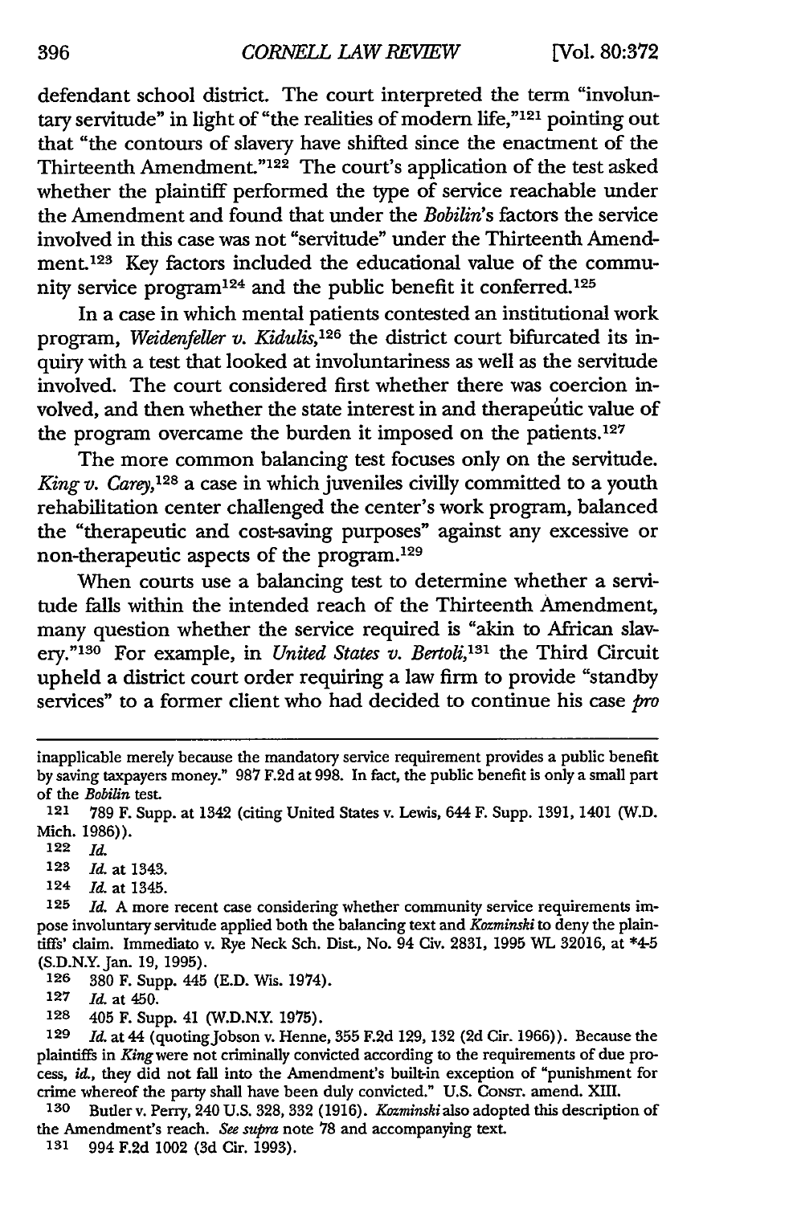defendant school district. The court interpreted the term "involuntary servitude" in light of "the realities of modern life,"[121] pointing out that "the contours of slavery have shifted since the enactment of the Thirteenth Amendment."[122] The court's application of the test asked whether the plaintiff performed the type of service reachable under the Amendment and found that under the *Bobilin's* factors the service involved in this case was not "servitude" under the Thirteenth Amendment.[123] Key factors included the educational value of the community service program[124] and the public benefit it conferred.[125]

In a case in which mental patients contested an institutional work program, *Weidenfeller v. Kidulis*,[126] the district court bifurcated its inquiry with a test that looked at involuntariness as well as the servitude involved. The court considered first whether there was coercion involved, and then whether the state interest in and therapeútic value of the program overcame the burden it imposed on the patients.[127]

The more common balancing test focuses only on the servitude. *King v. Carey*,[128] a case in which juveniles civilly committed to a youth rehabilitation center challenged the center's work program, balanced the "therapeutic and cost-saving purposes" against any excessive or non-therapeutic aspects of the program.[129]

When courts use a balancing test to determine whether a servitude falls within the intended reach of the Thirteenth Amendment, many question whether the service required is "akin to African slavery."[130] For example, in *United States v. Bertoli*,[131] the Third Circuit upheld a district court order requiring a law firm to provide "standby services" to a former client who had decided to continue his case *pro*

---

inapplicable merely because the mandatory service requirement provides a public benefit by saving taxpayers money." 987 F.2d at 998. In fact, the public benefit is only a small part of the *Bobilin* test.

121 789 F. Supp. at 1342 (citing United States v. Lewis, 644 F. Supp. 1391, 1401 (W.D. Mich. 1986)).

122 *Id.*

123 *Id.* at 1343.

124 *Id.* at 1345.

125 *Id.* A more recent case considering whether community service requirements impose involuntary servitude applied both the balancing text and *Kozminski* to deny the plaintiffs' claim. Immediato v. Rye Neck Sch. Dist., No. 94 Civ. 2831, 1995 WL 32016, at *4-5 (S.D.N.Y. Jan. 19, 1995).

126 380 F. Supp. 445 (E.D. Wis. 1974).

127 *Id.* at 450.

128 405 F. Supp. 41 (W.D.N.Y. 1975).

129 *Id.* at 44 (quoting Jobson v. Henne, 355 F.2d 129, 132 (2d Cir. 1966)). Because the plaintiffs in *King* were not criminally convicted according to the requirements of due process, *id.*, they did not fall into the Amendment's built-in exception of "punishment for crime whereof the party shall have been duly convicted." U.S. CONST. amend. XIII.

130 Butler v. Perry, 240 U.S. 328, 332 (1916). *Kozminski* also adopted this description of the Amendment's reach. *See supra* note 78 and accompanying text.

131 994 F.2d 1002 (3d Cir. 1993).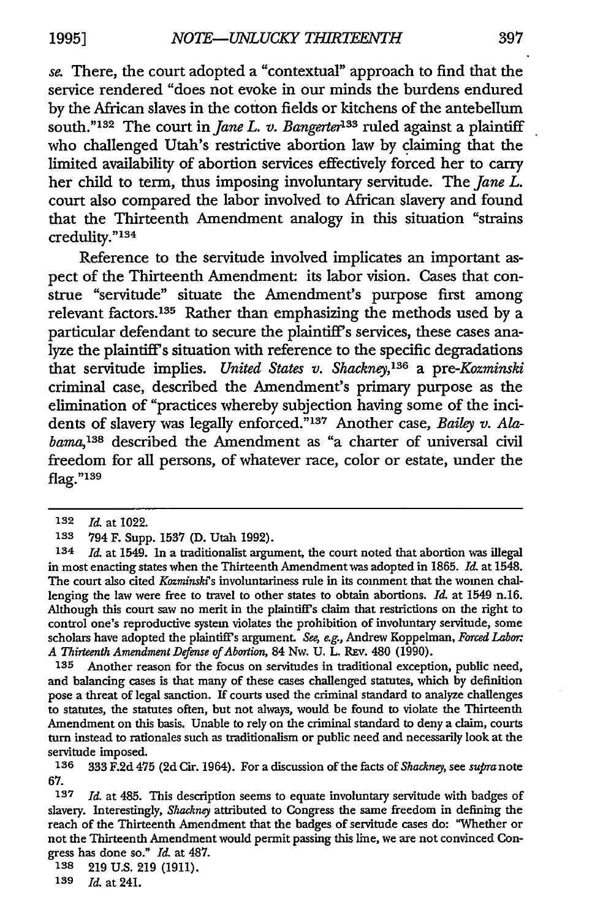*se.* There, the court adopted a "contextual" approach to find that the service rendered "does not evoke in our minds the burdens endured by the African slaves in the cotton fields or kitchens of the antebellum south."[132] The court in *Jane L. v. Bangerter*[133] ruled against a plaintiff who challenged Utah's restrictive abortion law by claiming that the limited availability of abortion services effectively forced her to carry her child to term, thus imposing involuntary servitude. The *Jane L.* court also compared the labor involved to African slavery and found that the Thirteenth Amendment analogy in this situation "strains credulity."[134]

Reference to the servitude involved implicates an important aspect of the Thirteenth Amendment: its labor vision. Cases that construe "servitude" situate the Amendment's purpose first among relevant factors.[135] Rather than emphasizing the methods used by a particular defendant to secure the plaintiff's services, these cases analyze the plaintiff's situation with reference to the specific degradations that servitude implies. *United States v. Shackney*,[136] a pre-*Kozminski* criminal case, described the Amendment's primary purpose as the elimination of "practices whereby subjection having some of the incidents of slavery was legally enforced."[137] Another case, *Bailey v. Alabama*,[138] described the Amendment as "a charter of universal civil freedom for all persons, of whatever race, color or estate, under the flag."[139]

---

132 *Id.* at 1022.

133 794 F. Supp. 1537 (D. Utah 1992).

134 *Id.* at 1549. In a traditionalist argument, the court noted that abortion was illegal in most enacting states when the Thirteenth Amendment was adopted in 1865. *Id.* at 1548. The court also cited *Kozminski*'s involuntariness rule in its comment that the women challenging the law were free to travel to other states to obtain abortions. *Id.* at 1549 n.16. Although this court saw no merit in the plaintiff's claim that restrictions on the right to control one's reproductive system violates the prohibition of involuntary servitude, some scholars have adopted the plaintiff's argument. *See, e.g.*, Andrew Koppelman, *Forced Labor: A Thirteenth Amendment Defense of Abortion*, 84 Nw. U. L. Rev. 480 (1990).

135 Another reason for the focus on servitudes in traditional exception, public need, and balancing cases is that many of these cases challenged statutes, which by definition pose a threat of legal sanction. If courts used the criminal standard to analyze challenges to statutes, the statutes often, but not always, would be found to violate the Thirteenth Amendment on this basis. Unable to rely on the criminal standard to deny a claim, courts turn instead to rationales such as traditionalism or public need and necessarily look at the servitude imposed.

136 333 F.2d 475 (2d Cir. 1964). For a discussion of the facts of *Shackney*, see *supra* note 67.

137 *Id.* at 485. This description seems to equate involuntary servitude with badges of slavery. Interestingly, *Shackney* attributed to Congress the same freedom in defining the reach of the Thirteenth Amendment that the badges of servitude cases do: "Whether or not the Thirteenth Amendment would permit passing this line, we are not convinced Congress has done so." *Id.* at 487.

138 219 U.S. 219 (1911).

139 *Id.* at 241.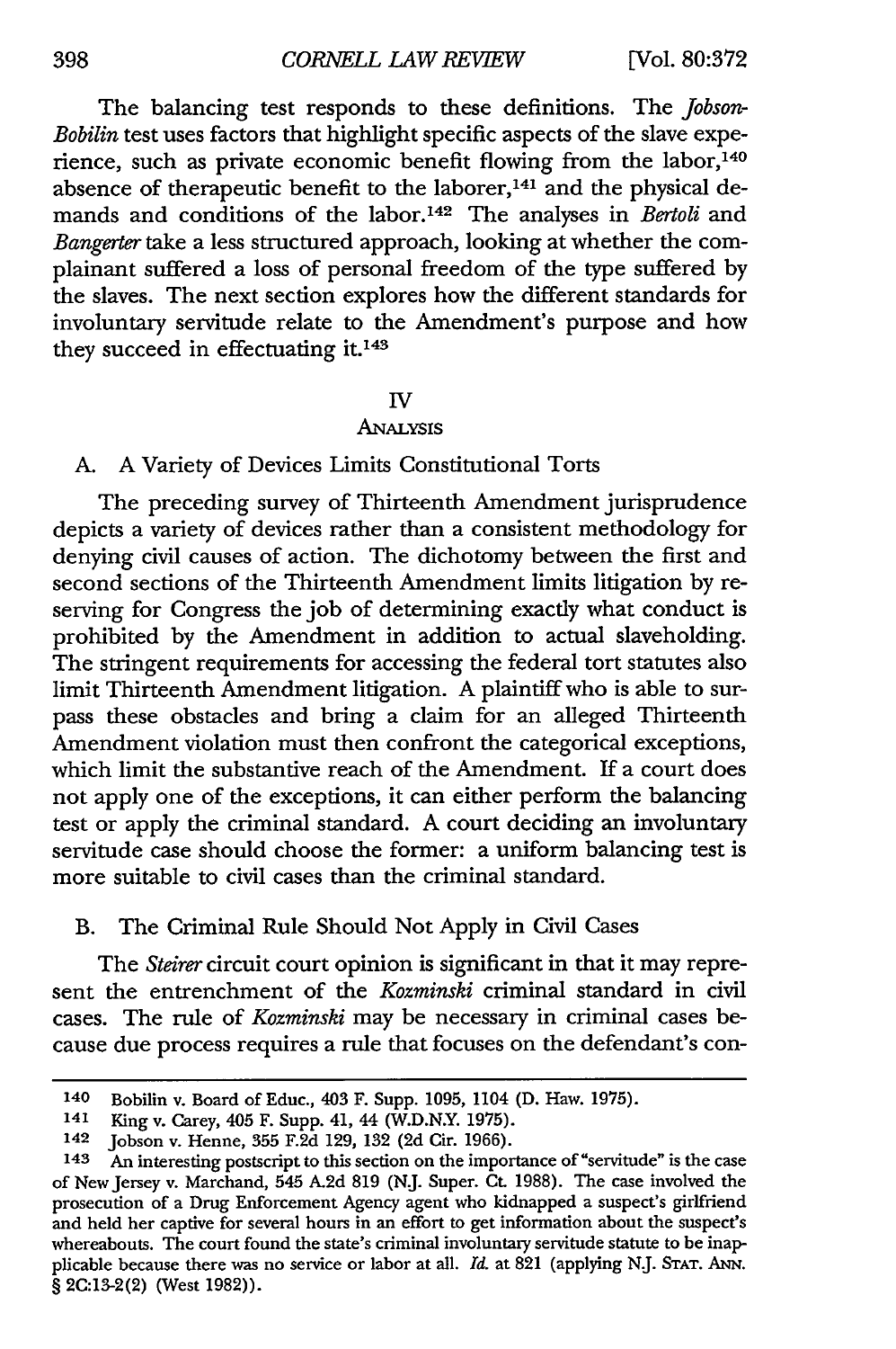The balancing test responds to these definitions. The *Jobson-Bobilin* test uses factors that highlight specific aspects of the slave experience, such as private economic benefit flowing from the labor,[140] absence of therapeutic benefit to the laborer,[141] and the physical demands and conditions of the labor.[142] The analyses in *Bertoli* and *Bangerter* take a less structured approach, looking at whether the complainant suffered a loss of personal freedom of the type suffered by the slaves. The next section explores how the different standards for involuntary servitude relate to the Amendment's purpose and how they succeed in effectuating it.[143]

# IV
# Analysis

## A. A Variety of Devices Limits Constitutional Torts

The preceding survey of Thirteenth Amendment jurisprudence depicts a variety of devices rather than a consistent methodology for denying civil causes of action. The dichotomy between the first and second sections of the Thirteenth Amendment limits litigation by reserving for Congress the job of determining exactly what conduct is prohibited by the Amendment in addition to actual slaveholding. The stringent requirements for accessing the federal tort statutes also limit Thirteenth Amendment litigation. A plaintiff who is able to surpass these obstacles and bring a claim for an alleged Thirteenth Amendment violation must then confront the categorical exceptions, which limit the substantive reach of the Amendment. If a court does not apply one of the exceptions, it can either perform the balancing test or apply the criminal standard. A court deciding an involuntary servitude case should choose the former: a uniform balancing test is more suitable to civil cases than the criminal standard.

## B. The Criminal Rule Should Not Apply in Civil Cases

The *Steirer* circuit court opinion is significant in that it may represent the entrenchment of the *Kozminski* criminal standard in civil cases. The rule of *Kozminski* may be necessary in criminal cases because due process requires a rule that focuses on the defendant's con-

---

140 Bobilin v. Board of Educ., 403 F. Supp. 1095, 1104 (D. Haw. 1975).

141 King v. Carey, 405 F. Supp. 41, 44 (W.D.N.Y. 1975).

142 Jobson v. Henne, 355 F.2d 129, 132 (2d Cir. 1966).

143 An interesting postscript to this section on the importance of "servitude" is the case of New Jersey v. Marchand, 545 A.2d 819 (N.J. Super. Ct. 1988). The case involved the prosecution of a Drug Enforcement Agency agent who kidnapped a suspect's girlfriend and held her captive for several hours in an effort to get information about the suspect's whereabouts. The court found the state's criminal involuntary servitude statute to be inapplicable because there was no service or labor at all. *Id.* at 821 (applying N.J. Stat. Ann. § 2C:13-2(2) (West 1982)).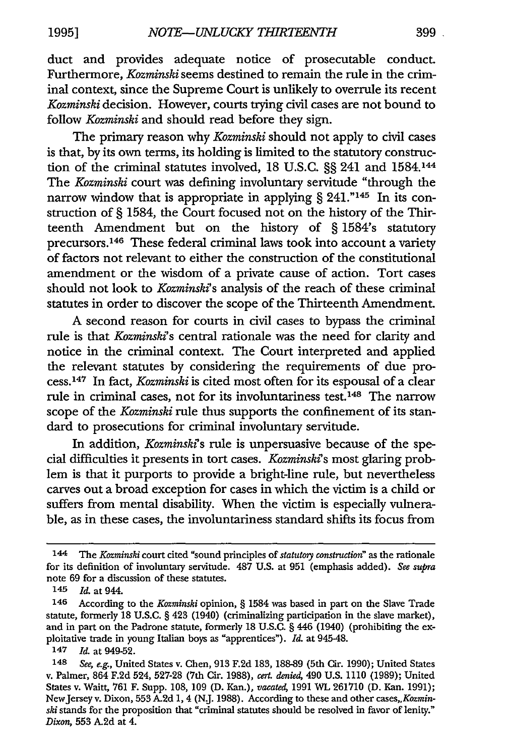duct and provides adequate notice of prosecutable conduct. Furthermore, *Kozminski* seems destined to remain the rule in the criminal context, since the Supreme Court is unlikely to overrule its recent *Kozminski* decision. However, courts trying civil cases are not bound to follow *Kozminski* and should read before they sign.

The primary reason why *Kozminski* should not apply to civil cases is that, by its own terms, its holding is limited to the statutory construction of the criminal statutes involved, 18 U.S.C. §§ 241 and 1584.[144] The *Kozminski* court was defining involuntary servitude "through the narrow window that is appropriate in applying § 241."[145] In its construction of § 1584, the Court focused not on the history of the Thirteenth Amendment but on the history of § 1584's statutory precursors.[146] These federal criminal laws took into account a variety of factors not relevant to either the construction of the constitutional amendment or the wisdom of a private cause of action. Tort cases should not look to *Kozminski*'s analysis of the reach of these criminal statutes in order to discover the scope of the Thirteenth Amendment.

A second reason for courts in civil cases to bypass the criminal rule is that *Kozminski*'s central rationale was the need for clarity and notice in the criminal context. The Court interpreted and applied the relevant statutes by considering the requirements of due process.[147] In fact, *Kozminski* is cited most often for its espousal of a clear rule in criminal cases, not for its involuntariness test.[148] The narrow scope of the *Kozminski* rule thus supports the confinement of its standard to prosecutions for criminal involuntary servitude.

In addition, *Kozminski*'s rule is unpersuasive because of the special difficulties it presents in tort cases. *Kozminski*'s most glaring problem is that it purports to provide a bright-line rule, but nevertheless carves out a broad exception for cases in which the victim is a child or suffers from mental disability. When the victim is especially vulnerable, as in these cases, the involuntariness standard shifts its focus from

---

144 The *Kozminski* court cited "sound principles of *statutory construction*" as the rationale for its definition of involuntary servitude. 487 U.S. at 951 (emphasis added). *See supra* note 69 for a discussion of these statutes.

145 *Id.* at 944.

146 According to the *Kozminski* opinion, § 1584 was based in part on the Slave Trade statute, formerly 18 U.S.C. § 423 (1940) (criminalizing participation in the slave market), and in part on the Padrone statute, formerly 18 U.S.C. § 446 (1940) (prohibiting the exploitative trade in young Italian boys as "apprentices"). *Id.* at 945-48.

147 *Id.* at 949-52.

148 *See, e.g.*, United States v. Chen, 913 F.2d 183, 188-89 (5th Cir. 1990); United States v. Palmer, 864 F.2d 524, 527-28 (7th Cir. 1988), *cert. denied*, 490 U.S. 1110 (1989); United States v. Waitt, 761 F. Supp. 108, 109 (D. Kan.), *vacated*, 1991 WL 261710 (D. Kan. 1991); New Jersey v. Dixon, 553 A.2d 1, 4 (N.J. 1988). According to these and other cases, *Kozminski* stands for the proposition that "criminal statutes should be resolved in favor of lenity." *Dixon*, 553 A.2d at 4.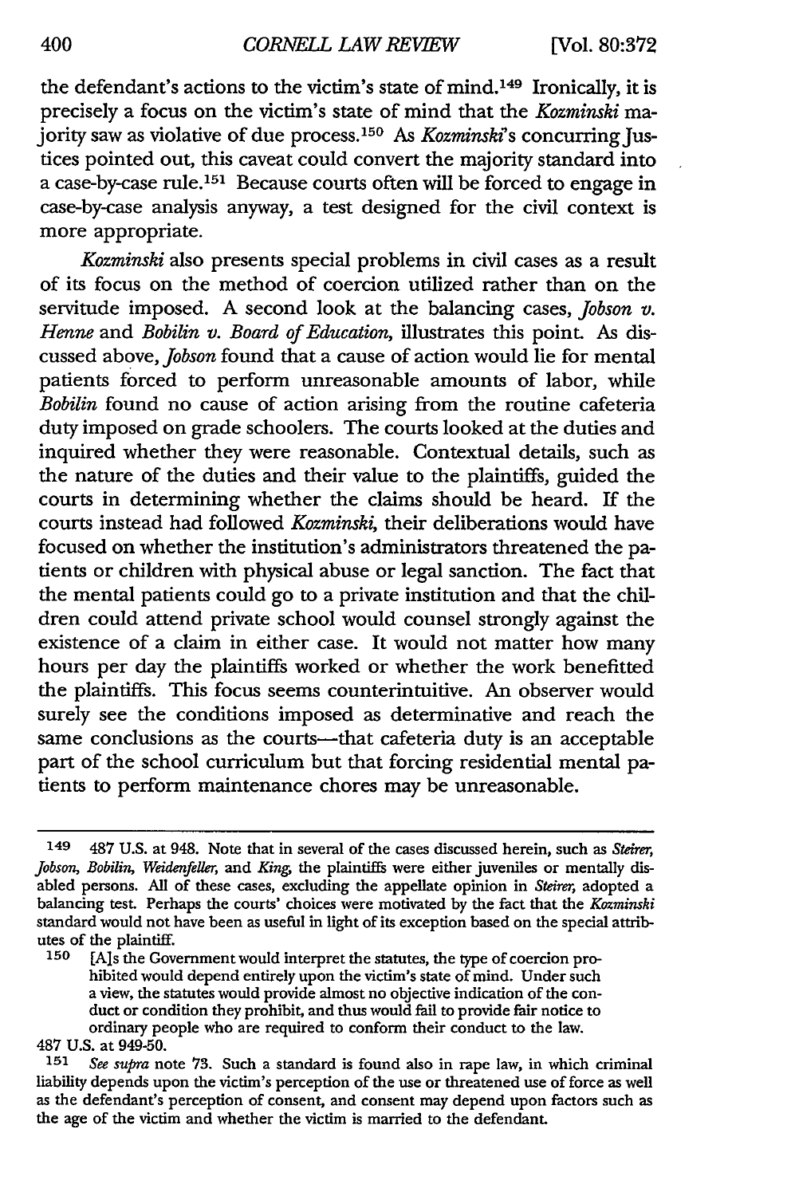the defendant's actions to the victim's state of mind.[149] Ironically, it is precisely a focus on the victim's state of mind that the *Kozminski* majority saw as violative of due process.[150] As *Kozminski*'s concurring Justices pointed out, this caveat could convert the majority standard into a case-by-case rule.[151] Because courts often will be forced to engage in case-by-case analysis anyway, a test designed for the civil context is more appropriate.

*Kozminski* also presents special problems in civil cases as a result of its focus on the method of coercion utilized rather than on the servitude imposed. A second look at the balancing cases, *Jobson v. Henne* and *Bobilin v. Board of Education*, illustrates this point. As discussed above, *Jobson* found that a cause of action would lie for mental patients forced to perform unreasonable amounts of labor, while *Bobilin* found no cause of action arising from the routine cafeteria duty imposed on grade schoolers. The courts looked at the duties and inquired whether they were reasonable. Contextual details, such as the nature of the duties and their value to the plaintiffs, guided the courts in determining whether the claims should be heard. If the courts instead had followed *Kozminski*, their deliberations would have focused on whether the institution's administrators threatened the patients or children with physical abuse or legal sanction. The fact that the mental patients could go to a private institution and that the children could attend private school would counsel strongly against the existence of a claim in either case. It would not matter how many hours per day the plaintiffs worked or whether the work benefitted the plaintiffs. This focus seems counterintuitive. An observer would surely see the conditions imposed as determinative and reach the same conclusions as the courts—that cafeteria duty is an acceptable part of the school curriculum but that forcing residential mental patients to perform maintenance chores may be unreasonable.

---

149 487 U.S. at 948. Note that in several of the cases discussed herein, such as *Steirer*, *Jobson*, *Bobilin*, *Weidenfeller*, and *King*, the plaintiffs were either juveniles or mentally disabled persons. All of these cases, excluding the appellate opinion in *Steirer*, adopted a balancing test. Perhaps the courts' choices were motivated by the fact that the *Kozminski* standard would not have been as useful in light of its exception based on the special attributes of the plaintiff.

150 [A]s the Government would interpret the statutes, the type of coercion prohibited would depend entirely upon the victim's state of mind. Under such a view, the statutes would provide almost no objective indication of the conduct or condition they prohibit, and thus would fail to provide fair notice to ordinary people who are required to conform their conduct to the law.

487 U.S. at 949-50.

151 *See supra* note 73. Such a standard is found also in rape law, in which criminal liability depends upon the victim's perception of the use or threatened use of force as well as the defendant's perception of consent, and consent may depend upon factors such as the age of the victim and whether the victim is married to the defendant.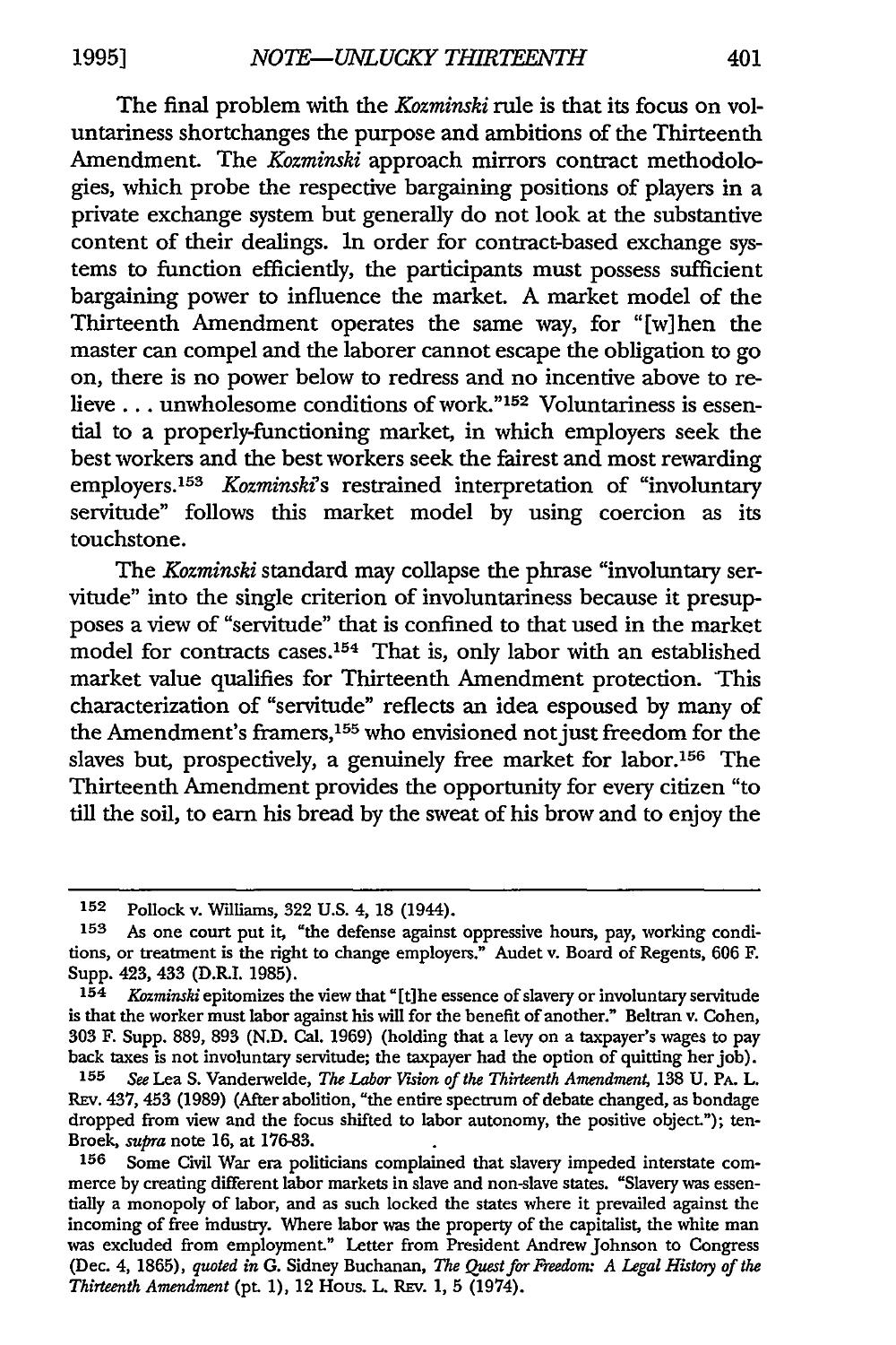The final problem with the *Kozminski* rule is that its focus on voluntariness shortchanges the purpose and ambitions of the Thirteenth Amendment. The *Kozminski* approach mirrors contract methodologies, which probe the respective bargaining positions of players in a private exchange system but generally do not look at the substantive content of their dealings. In order for contract-based exchange systems to function efficiently, the participants must possess sufficient bargaining power to influence the market. A market model of the Thirteenth Amendment operates the same way, for "[w]hen the master can compel and the laborer cannot escape the obligation to go on, there is no power below to redress and no incentive above to relieve . . . unwholesome conditions of work."[152] Voluntariness is essential to a properly-functioning market, in which employers seek the best workers and the best workers seek the fairest and most rewarding employers.[153] *Kozminski*'s restrained interpretation of "involuntary servitude" follows this market model by using coercion as its touchstone.

The *Kozminski* standard may collapse the phrase "involuntary servitude" into the single criterion of involuntariness because it presupposes a view of "servitude" that is confined to that used in the market model for contracts cases.[154] That is, only labor with an established market value qualifies for Thirteenth Amendment protection. This characterization of "servitude" reflects an idea espoused by many of the Amendment's framers,[155] who envisioned not just freedom for the slaves but, prospectively, a genuinely free market for labor.[156] The Thirteenth Amendment provides the opportunity for every citizen "to till the soil, to earn his bread by the sweat of his brow and to enjoy the

---

152 Pollock v. Williams, 322 U.S. 4, 18 (1944).

153 As one court put it, "the defense against oppressive hours, pay, working conditions, or treatment is the right to change employers." Audet v. Board of Regents, 606 F. Supp. 423, 433 (D.R.I. 1985).

154 *Kozminski* epitomizes the view that "[t]he essence of slavery or involuntary servitude is that the worker must labor against his will for the benefit of another." Beltran v. Cohen, 303 F. Supp. 889, 893 (N.D. Cal. 1969) (holding that a levy on a taxpayer's wages to pay back taxes is not involuntary servitude; the taxpayer had the option of quitting her job).

155 *See* Lea S. Vanderwelde, *The Labor Vision of the Thirteenth Amendment*, 138 U. PA. L. REV. 437, 453 (1989) (After abolition, "the entire spectrum of debate changed, as bondage dropped from view and the focus shifted to labor autonomy, the positive object."); tenBroek, *supra* note 16, at 176-83.

156 Some Civil War era politicians complained that slavery impeded interstate commerce by creating different labor markets in slave and non-slave states. "Slavery was essentially a monopoly of labor, and as such locked the states where it prevailed against the incoming of free industry. Where labor was the property of the capitalist, the white man was excluded from employment." Letter from President Andrew Johnson to Congress (Dec. 4, 1865), *quoted in* G. Sidney Buchanan, *The Quest for Freedom: A Legal History of the Thirteenth Amendment* (pt. 1), 12 HOUS. L. REV. 1, 5 (1974).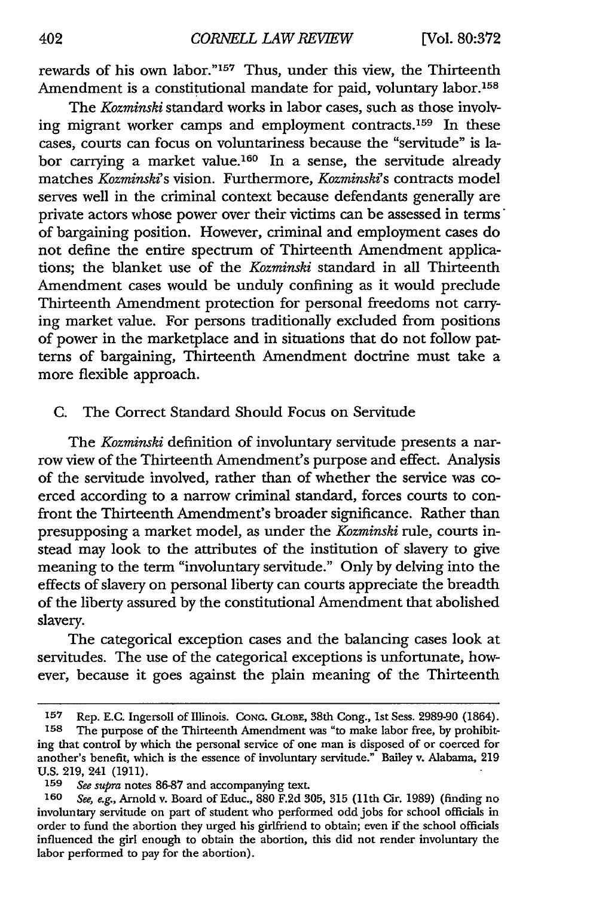rewards of his own labor."[157] Thus, under this view, the Thirteenth Amendment is a constitutional mandate for paid, voluntary labor.[158]

The *Kozminski* standard works in labor cases, such as those involving migrant worker camps and employment contracts.[159] In these cases, courts can focus on voluntariness because the "servitude" is labor carrying a market value.[160] In a sense, the servitude already matches *Kozminski*'s vision. Furthermore, *Kozminski*'s contracts model serves well in the criminal context because defendants generally are private actors whose power over their victims can be assessed in terms of bargaining position. However, criminal and employment cases do not define the entire spectrum of Thirteenth Amendment applications; the blanket use of the *Kozminski* standard in all Thirteenth Amendment cases would be unduly confining as it would preclude Thirteenth Amendment protection for personal freedoms not carrying market value. For persons traditionally excluded from positions of power in the marketplace and in situations that do not follow patterns of bargaining, Thirteenth Amendment doctrine must take a more flexible approach.

### C. The Correct Standard Should Focus on Servitude

The *Kozminski* definition of involuntary servitude presents a narrow view of the Thirteenth Amendment's purpose and effect. Analysis of the servitude involved, rather than of whether the service was coerced according to a narrow criminal standard, forces courts to confront the Thirteenth Amendment's broader significance. Rather than presupposing a market model, as under the *Kozminski* rule, courts instead may look to the attributes of the institution of slavery to give meaning to the term "involuntary servitude." Only by delving into the effects of slavery on personal liberty can courts appreciate the breadth of the liberty assured by the constitutional Amendment that abolished slavery.

The categorical exception cases and the balancing cases look at servitudes. The use of the categorical exceptions is unfortunate, however, because it goes against the plain meaning of the Thirteenth

---

[157] Rep. E.C. Ingersoll of Illinois. CONG. GLOBE, 38th Cong., 1st Sess. 2989-90 (1864).

[158] The purpose of the Thirteenth Amendment was "to make labor free, by prohibiting that control by which the personal service of one man is disposed of or coerced for another's benefit, which is the essence of involuntary servitude." Bailey v. Alabama, 219 U.S. 219, 241 (1911).

[159] *See supra* notes 86-87 and accompanying text.

[160] *See, e.g.*, Arnold v. Board of Educ., 880 F.2d 305, 315 (11th Cir. 1989) (finding no involuntary servitude on part of student who performed odd jobs for school officials in order to fund the abortion they urged his girlfriend to obtain; even if the school officials influenced the girl enough to obtain the abortion, this did not render involuntary the labor performed to pay for the abortion).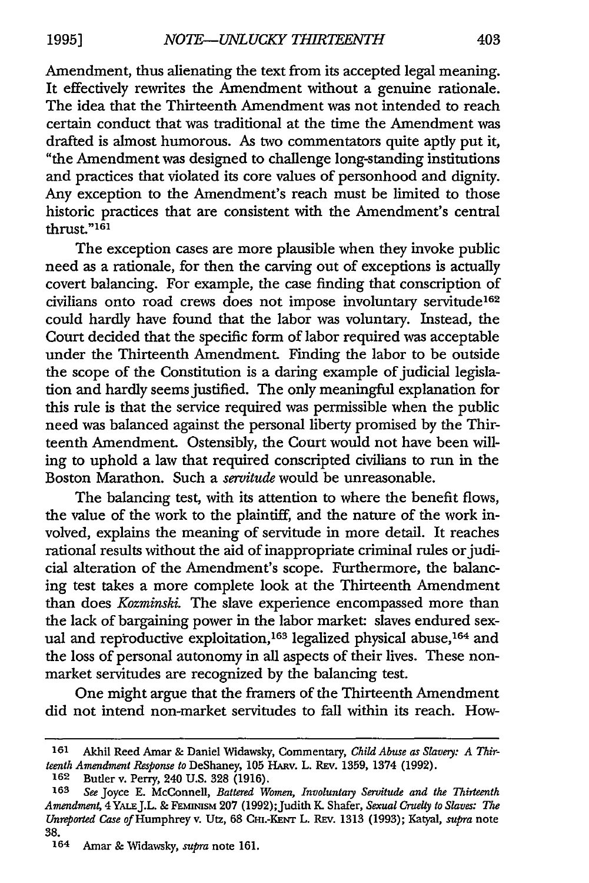Amendment, thus alienating the text from its accepted legal meaning. It effectively rewrites the Amendment without a genuine rationale. The idea that the Thirteenth Amendment was not intended to reach certain conduct that was traditional at the time the Amendment was drafted is almost humorous. As two commentators quite aptly put it, "the Amendment was designed to challenge long-standing institutions and practices that violated its core values of personhood and dignity. Any exception to the Amendment's reach must be limited to those historic practices that are consistent with the Amendment's central thrust."[161]

The exception cases are more plausible when they invoke public need as a rationale, for then the carving out of exceptions is actually covert balancing. For example, the case finding that conscription of civilians onto road crews does not impose involuntary servitude[162] could hardly have found that the labor was voluntary. Instead, the Court decided that the specific form of labor required was acceptable under the Thirteenth Amendment. Finding the labor to be outside the scope of the Constitution is a daring example of judicial legislation and hardly seems justified. The only meaningful explanation for this rule is that the service required was permissible when the public need was balanced against the personal liberty promised by the Thirteenth Amendment. Ostensibly, the Court would not have been willing to uphold a law that required conscripted civilians to run in the Boston Marathon. Such a *servitude* would be unreasonable.

The balancing test, with its attention to where the benefit flows, the value of the work to the plaintiff, and the nature of the work involved, explains the meaning of servitude in more detail. It reaches rational results without the aid of inappropriate criminal rules or judicial alteration of the Amendment's scope. Furthermore, the balancing test takes a more complete look at the Thirteenth Amendment than does *Kozminski*. The slave experience encompassed more than the lack of bargaining power in the labor market: slaves endured sexual and reproductive exploitation,[163] legalized physical abuse,[164] and the loss of personal autonomy in all aspects of their lives. These non-market servitudes are recognized by the balancing test.

One might argue that the framers of the Thirteenth Amendment did not intend non-market servitudes to fall within its reach. How-

---

[161] Akhil Reed Amar & Daniel Widawsky, Commentary, *Child Abuse as Slavery: A Thirteenth Amendment Response to* DeShaney, 105 HARV. L. REV. 1359, 1374 (1992).

[162] Butler v. Perry, 240 U.S. 328 (1916).

[163] *See* Joyce E. McConnell, *Battered Women, Involuntary Servitude and the Thirteenth Amendment*, 4 YALE J.L. & FEMINISM 207 (1992); Judith K. Shafer, *Sexual Cruelty to Slaves: The Unreported Case of* Humphrey v. Utz, 68 CHI.-KENT L. REV. 1313 (1993); Katyal, *supra* note 38.

[164] Amar & Widawsky, *supra* note 161.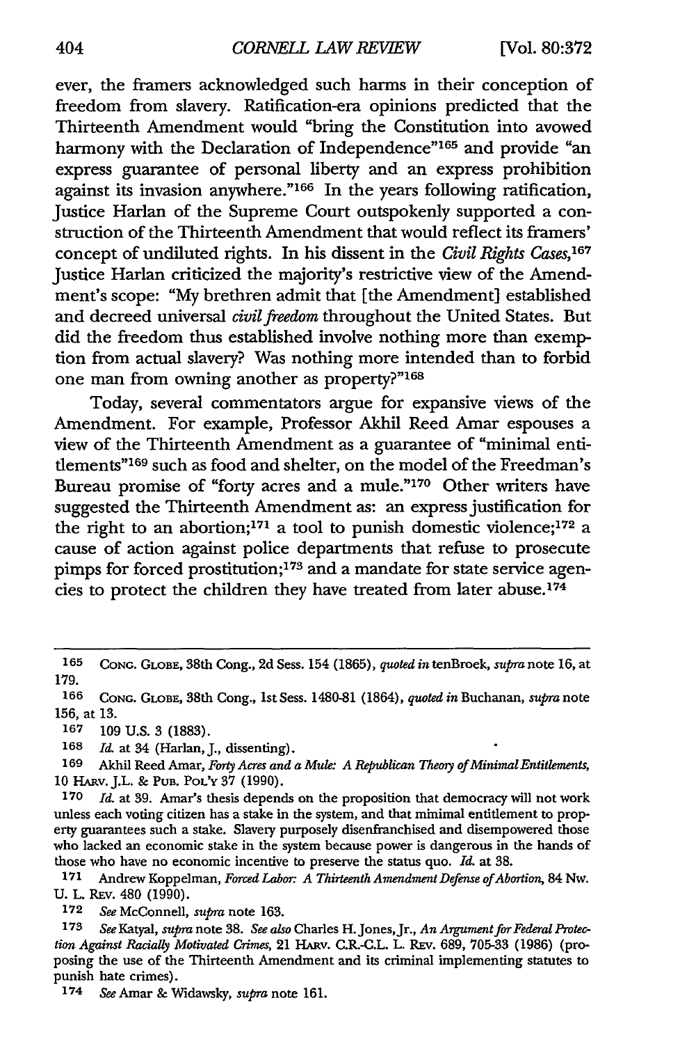ever, the framers acknowledged such harms in their conception of freedom from slavery. Ratification-era opinions predicted that the Thirteenth Amendment would "bring the Constitution into avowed harmony with the Declaration of Independence"[165] and provide "an express guarantee of personal liberty and an express prohibition against its invasion anywhere."[166] In the years following ratification, Justice Harlan of the Supreme Court outspokenly supported a construction of the Thirteenth Amendment that would reflect its framers' concept of undiluted rights. In his dissent in the *Civil Rights Cases*,[167] Justice Harlan criticized the majority's restrictive view of the Amendment's scope: "My brethren admit that [the Amendment] established and decreed universal *civil freedom* throughout the United States. But did the freedom thus established involve nothing more than exemption from actual slavery? Was nothing more intended than to forbid one man from owning another as property?"[168]

Today, several commentators argue for expansive views of the Amendment. For example, Professor Akhil Reed Amar espouses a view of the Thirteenth Amendment as a guarantee of "minimal entitlements"[169] such as food and shelter, on the model of the Freedman's Bureau promise of "forty acres and a mule."[170] Other writers have suggested the Thirteenth Amendment as: an express justification for the right to an abortion;[171] a tool to punish domestic violence;[172] a cause of action against police departments that refuse to prosecute pimps for forced prostitution;[173] and a mandate for state service agencies to protect the children they have treated from later abuse.[174]

---

165 Cong. Globe, 38th Cong., 2d Sess. 154 (1865), *quoted in* tenBroek, *supra* note 16, at 179.

166 Cong. Globe, 38th Cong., 1st Sess. 1480-81 (1864), *quoted in* Buchanan, *supra* note 156, at 13.

167 109 U.S. 3 (1883).

168 *Id.* at 34 (Harlan, J., dissenting).

169 Akhil Reed Amar, *Forty Acres and a Mule: A Republican Theory of Minimal Entitlements*, 10 Harv. J.L. & Pub. Pol'y 37 (1990).

170 *Id.* at 39. Amar's thesis depends on the proposition that democracy will not work unless each voting citizen has a stake in the system, and that minimal entitlement to property guarantees such a stake. Slavery purposely disenfranchised and disempowered those who lacked an economic stake in the system because power is dangerous in the hands of those who have no economic incentive to preserve the status quo. *Id.* at 38.

171 Andrew Koppelman, *Forced Labor: A Thirteenth Amendment Defense of Abortion*, 84 Nw. U. L. Rev. 480 (1990).

172 *See* McConnell, *supra* note 163.

173 *See* Katyal, *supra* note 38. *See also* Charles H. Jones, Jr., *An Argument for Federal Protection Against Racially Motivated Crimes*, 21 Harv. C.R.-C.L. L. Rev. 689, 705-33 (1986) (proposing the use of the Thirteenth Amendment and its criminal implementing statutes to punish hate crimes).

174 *See* Amar & Widawsky, *supra* note 161.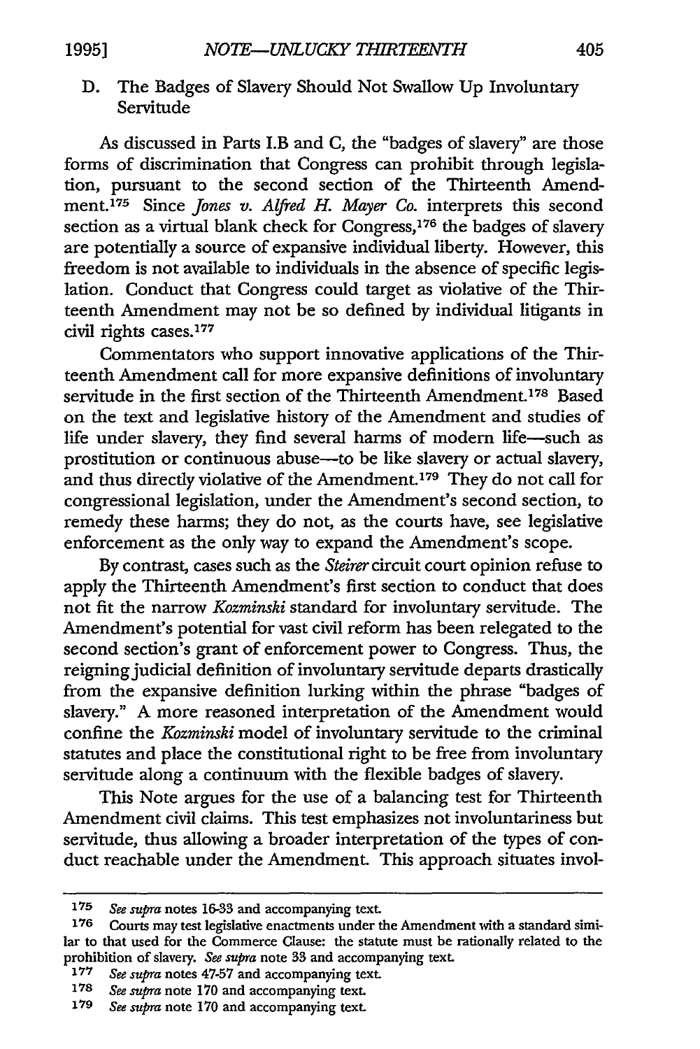### D. The Badges of Slavery Should Not Swallow Up Involuntary Servitude

As discussed in Parts I.B and C, the "badges of slavery" are those forms of discrimination that Congress can prohibit through legislation, pursuant to the second section of the Thirteenth Amendment.[175] Since *Jones v. Alfred H. Mayer Co.* interprets this second section as a virtual blank check for Congress,[176] the badges of slavery are potentially a source of expansive individual liberty. However, this freedom is not available to individuals in the absence of specific legislation. Conduct that Congress could target as violative of the Thirteenth Amendment may not be so defined by individual litigants in civil rights cases.[177]

Commentators who support innovative applications of the Thirteenth Amendment call for more expansive definitions of involuntary servitude in the first section of the Thirteenth Amendment.[178] Based on the text and legislative history of the Amendment and studies of life under slavery, they find several harms of modern life—such as prostitution or continuous abuse—to be like slavery or actual slavery, and thus directly violative of the Amendment.[179] They do not call for congressional legislation, under the Amendment's second section, to remedy these harms; they do not, as the courts have, see legislative enforcement as the only way to expand the Amendment's scope.

By contrast, cases such as the *Steirer* circuit court opinion refuse to apply the Thirteenth Amendment's first section to conduct that does not fit the narrow *Kozminski* standard for involuntary servitude. The Amendment's potential for vast civil reform has been relegated to the second section's grant of enforcement power to Congress. Thus, the reigning judicial definition of involuntary servitude departs drastically from the expansive definition lurking within the phrase "badges of slavery." A more reasoned interpretation of the Amendment would confine the *Kozminski* model of involuntary servitude to the criminal statutes and place the constitutional right to be free from involuntary servitude along a continuum with the flexible badges of slavery.

This Note argues for the use of a balancing test for Thirteenth Amendment civil claims. This test emphasizes not involuntariness but servitude, thus allowing a broader interpretation of the types of conduct reachable under the Amendment. This approach situates invol-

---

175 *See supra* notes 16-33 and accompanying text.

176 Courts may test legislative enactments under the Amendment with a standard similar to that used for the Commerce Clause: the statute must be rationally related to the prohibition of slavery. *See supra* note 33 and accompanying text.

177 *See supra* notes 47-57 and accompanying text.

178 *See supra* note 170 and accompanying text.

179 *See supra* note 170 and accompanying text.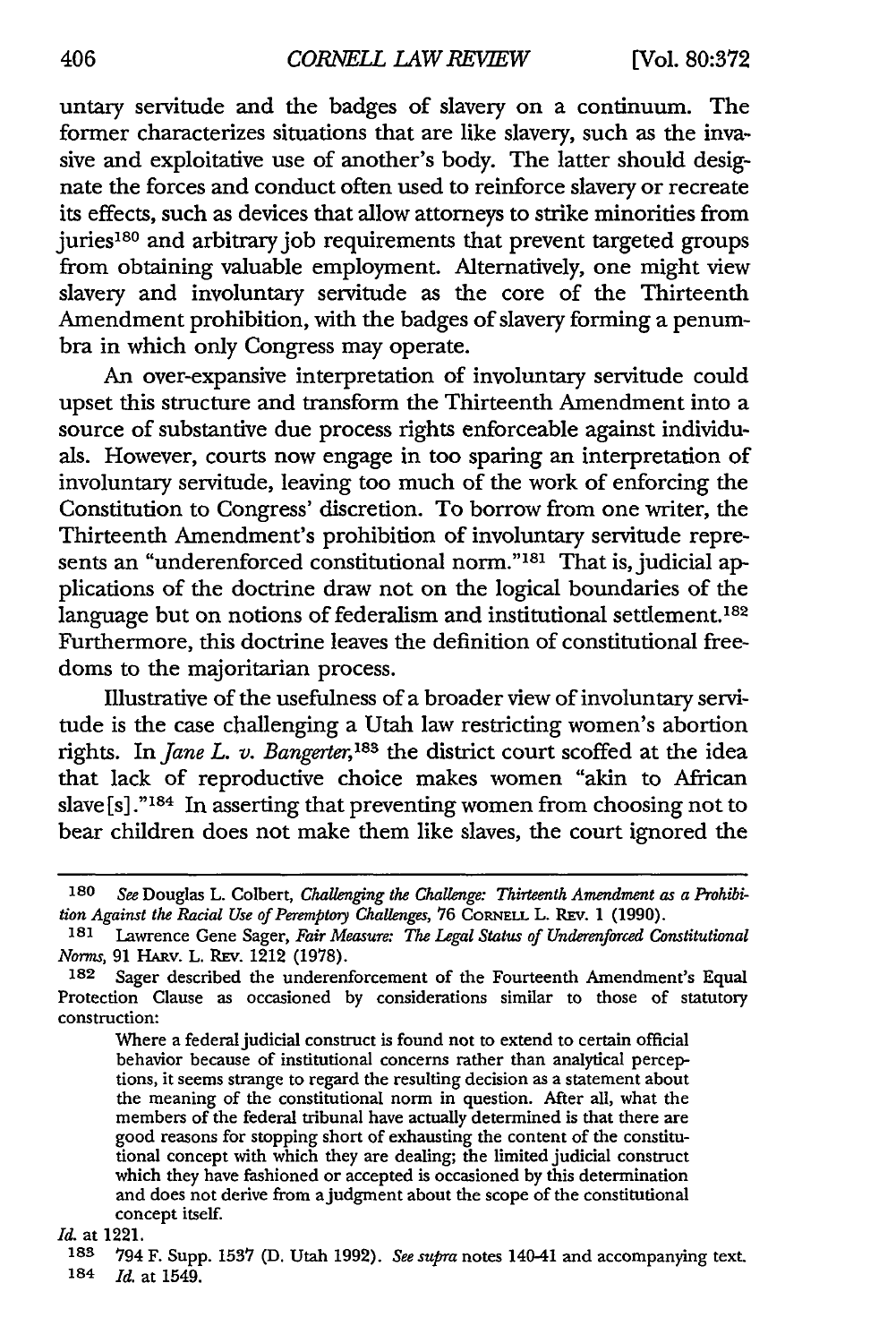untary servitude and the badges of slavery on a continuum. The former characterizes situations that are like slavery, such as the invasive and exploitative use of another's body. The latter should designate the forces and conduct often used to reinforce slavery or recreate its effects, such as devices that allow attorneys to strike minorities from juries[180] and arbitrary job requirements that prevent targeted groups from obtaining valuable employment. Alternatively, one might view slavery and involuntary servitude as the core of the Thirteenth Amendment prohibition, with the badges of slavery forming a penumbra in which only Congress may operate.

An over-expansive interpretation of involuntary servitude could upset this structure and transform the Thirteenth Amendment into a source of substantive due process rights enforceable against individuals. However, courts now engage in too sparing an interpretation of involuntary servitude, leaving too much of the work of enforcing the Constitution to Congress' discretion. To borrow from one writer, the Thirteenth Amendment's prohibition of involuntary servitude represents an "underenforced constitutional norm."[181] That is, judicial applications of the doctrine draw not on the logical boundaries of the language but on notions of federalism and institutional settlement.[182] Furthermore, this doctrine leaves the definition of constitutional freedoms to the majoritarian process.

Illustrative of the usefulness of a broader view of involuntary servitude is the case challenging a Utah law restricting women's abortion rights. In *Jane L. v. Bangerter*,[183] the district court scoffed at the idea that lack of reproductive choice makes women "akin to African slave[s]."[184] In asserting that preventing women from choosing not to bear children does not make them like slaves, the court ignored the

---

180 *See* Douglas L. Colbert, *Challenging the Challenge: Thirteenth Amendment as a Prohibition Against the Racial Use of Peremptory Challenges*, 76 CORNELL L. REV. 1 (1990).

181 Lawrence Gene Sager, *Fair Measure: The Legal Status of Underenforced Constitutional Norms*, 91 HARV. L. REV. 1212 (1978).

182 Sager described the underenforcement of the Fourteenth Amendment's Equal Protection Clause as occasioned by considerations similar to those of statutory construction:

> Where a federal judicial construct is found not to extend to certain official behavior because of institutional concerns rather than analytical perceptions, it seems strange to regard the resulting decision as a statement about the meaning of the constitutional norm in question. After all, what the members of the federal tribunal have actually determined is that there are good reasons for stopping short of exhausting the content of the constitutional concept with which they are dealing; the limited judicial construct which they have fashioned or accepted is occasioned by this determination and does not derive from a judgment about the scope of the constitutional concept itself.

*Id.* at 1221.

183 794 F. Supp. 1537 (D. Utah 1992). *See supra* notes 140-41 and accompanying text.

184 *Id.* at 1549.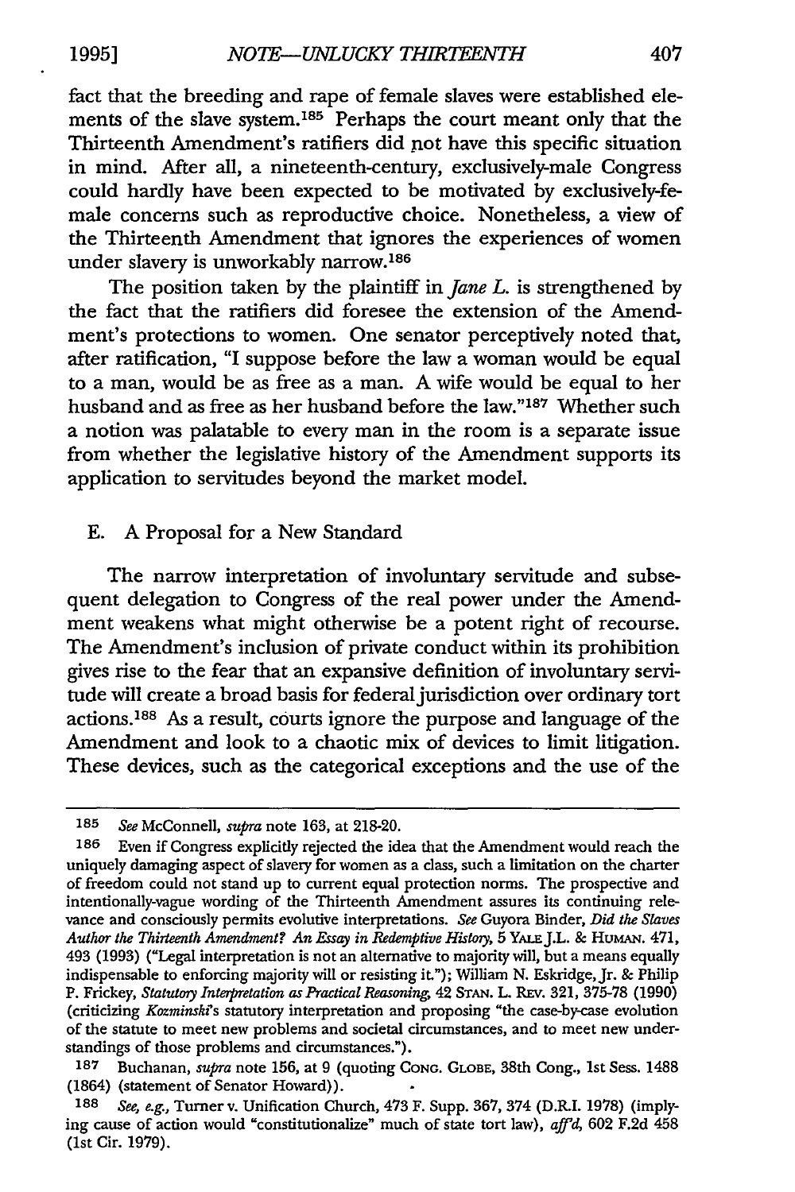fact that the breeding and rape of female slaves were established elements of the slave system.[185] Perhaps the court meant only that the Thirteenth Amendment's ratifiers did not have this specific situation in mind. After all, a nineteenth-century, exclusively-male Congress could hardly have been expected to be motivated by exclusively-female concerns such as reproductive choice. Nonetheless, a view of the Thirteenth Amendment that ignores the experiences of women under slavery is unworkably narrow.[186]

The position taken by the plaintiff in *Jane L.* is strengthened by the fact that the ratifiers did foresee the extension of the Amendment's protections to women. One senator perceptively noted that, after ratification, "I suppose before the law a woman would be equal to a man, would be as free as a man. A wife would be equal to her husband and as free as her husband before the law."[187] Whether such a notion was palatable to every man in the room is a separate issue from whether the legislative history of the Amendment supports its application to servitudes beyond the market model.

## E. A Proposal for a New Standard

The narrow interpretation of involuntary servitude and subsequent delegation to Congress of the real power under the Amendment weakens what might otherwise be a potent right of recourse. The Amendment's inclusion of private conduct within its prohibition gives rise to the fear that an expansive definition of involuntary servitude will create a broad basis for federal jurisdiction over ordinary tort actions.[188] As a result, courts ignore the purpose and language of the Amendment and look to a chaotic mix of devices to limit litigation. These devices, such as the categorical exceptions and the use of the

---

185 *See* McConnell, *supra* note 163, at 218-20.

186 Even if Congress explicitly rejected the idea that the Amendment would reach the uniquely damaging aspect of slavery for women as a class, such a limitation on the charter of freedom could not stand up to current equal protection norms. The prospective and intentionally-vague wording of the Thirteenth Amendment assures its continuing relevance and consciously permits evolutive interpretations. *See* Guyora Binder, *Did the Slaves Author the Thirteenth Amendment? An Essay in Redemptive History*, 5 YALE J.L. & HUMAN. 471, 493 (1993) ("Legal interpretation is not an alternative to majority will, but a means equally indispensable to enforcing majority will or resisting it."); William N. Eskridge, Jr. & Philip P. Frickey, *Statutory Interpretation as Practical Reasoning*, 42 STAN. L. REV. 321, 375-78 (1990) (criticizing *Kozminski*'s statutory interpretation and proposing "the case-by-case evolution of the statute to meet new problems and societal circumstances, and to meet new understandings of those problems and circumstances.").

187 Buchanan, *supra* note 156, at 9 (quoting CONG. GLOBE, 38th Cong., 1st Sess. 1488 (1864) (statement of Senator Howard)).

188 *See, e.g.*, Turner v. Unification Church, 473 F. Supp. 367, 374 (D.R.I. 1978) (implying cause of action would "constitutionalize" much of state tort law), *aff'd*, 602 F.2d 458 (1st Cir. 1979).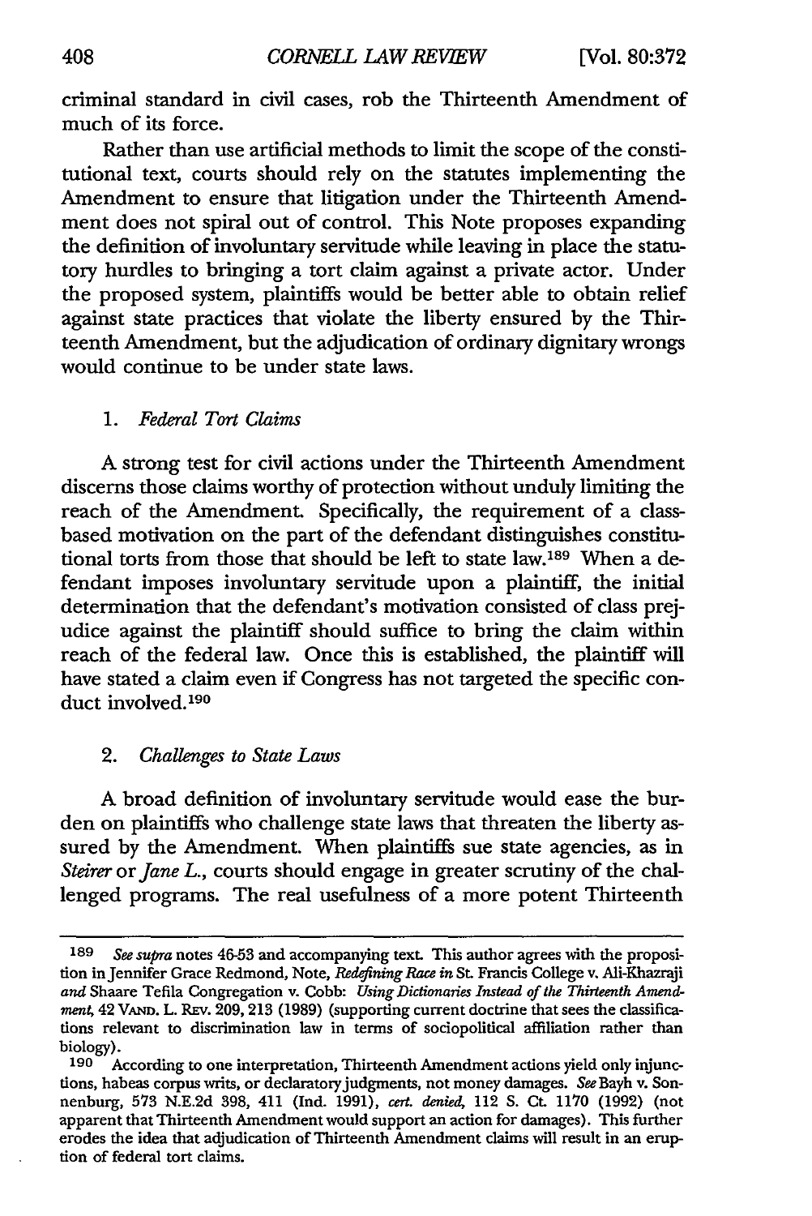criminal standard in civil cases, rob the Thirteenth Amendment of much of its force.

Rather than use artificial methods to limit the scope of the constitutional text, courts should rely on the statutes implementing the Amendment to ensure that litigation under the Thirteenth Amendment does not spiral out of control. This Note proposes expanding the definition of involuntary servitude while leaving in place the statutory hurdles to bringing a tort claim against a private actor. Under the proposed system, plaintiffs would be better able to obtain relief against state practices that violate the liberty ensured by the Thirteenth Amendment, but the adjudication of ordinary dignitary wrongs would continue to be under state laws.

### 1. *Federal Tort Claims*

A strong test for civil actions under the Thirteenth Amendment discerns those claims worthy of protection without unduly limiting the reach of the Amendment. Specifically, the requirement of a class-based motivation on the part of the defendant distinguishes constitutional torts from those that should be left to state law.[189] When a defendant imposes involuntary servitude upon a plaintiff, the initial determination that the defendant's motivation consisted of class prejudice against the plaintiff should suffice to bring the claim within reach of the federal law. Once this is established, the plaintiff will have stated a claim even if Congress has not targeted the specific conduct involved.[190]

### 2. *Challenges to State Laws*

A broad definition of involuntary servitude would ease the burden on plaintiffs who challenge state laws that threaten the liberty assured by the Amendment. When plaintiffs sue state agencies, as in *Steirer* or *Jane L.*, courts should engage in greater scrutiny of the challenged programs. The real usefulness of a more potent Thirteenth

---

[189] *See supra* notes 46-53 and accompanying text. This author agrees with the proposition in Jennifer Grace Redmond, Note, *Redefining Race in* St. Francis College v. Ali-Khazraji *and* Shaare Tefila Congregation v. Cobb: *Using Dictionaries Instead of the Thirteenth Amendment*, 42 VAND. L. REV. 209, 213 (1989) (supporting current doctrine that sees the classifications relevant to discrimination law in terms of sociopolitical affiliation rather than biology).

[190] According to one interpretation, Thirteenth Amendment actions yield only injunctions, habeas corpus writs, or declaratory judgments, not money damages. *See* Bayh v. Sonnenburg, 573 N.E.2d 398, 411 (Ind. 1991), *cert. denied*, 112 S. Ct. 1170 (1992) (not apparent that Thirteenth Amendment would support an action for damages). This further erodes the idea that adjudication of Thirteenth Amendment claims will result in an eruption of federal tort claims.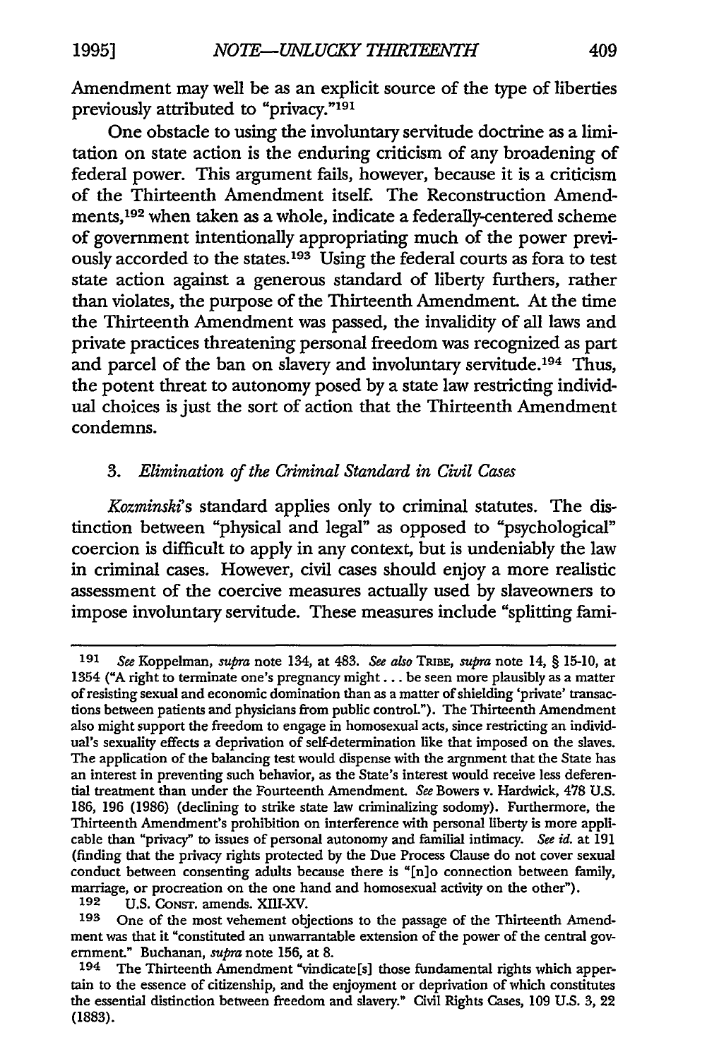Amendment may well be as an explicit source of the type of liberties previously attributed to "privacy."[191]

One obstacle to using the involuntary servitude doctrine as a limitation on state action is the enduring criticism of any broadening of federal power. This argument fails, however, because it is a criticism of the Thirteenth Amendment itself. The Reconstruction Amendments,[192] when taken as a whole, indicate a federally-centered scheme of government intentionally appropriating much of the power previously accorded to the states.[193] Using the federal courts as fora to test state action against a generous standard of liberty furthers, rather than violates, the purpose of the Thirteenth Amendment. At the time the Thirteenth Amendment was passed, the invalidity of all laws and private practices threatening personal freedom was recognized as part and parcel of the ban on slavery and involuntary servitude.[194] Thus, the potent threat to autonomy posed by a state law restricting individual choices is just the sort of action that the Thirteenth Amendment condemns.

### 3. *Elimination of the Criminal Standard in Civil Cases*

*Kozminski*'s standard applies only to criminal statutes. The distinction between "physical and legal" as opposed to "psychological" coercion is difficult to apply in any context, but is undeniably the law in criminal cases. However, civil cases should enjoy a more realistic assessment of the coercive measures actually used by slaveowners to impose involuntary servitude. These measures include "splitting fami-

---

191 *See* Koppelman, *supra* note 134, at 483. *See also* TRIBE, *supra* note 14, § 15-10, at 1354 ("A right to terminate one's pregnancy might . . . be seen more plausibly as a matter of resisting sexual and economic domination than as a matter of shielding 'private' transactions between patients and physicians from public control."). The Thirteenth Amendment also might support the freedom to engage in homosexual acts, since restricting an individual's sexuality effects a deprivation of self-determination like that imposed on the slaves. The application of the balancing test would dispense with the argnment that the State has an interest in preventing such behavior, as the State's interest would receive less deferential treatment than under the Fourteenth Amendment. *See* Bowers v. Hardwick, 478 U.S. 186, 196 (1986) (declining to strike state law criminalizing sodomy). Furthermore, the Thirteenth Amendment's prohibition on interference with personal liberty is more applicable than "privacy" to issues of personal autonomy and familial intimacy. *See id.* at 191 (finding that the privacy rights protected by the Due Process Clause do not cover sexual conduct between consenting adults because there is "[n]o connection between family, marriage, or procreation on the one hand and homosexual activity on the other").

192 U.S. CONST. amends. XIII-XV.

193 One of the most vehement objections to the passage of the Thirteenth Amendment was that it "constituted an unwarrantable extension of the power of the central government." Buchanan, *supra* note 156, at 8.

194 The Thirteenth Amendment "vindicate[s] those fundamental rights which appertain to the essence of citizenship, and the enjoyment or deprivation of which constitutes the essential distinction between freedom and slavery." Civil Rights Cases, 109 U.S. 3, 22 (1883).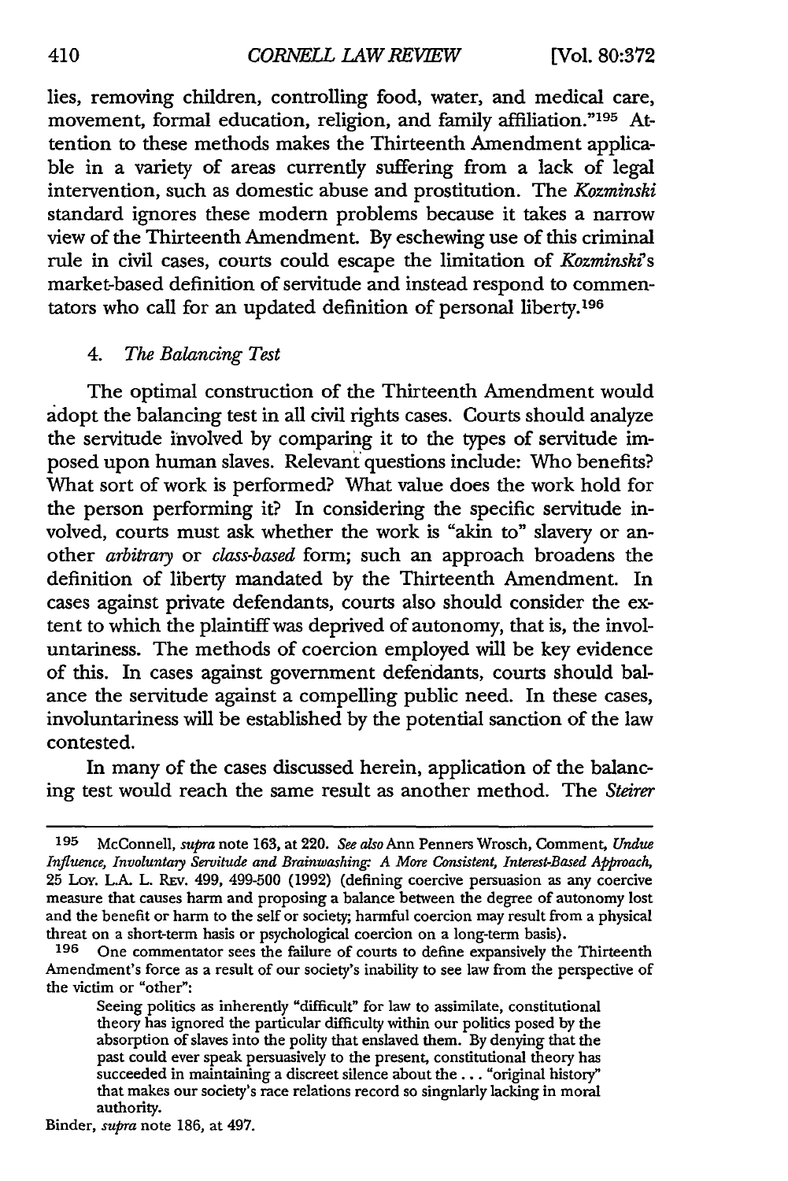lies, removing children, controlling food, water, and medical care, movement, formal education, religion, and family affiliation."[195] Attention to these methods makes the Thirteenth Amendment applicable in a variety of areas currently suffering from a lack of legal intervention, such as domestic abuse and prostitution. The *Kozminski* standard ignores these modern problems because it takes a narrow view of the Thirteenth Amendment. By eschewing use of this criminal rule in civil cases, courts could escape the limitation of *Kozminski*'s market-based definition of servitude and instead respond to commentators who call for an updated definition of personal liberty.[196]

#### 4. *The Balancing Test*

The optimal construction of the Thirteenth Amendment would adopt the balancing test in all civil rights cases. Courts should analyze the servitude involved by comparing it to the types of servitude imposed upon human slaves. Relevant questions include: Who benefits? What sort of work is performed? What value does the work hold for the person performing it? In considering the specific servitude involved, courts must ask whether the work is "akin to" slavery or another *arbitrary* or *class-based* form; such an approach broadens the definition of liberty mandated by the Thirteenth Amendment. In cases against private defendants, courts also should consider the extent to which the plaintiff was deprived of autonomy, that is, the involuntariness. The methods of coercion employed will be key evidence of this. In cases against government defendants, courts should balance the servitude against a compelling public need. In these cases, involuntariness will be established by the potential sanction of the law contested.

In many of the cases discussed herein, application of the balancing test would reach the same result as another method. The *Steirer*

---

[195] McConnell, *supra* note 163, at 220. *See also* Ann Penners Wrosch, Comment, *Undue Influence, Involuntary Servitude and Brainwashing: A More Consistent, Interest-Based Approach*, 25 LOY. L.A. L. REV. 499, 499-500 (1992) (defining coercive persuasion as any coercive measure that causes harm and proposing a balance between the degree of autonomy lost and the benefit or harm to the self or society; harmful coercion may result from a physical threat on a short-term basis or psychological coercion on a long-term basis).

[196] One commentator sees the failure of courts to define expansively the Thirteenth Amendment's force as a result of our society's inability to see law from the perspective of the victim or "other":

> Seeing politics as inherently "difficult" for law to assimilate, constitutional theory has ignored the particular difficulty within our politics posed by the absorption of slaves into the polity that enslaved them. By denying that the past could ever speak persuasively to the present, constitutional theory has succeeded in maintaining a discreet silence about the . . . "original history" that makes our society's race relations record so singnlarly lacking in moral authority.

Binder, *supra* note 186, at 497.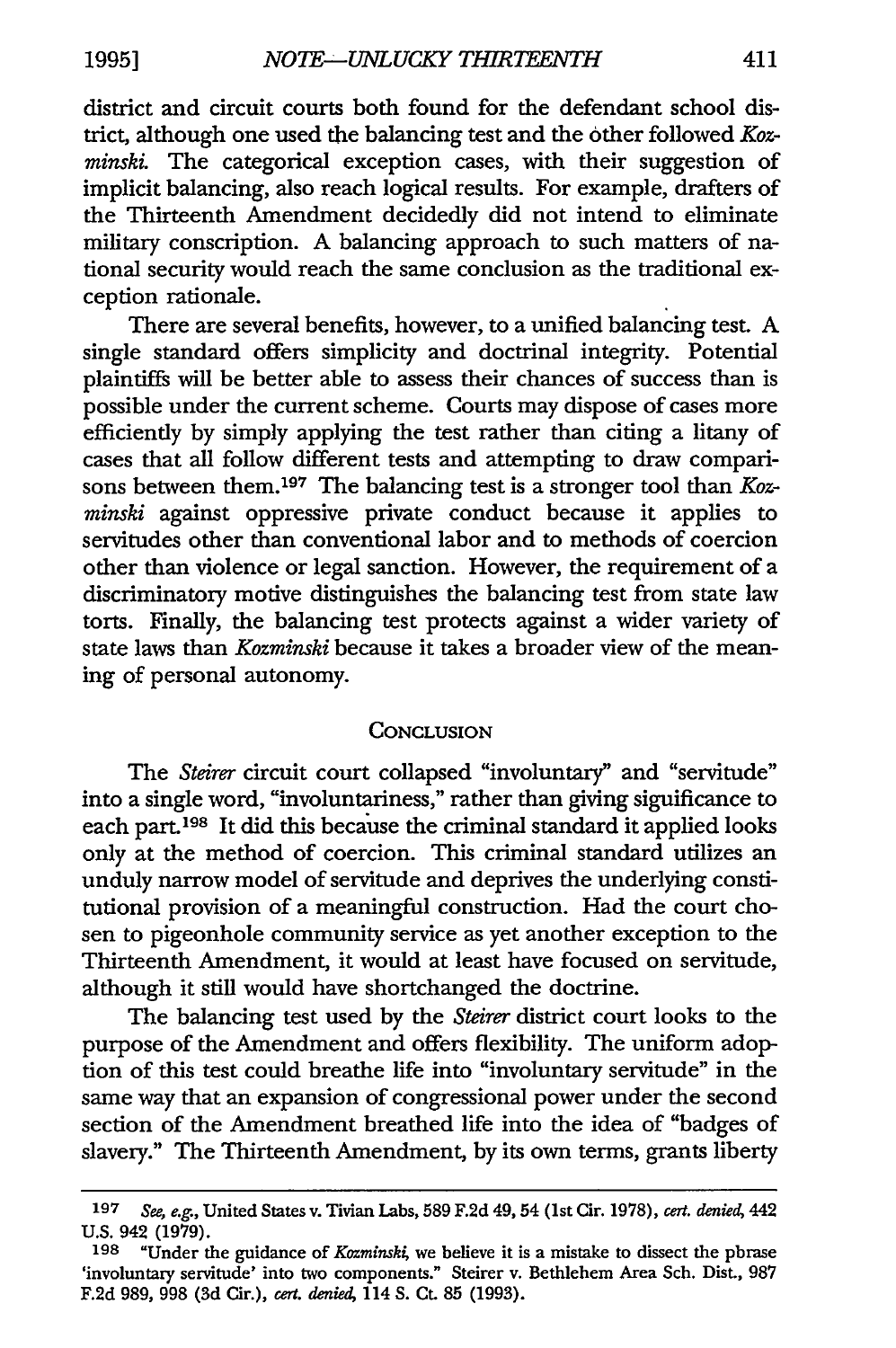district and circuit courts both found for the defendant school district, although one used the balancing test and the other followed *Kozminski*. The categorical exception cases, with their suggestion of implicit balancing, also reach logical results. For example, drafters of the Thirteenth Amendment decidedly did not intend to eliminate military conscription. A balancing approach to such matters of national security would reach the same conclusion as the traditional exception rationale.

There are several benefits, however, to a unified balancing test. A single standard offers simplicity and doctrinal integrity. Potential plaintiffs will be better able to assess their chances of success than is possible under the current scheme. Courts may dispose of cases more efficiently by simply applying the test rather than citing a litany of cases that all follow different tests and attempting to draw comparisons between them.[197] The balancing test is a stronger tool than *Kozminski* against oppressive private conduct because it applies to servitudes other than conventional labor and to methods of coercion other than violence or legal sanction. However, the requirement of a discriminatory motive distinguishes the balancing test from state law torts. Finally, the balancing test protects against a wider variety of state laws than *Kozminski* because it takes a broader view of the meaning of personal autonomy.

## CONCLUSION

The *Steirer* circuit court collapsed "involuntary" and "servitude" into a single word, "involuntariness," rather than giving siguificance to each part.[198] It did this because the criminal standard it applied looks only at the method of coercion. This criminal standard utilizes an unduly narrow model of servitude and deprives the underlying constitutional provision of a meaningful construction. Had the court chosen to pigeonhole community service as yet another exception to the Thirteenth Amendment, it would at least have focused on servitude, although it still would have shortchanged the doctrine.

The balancing test used by the *Steirer* district court looks to the purpose of the Amendment and offers flexibility. The uniform adoption of this test could breathe life into "involuntary servitude" in the same way that an expansion of congressional power under the second section of the Amendment breathed life into the idea of "badges of slavery." The Thirteenth Amendment, by its own terms, grants liberty

---

197 *See, e.g.*, United States v. Tivian Labs, 589 F.2d 49, 54 (1st Cir. 1978), *cert. denied*, 442 U.S. 942 (1979).

198 "Under the guidance of *Kozminski*, we believe it is a mistake to dissect the pbrase 'involuntary servitude' into two components." Steirer v. Bethlehem Area Sch. Dist., 987 F.2d 989, 998 (3d Cir.), *cert. denied*, 114 S. Ct. 85 (1993).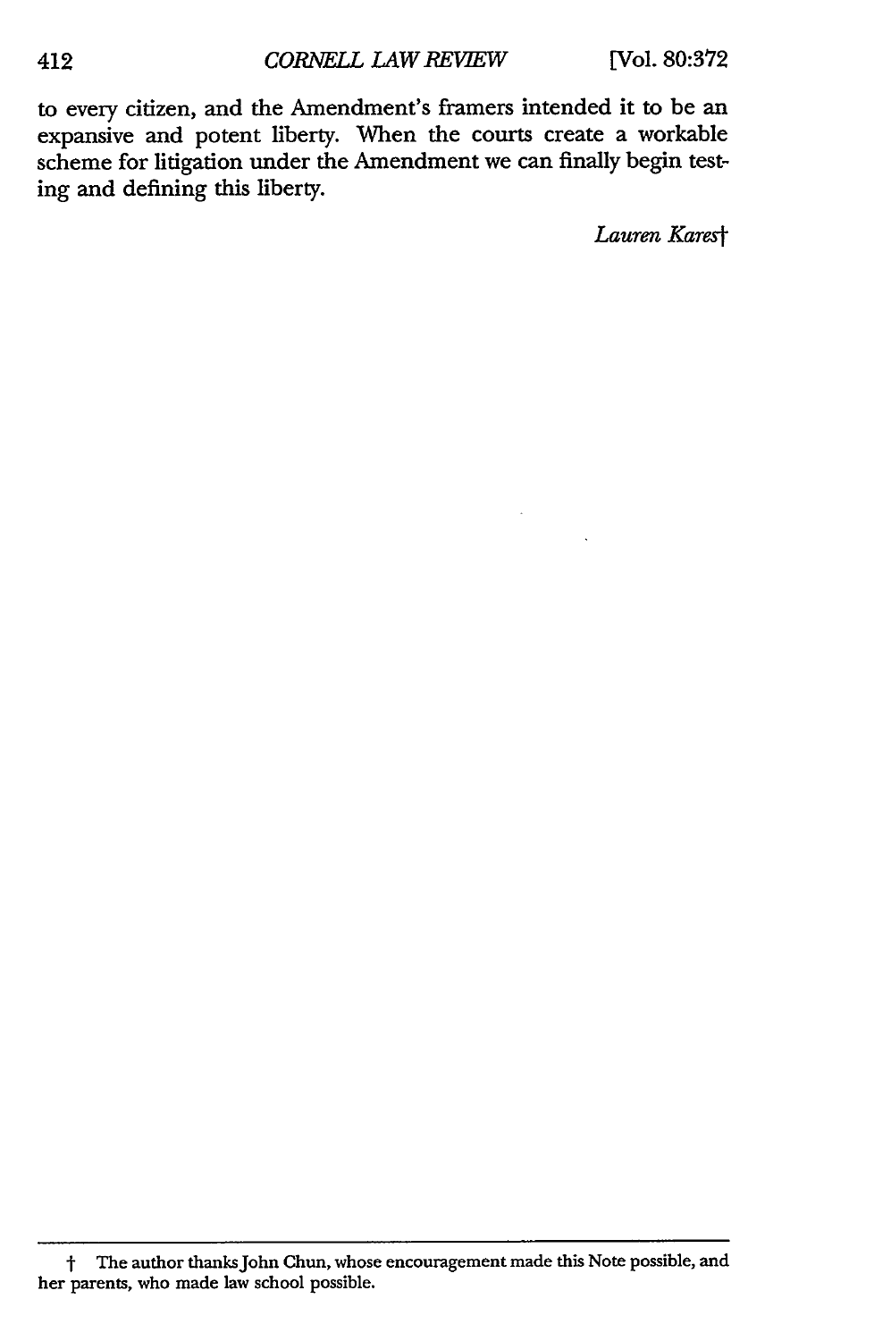to every citizen, and the Amendment's framers intended it to be an expansive and potent liberty. When the courts create a workable scheme for litigation under the Amendment we can finally begin testing and defining this liberty.

*Lauren Kares*†

---

† The author thanks John Chun, whose encouragement made this Note possible, and her parents, who made law school possible.